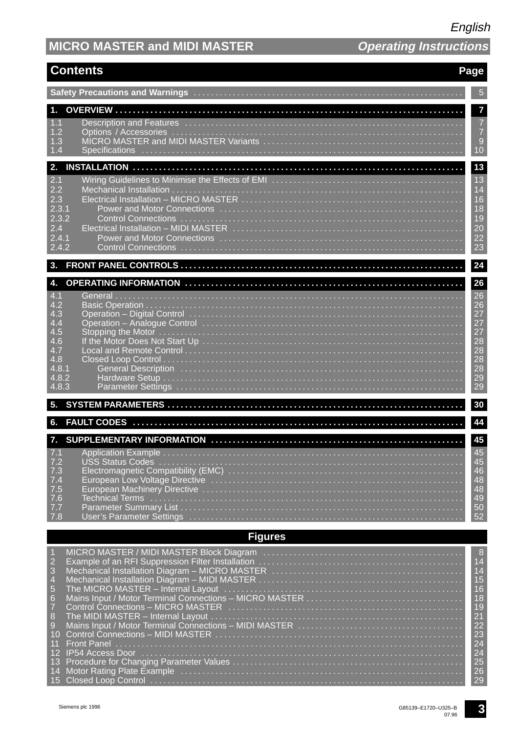English

# MICRO MASTER and MIDI MASTER — *Operating Instructions*

## Contents

| | | Page |
|---|---|---|
| **Safety Precautions and Warnings** | | 5 |
| **1.** | **OVERVIEW** | **7** |
| 1.1 | Description and Features | 7 |
| 1.2 | Options / Accessories | 7 |
| 1.3 | MICRO MASTER and MIDI MASTER Variants | 9 |
| 1.4 | Specifications | 10 |
| **2.** | **INSTALLATION** | **13** |
| 2.1 | Wiring Guidelines to Minimise the Effects of EMI | 13 |
| 2.2 | Mechanical Installation | 14 |
| 2.3 | Electrical Installation – MICRO MASTER | 16 |
| 2.3.1 | Power and Motor Connections | 18 |
| 2.3.2 | Control Connections | 19 |
| 2.4 | Electrical Installation – MIDI MASTER | 20 |
| 2.4.1 | Power and Motor Connections | 22 |
| 2.4.2 | Control Connections | 23 |
| **3.** | **FRONT PANEL CONTROLS** | **24** |
| **4.** | **OPERATING INFORMATION** | **26** |
| 4.1 | General | 26 |
| 4.2 | Basic Operation | 26 |
| 4.3 | Operation – Digital Control | 27 |
| 4.4 | Operation – Analogue Control | 27 |
| 4.5 | Stopping the Motor | 27 |
| 4.6 | If the Motor Does Not Start Up | 28 |
| 4.7 | Local and Remote Control | 28 |
| 4.8 | Closed Loop Control | 28 |
| 4.8.1 | General Description | 28 |
| 4.8.2 | Hardware Setup | 29 |
| 4.8.3 | Parameter Settings | 29 |
| **5.** | **SYSTEM PARAMETERS** | **30** |
| **6.** | **FAULT CODES** | **44** |
| **7.** | **SUPPLEMENTARY INFORMATION** | **45** |
| 7.1 | Application Example | 45 |
| 7.2 | USS Status Codes | 45 |
| 7.3 | Electromagnetic Compatibility (EMC) | 46 |
| 7.4 | European Low Voltage Directive | 48 |
| 7.5 | European Machinery Directive | 48 |
| 7.6 | Technical Terms | 49 |
| 7.7 | Parameter Summary List | 50 |
| 7.8 | User's Parameter Settings | 52 |

## Figures

| | | Page |
|---|---|---|
| 1 | MICRO MASTER / MIDI MASTER Block Diagram | 8 |
| 2 | Example of an RFI Suppression Filter Installation | 14 |
| 3 | Mechanical Installation Diagram – MICRO MASTER | 14 |
| 4 | Mechanical Installation Diagram – MIDI MASTER | 15 |
| 5 | The MICRO MASTER – Internal Layout | 16 |
| 6 | Mains Input / Motor Terminal Connections – MICRO MASTER | 18 |
| 7 | Control Connections – MICRO MASTER | 19 |
| 8 | The MIDI MASTER – Internal Layout | 21 |
| 9 | Mains Input / Motor Terminal Connections – MIDI MASTER | 22 |
| 10 | Control Connections – MIDI MASTER | 23 |
| 11 | Front Panel | 24 |
| 12 | IP54 Access Door | 24 |
| 13 | Procedure for Changing Parameter Values | 25 |
| 14 | Motor Rating Plate Example | 26 |
| 15 | Closed Loop Control | 29 |

Siemens plc 1996 G85139–E1720–U325–B 07.96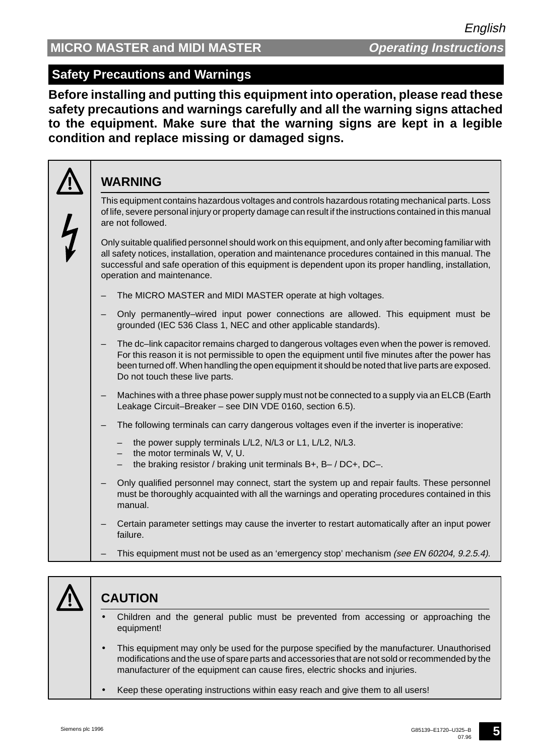## Safety Precautions and Warnings

**Before installing and putting this equipment into operation, please read these safety precautions and warnings carefully and all the warning signs attached to the equipment. Make sure that the warning signs are kept in a legible condition and replace missing or damaged signs.**

### WARNING

This equipment contains hazardous voltages and controls hazardous rotating mechanical parts. Loss of life, severe personal injury or property damage can result if the instructions contained in this manual are not followed.

Only suitable qualified personnel should work on this equipment, and only after becoming familiar with all safety notices, installation, operation and maintenance procedures contained in this manual. The successful and safe operation of this equipment is dependent upon its proper handling, installation, operation and maintenance.

- The MICRO MASTER and MIDI MASTER operate at high voltages.
- Only permanently–wired input power connections are allowed. This equipment must be grounded (IEC 536 Class 1, NEC and other applicable standards).
- The dc–link capacitor remains charged to dangerous voltages even when the power is removed. For this reason it is not permissible to open the equipment until five minutes after the power has been turned off. When handling the open equipment it should be noted that live parts are exposed. Do not touch these live parts.
- Machines with a three phase power supply must not be connected to a supply via an ELCB (Earth Leakage Circuit–Breaker – see DIN VDE 0160, section 6.5).
- The following terminals can carry dangerous voltages even if the inverter is inoperative:
  - the power supply terminals L/L2, N/L3 or L1, L/L2, N/L3.
  - the motor terminals W, V, U.
  - the braking resistor / braking unit terminals B+, B– / DC+, DC–.
- Only qualified personnel may connect, start the system up and repair faults. These personnel must be thoroughly acquainted with all the warnings and operating procedures contained in this manual.
- Certain parameter settings may cause the inverter to restart automatically after an input power failure.
- This equipment must not be used as an 'emergency stop' mechanism *(see EN 60204, 9.2.5.4).*

### CAUTION

- Children and the general public must be prevented from accessing or approaching the equipment!
- This equipment may only be used for the purpose specified by the manufacturer. Unauthorised modifications and the use of spare parts and accessories that are not sold or recommended by the manufacturer of the equipment can cause fires, electric shocks and injuries.
- Keep these operating instructions within easy reach and give them to all users!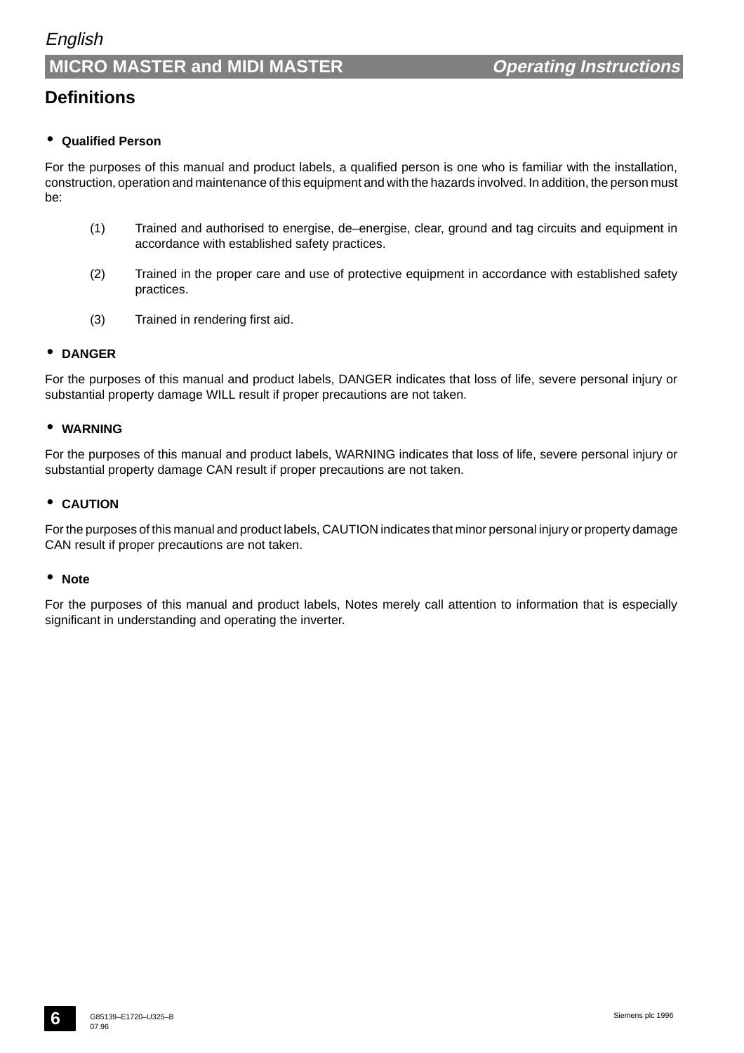## Definitions

- **Qualified Person**

For the purposes of this manual and product labels, a qualified person is one who is familiar with the installation, construction, operation and maintenance of this equipment and with the hazards involved. In addition, the person must be:

(1) Trained and authorised to energise, de–energise, clear, ground and tag circuits and equipment in accordance with established safety practices.

(2) Trained in the proper care and use of protective equipment in accordance with established safety practices.

(3) Trained in rendering first aid.

- **DANGER**

For the purposes of this manual and product labels, DANGER indicates that loss of life, severe personal injury or substantial property damage WILL result if proper precautions are not taken.

- **WARNING**

For the purposes of this manual and product labels, WARNING indicates that loss of life, severe personal injury or substantial property damage CAN result if proper precautions are not taken.

- **CAUTION**

For the purposes of this manual and product labels, CAUTION indicates that minor personal injury or property damage CAN result if proper precautions are not taken.

- **Note**

For the purposes of this manual and product labels, Notes merely call attention to information that is especially significant in understanding and operating the inverter.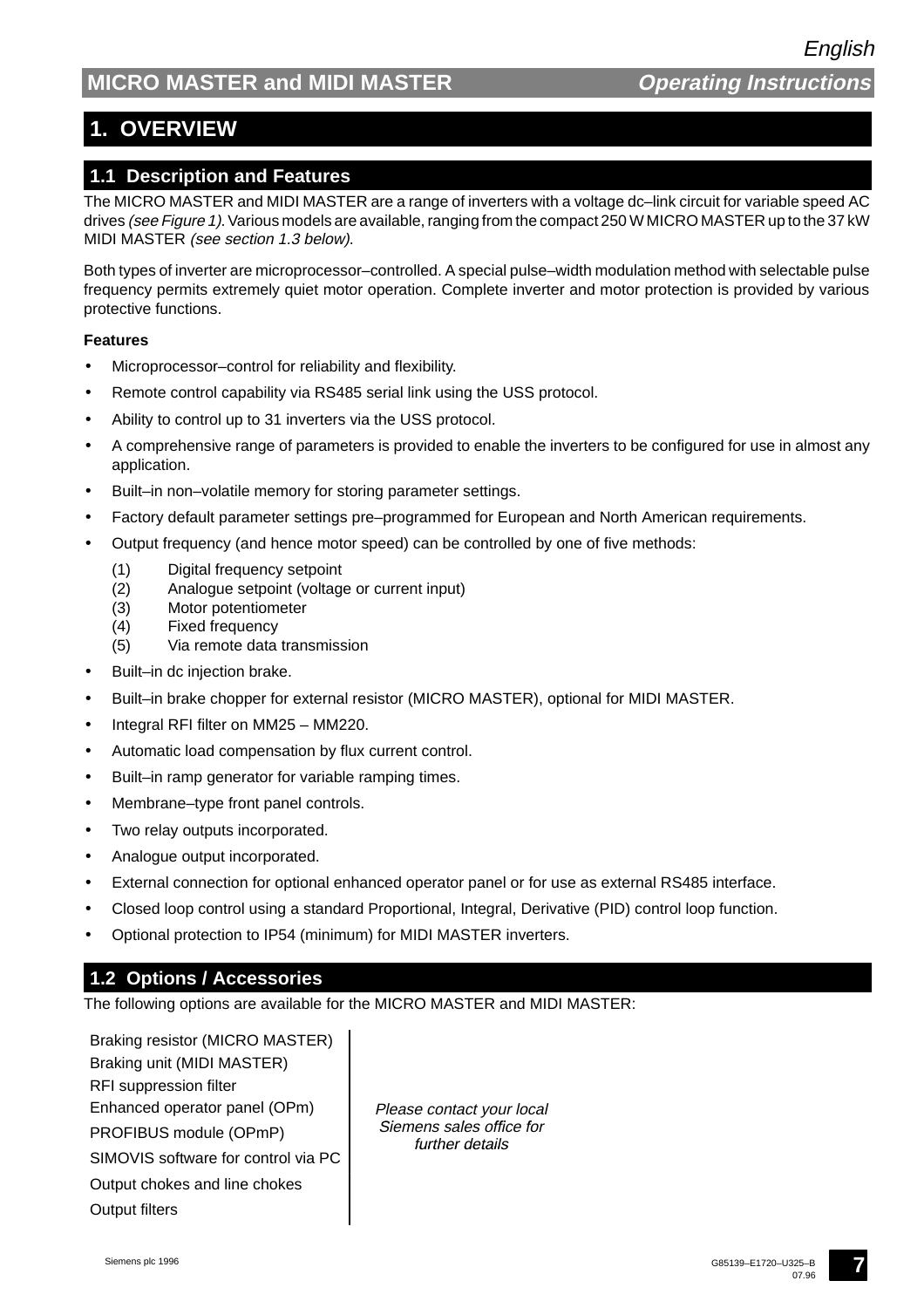# 1. OVERVIEW

## 1.1 Description and Features

The MICRO MASTER and MIDI MASTER are a range of inverters with a voltage dc–link circuit for variable speed AC drives *(see Figure 1)*. Various models are available, ranging from the compact 250 W MICRO MASTER up to the 37 kW MIDI MASTER *(see section 1.3 below)*.

Both types of inverter are microprocessor–controlled. A special pulse–width modulation method with selectable pulse frequency permits extremely quiet motor operation. Complete inverter and motor protection is provided by various protective functions.

**Features**

- Microprocessor–control for reliability and flexibility.
- Remote control capability via RS485 serial link using the USS protocol.
- Ability to control up to 31 inverters via the USS protocol.
- A comprehensive range of parameters is provided to enable the inverters to be configured for use in almost any application.
- Built–in non–volatile memory for storing parameter settings.
- Factory default parameter settings pre–programmed for European and North American requirements.
- Output frequency (and hence motor speed) can be controlled by one of five methods:
  - (1) Digital frequency setpoint
  - (2) Analogue setpoint (voltage or current input)
  - (3) Motor potentiometer
  - (4) Fixed frequency
  - (5) Via remote data transmission
- Built–in dc injection brake.
- Built–in brake chopper for external resistor (MICRO MASTER), optional for MIDI MASTER.
- Integral RFI filter on MM25 – MM220.
- Automatic load compensation by flux current control.
- Built–in ramp generator for variable ramping times.
- Membrane–type front panel controls.
- Two relay outputs incorporated.
- Analogue output incorporated.
- External connection for optional enhanced operator panel or for use as external RS485 interface.
- Closed loop control using a standard Proportional, Integral, Derivative (PID) control loop function.
- Optional protection to IP54 (minimum) for MIDI MASTER inverters.

## 1.2 Options / Accessories

The following options are available for the MICRO MASTER and MIDI MASTER:

| Options | |
|---|---|
| Braking resistor (MICRO MASTER) | *Please contact your local Siemens sales office for further details* |
| Braking unit (MIDI MASTER) | |
| RFI suppression filter | |
| Enhanced operator panel (OPm) | |
| PROFIBUS module (OPmP) | |
| SIMOVIS software for control via PC | |
| Output chokes and line chokes | |
| Output filters | |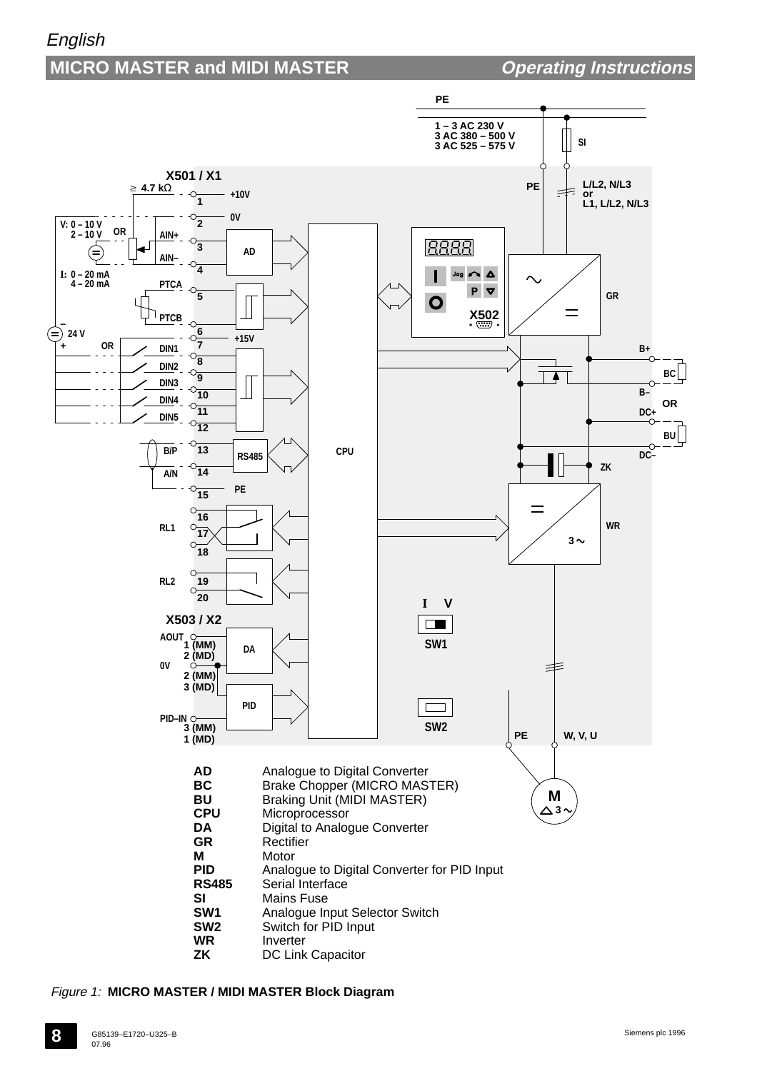| | |
|---|---|
| **AD** | Analogue to Digital Converter |
| **BC** | Brake Chopper (MICRO MASTER) |
| **BU** | Braking Unit (MIDI MASTER) |
| **CPU** | Microprocessor |
| **DA** | Digital to Analogue Converter |
| **GR** | Rectifier |
| **M** | Motor |
| **PID** | Analogue to Digital Converter for PID Input |
| **RS485** | Serial Interface |
| **SI** | Mains Fuse |
| **SW1** | Analogue Input Selector Switch |
| **SW2** | Switch for PID Input |
| **WR** | Inverter |
| **ZK** | DC Link Capacitor |

*Figure 1:* **MICRO MASTER / MIDI MASTER Block Diagram**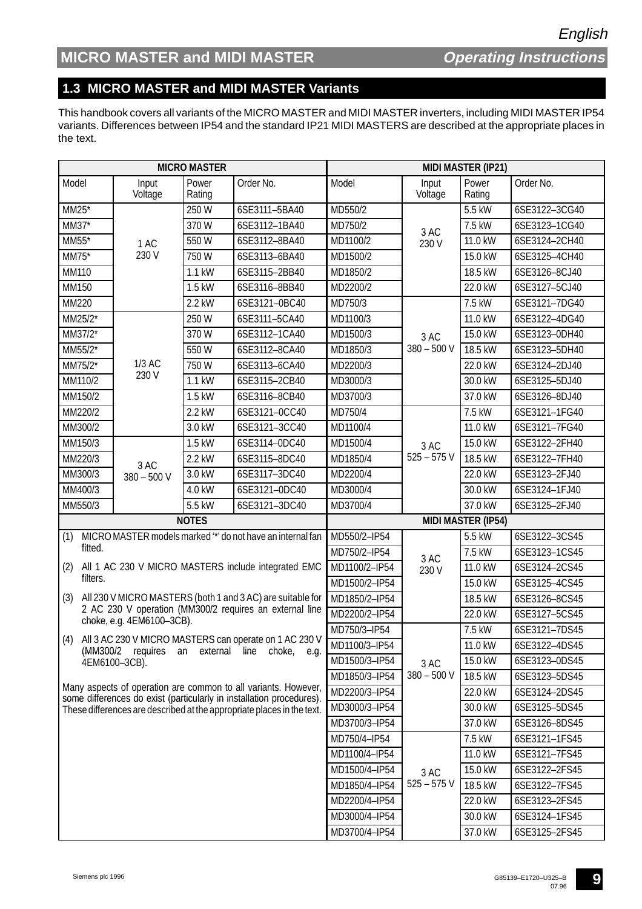## 1.3 MICRO MASTER and MIDI MASTER Variants

This handbook covers all variants of the MICRO MASTER and MIDI MASTER inverters, including MIDI MASTER IP54 variants. Differences between IP54 and the standard IP21 MIDI MASTERS are described at the appropriate places in the text.

**MICRO MASTER**

| Model | Input Voltage | Power Rating | Order No. |
|---|---|---|---|
| MM25* | 1 AC 230 V | 250 W | 6SE3111–5BA40 |
| MM37* | | 370 W | 6SE3112–1BA40 |
| MM55* | | 550 W | 6SE3112–8BA40 |
| MM75* | | 750 W | 6SE3113–6BA40 |
| MM110 | | 1.1 kW | 6SE3115–2BB40 |
| MM150 | | 1.5 kW | 6SE3116–8BB40 |
| MM220 | | 2.2 kW | 6SE3121–0BC40 |
| MM25/2* | 1/3 AC 230 V | 250 W | 6SE3111–5CA40 |
| MM37/2* | | 370 W | 6SE3112–1CA40 |
| MM55/2* | | 550 W | 6SE3112–8CA40 |
| MM75/2* | | 750 W | 6SE3113–6CA40 |
| MM110/2 | | 1.1 kW | 6SE3115–2CB40 |
| MM150/2 | | 1.5 kW | 6SE3116–8CB40 |
| MM220/2 | | 2.2 kW | 6SE3121–0CC40 |
| MM300/2 | | 3.0 kW | 6SE3121–3CC40 |
| MM150/3 | 3 AC 380 – 500 V | 1.5 kW | 6SE3114–0DC40 |
| MM220/3 | | 2.2 kW | 6SE3115–8DC40 |
| MM300/3 | | 3.0 kW | 6SE3117–3DC40 |
| MM400/3 | | 4.0 kW | 6SE3121–0DC40 |
| MM550/3 | | 5.5 kW | 6SE3121–3DC40 |

**NOTES**

(1) MICRO MASTER models marked '*' do not have an internal fan fitted.

(2) All 1 AC 230 V MICRO MASTERS include integrated EMC filters.

(3) All 230 V MICRO MASTERS (both 1 and 3 AC) are suitable for 2 AC 230 V operation (MM300/2 requires an external line choke, e.g. 4EM6100–3CB).

(4) All 3 AC 230 V MICRO MASTERS can operate on 1 AC 230 V (MM300/2 requires an external line choke, e.g. 4EM6100–3CB).

Many aspects of operation are common to all variants. However, some differences do exist (particularly in installation procedures). These differences are described at the appropriate places in the text.

**MIDI MASTER (IP21)**

| Model | Input Voltage | Power Rating | Order No. |
|---|---|---|---|
| MD550/2 | 3 AC 230 V | 5.5 kW | 6SE3122–3CG40 |
| MD750/2 | | 7.5 kW | 6SE3123–1CG40 |
| MD1100/2 | | 11.0 kW | 6SE3124–2CH40 |
| MD1500/2 | | 15.0 kW | 6SE3125–4CH40 |
| MD1850/2 | | 18.5 kW | 6SE3126–8CJ40 |
| MD2200/2 | | 22.0 kW | 6SE3127–5CJ40 |
| MD750/3 | 3 AC 380 – 500 V | 7.5 kW | 6SE3121–7DG40 |
| MD1100/3 | | 11.0 kW | 6SE3122–4DG40 |
| MD1500/3 | | 15.0 kW | 6SE3123–0DH40 |
| MD1850/3 | | 18.5 kW | 6SE3123–5DH40 |
| MD2200/3 | | 22.0 kW | 6SE3124–2DJ40 |
| MD3000/3 | | 30.0 kW | 6SE3125–5DJ40 |
| MD3700/3 | | 37.0 kW | 6SE3126–8DJ40 |
| MD750/4 | 3 AC 525 – 575 V | 7.5 kW | 6SE3121–1FG40 |
| MD1100/4 | | 11.0 kW | 6SE3121–7FG40 |
| MD1500/4 | | 15.0 kW | 6SE3122–2FH40 |
| MD1850/4 | | 18.5 kW | 6SE3122–7FH40 |
| MD2200/4 | | 22.0 kW | 6SE3123–2FJ40 |
| MD3000/4 | | 30.0 kW | 6SE3124–1FJ40 |
| MD3700/4 | | 37.0 kW | 6SE3125–2FJ40 |

**MIDI MASTER (IP54)**

| Model | Input Voltage | Power Rating | Order No. |
|---|---|---|---|
| MD550/2–IP54 | 3 AC 230 V | 5.5 kW | 6SE3122–3CS45 |
| MD750/2–IP54 | | 7.5 kW | 6SE3123–1CS45 |
| MD1100/2–IP54 | | 11.0 kW | 6SE3124–2CS45 |
| MD1500/2–IP54 | | 15.0 kW | 6SE3125–4CS45 |
| MD1850/2–IP54 | | 18.5 kW | 6SE3126–8CS45 |
| MD2200/2–IP54 | | 22.0 kW | 6SE3127–5CS45 |
| MD750/3–IP54 | 3 AC 380 – 500 V | 7.5 kW | 6SE3121–7DS45 |
| MD1100/3–IP54 | | 11.0 kW | 6SE3122–4DS45 |
| MD1500/3–IP54 | | 15.0 kW | 6SE3123–0DS45 |
| MD1850/3–IP54 | | 18.5 kW | 6SE3123–5DS45 |
| MD2200/3–IP54 | | 22.0 kW | 6SE3124–2DS45 |
| MD3000/3–IP54 | | 30.0 kW | 6SE3125–5DS45 |
| MD3700/3–IP54 | | 37.0 kW | 6SE3126–8DS45 |
| MD750/4–IP54 | 3 AC 525 – 575 V | 7.5 kW | 6SE3121–1FS45 |
| MD1100/4–IP54 | | 11.0 kW | 6SE3121–7FS45 |
| MD1500/4–IP54 | | 15.0 kW | 6SE3122–2FS45 |
| MD1850/4–IP54 | | 18.5 kW | 6SE3122–7FS45 |
| MD2200/4–IP54 | | 22.0 kW | 6SE3123–2FS45 |
| MD3000/4–IP54 | | 30.0 kW | 6SE3124–1FS45 |
| MD3700/4–IP54 | | 37.0 kW | 6SE3125–2FS45 |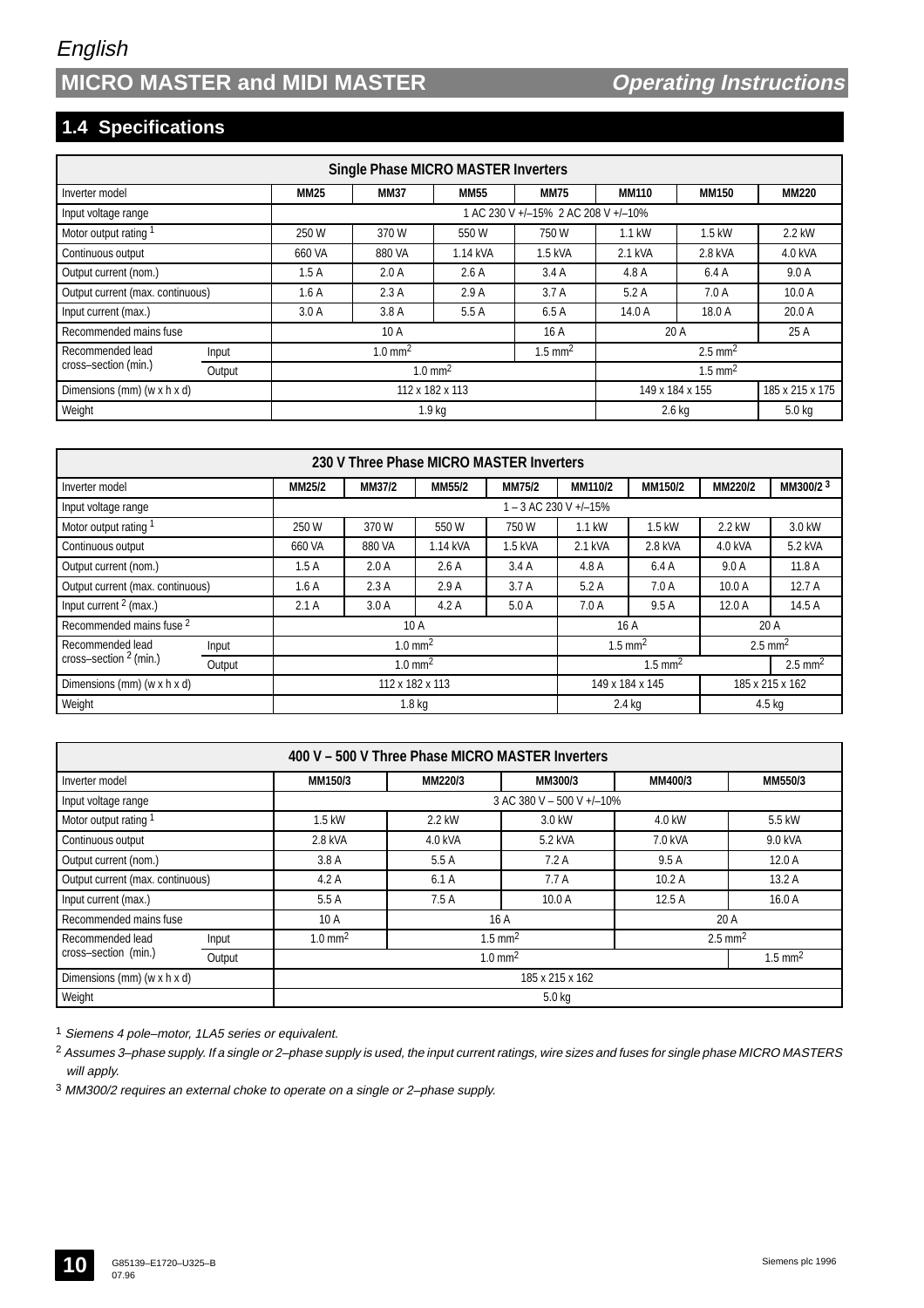## 1.4 Specifications

| Single Phase MICRO MASTER Inverters | | | | | | | | |
|---|---|---|---|---|---|---|---|---|
| Inverter model | | MM25 | MM37 | MM55 | MM75 | MM110 | MM150 | MM220 |
| Input voltage range | | 1 AC 230 V +/–15% 2 AC 208 V +/–10% | | | | | | |
| Motor output rating [1] | | 250 W | 370 W | 550 W | 750 W | 1.1 kW | 1.5 kW | 2.2 kW |
| Continuous output | | 660 VA | 880 VA | 1.14 kVA | 1.5 kVA | 2.1 kVA | 2.8 kVA | 4.0 kVA |
| Output current (nom.) | | 1.5 A | 2.0 A | 2.6 A | 3.4 A | 4.8 A | 6.4 A | 9.0 A |
| Output current (max. continuous) | | 1.6 A | 2.3 A | 2.9 A | 3.7 A | 5.2 A | 7.0 A | 10.0 A |
| Input current (max.) | | 3.0 A | 3.8 A | 5.5 A | 6.5 A | 14.0 A | 18.0 A | 20.0 A |
| Recommended mains fuse | | 10 A | | | 16 A | 20 A | | 25 A |
| Recommended lead cross–section (min.) | Input | 1.0 mm$^2$ | | | 1.5 mm$^2$ | 2.5 mm$^2$ | | |
| | Output | 1.0 mm$^2$ | | | | 1.5 mm$^2$ | | |
| Dimensions (mm) (w x h x d) | | 112 x 182 x 113 | | | | 149 x 184 x 155 | | 185 x 215 x 175 |
| Weight | | 1.9 kg | | | | 2.6 kg | | 5.0 kg |

| 230 V Three Phase MICRO MASTER Inverters | | | | | | | | | |
|---|---|---|---|---|---|---|---|---|---|
| Inverter model | | MM25/2 | MM37/2 | MM55/2 | MM75/2 | MM110/2 | MM150/2 | MM220/2 | MM300/2 [3] |
| Input voltage range | | 1 – 3 AC 230 V +/–15% | | | | | | | |
| Motor output rating [1] | | 250 W | 370 W | 550 W | 750 W | 1.1 kW | 1.5 kW | 2.2 kW | 3.0 kW |
| Continuous output | | 660 VA | 880 VA | 1.14 kVA | 1.5 kVA | 2.1 kVA | 2.8 kVA | 4.0 kVA | 5.2 kVA |
| Output current (nom.) | | 1.5 A | 2.0 A | 2.6 A | 3.4 A | 4.8 A | 6.4 A | 9.0 A | 11.8 A |
| Output current (max. continuous) | | 1.6 A | 2.3 A | 2.9 A | 3.7 A | 5.2 A | 7.0 A | 10.0 A | 12.7 A |
| Input current [2] (max.) | | 2.1 A | 3.0 A | 4.2 A | 5.0 A | 7.0 A | 9.5 A | 12.0 A | 14.5 A |
| Recommended mains fuse [2] | | 10 A | | | | 16 A | | 20 A | |
| Recommended lead cross–section [2] (min.) | Input | 1.0 mm$^2$ | | | | 1.5 mm$^2$ | | 2.5 mm$^2$ | |
| | Output | 1.0 mm$^2$ | | | | 1.5 mm$^2$ | | | 2.5 mm$^2$ |
| Dimensions (mm) (w x h x d) | | 112 x 182 x 113 | | | | 149 x 184 x 145 | | 185 x 215 x 162 | |
| Weight | | 1.8 kg | | | | 2.4 kg | | 4.5 kg | |

| 400 V – 500 V Three Phase MICRO MASTER Inverters | | | | | | |
|---|---|---|---|---|---|---|
| Inverter model | | MM150/3 | MM220/3 | MM300/3 | MM400/3 | MM550/3 |
| Input voltage range | | 3 AC 380 V – 500 V +/–10% | | | | |
| Motor output rating [1] | | 1.5 kW | 2.2 kW | 3.0 kW | 4.0 kW | 5.5 kW |
| Continuous output | | 2.8 kVA | 4.0 kVA | 5.2 kVA | 7.0 kVA | 9.0 kVA |
| Output current (nom.) | | 3.8 A | 5.5 A | 7.2 A | 9.5 A | 12.0 A |
| Output current (max. continuous) | | 4.2 A | 6.1 A | 7.7 A | 10.2 A | 13.2 A |
| Input current (max.) | | 5.5 A | 7.5 A | 10.0 A | 12.5 A | 16.0 A |
| Recommended mains fuse | | 10 A | 16 A | | 20 A | |
| Recommended lead cross–section (min.) | Input | 1.0 mm$^2$ | 1.5 mm$^2$ | | 2.5 mm$^2$ | |
| | Output | 1.0 mm$^2$ | | | | 1.5 mm$^2$ |
| Dimensions (mm) (w x h x d) | | 185 x 215 x 162 | | | | |
| Weight | | 5.0 kg | | | | |

[1] *Siemens 4 pole–motor, 1LA5 series or equivalent.*

[2] *Assumes 3–phase supply. If a single or 2–phase supply is used, the input current ratings, wire sizes and fuses for single phase MICRO MASTERS will apply.*

[3] *MM300/2 requires an external choke to operate on a single or 2–phase supply.*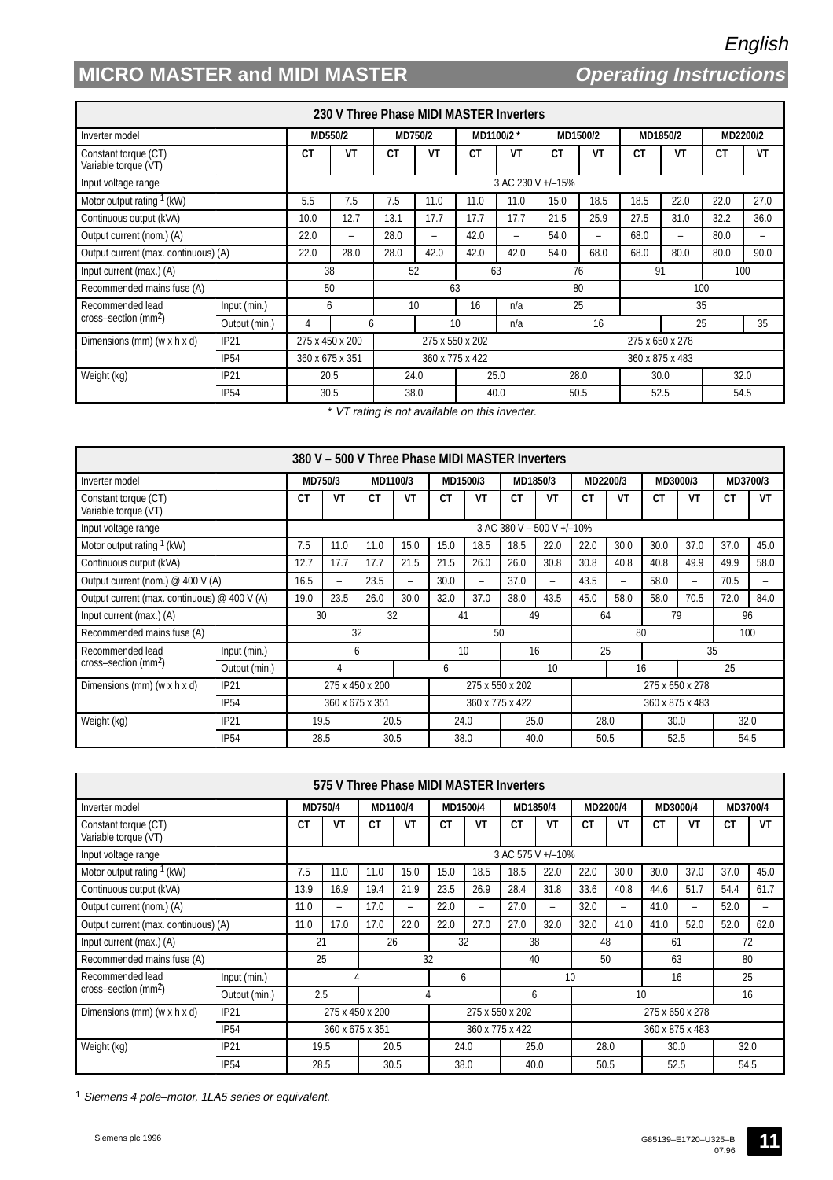| 230 V Three Phase MIDI MASTER Inverters | | | | | | | | | | | | | |
|---|---|---|---|---|---|---|---|---|---|---|---|---|---|
| Inverter model | | MD550/2 | | MD750/2 | | MD1100/2 * | | MD1500/2 | | MD1850/2 | | MD2200/2 | |
| Constant torque (CT)<br>Variable torque (VT) | | CT | VT | CT | VT | CT | VT | CT | VT | CT | VT | CT | VT |
| Input voltage range | | 3 AC 230 V +/–15% | | | | | | | | | | | |
| Motor output rating [1] (kW) | | 5.5 | 7.5 | 7.5 | 11.0 | 11.0 | 11.0 | 15.0 | 18.5 | 18.5 | 22.0 | 22.0 | 27.0 |
| Continuous output (kVA) | | 10.0 | 12.7 | 13.1 | 17.7 | 17.7 | 17.7 | 21.5 | 25.9 | 27.5 | 31.0 | 32.2 | 36.0 |
| Output current (nom.) (A) | | 22.0 | – | 28.0 | – | 42.0 | – | 54.0 | – | 68.0 | – | 80.0 | – |
| Output current (max. continuous) (A) | | 22.0 | 28.0 | 28.0 | 42.0 | 42.0 | 42.0 | 54.0 | 68.0 | 68.0 | 80.0 | 80.0 | 90.0 |
| Input current (max.) (A) | | 38 | | 52 | | 63 | | 76 | | 91 | | 100 | |
| Recommended mains fuse (A) | | 50 | | 63 | | | | 80 | | 100 | | | |
| Recommended lead cross–section ($mm^2$) | Input (min.) | 6 | | 10 | | 16 | n/a | 25 | | 35 | | | |
| | Output (min.) | 4 | 6 | | 10 | | n/a | 16 | | | 25 | | 35 |
| Dimensions (mm) (w x h x d) | IP21 | 275 x 450 x 200 | | 275 x 550 x 202 | | | | 275 x 650 x 278 | | | | | |
| | IP54 | 360 x 675 x 351 | | 360 x 775 x 422 | | | | 360 x 875 x 483 | | | | | |
| Weight (kg) | IP21 | 20.5 | | 24.0 | | 25.0 | | 28.0 | | 30.0 | | 32.0 | |
| | IP54 | 30.5 | | 38.0 | | 40.0 | | 50.5 | | 52.5 | | 54.5 | |

*\* VT rating is not available on this inverter.*

| 380 V – 500 V Three Phase MIDI MASTER Inverters | | | | | | | | | | | | | | | |
|---|---|---|---|---|---|---|---|---|---|---|---|---|---|---|---|
| Inverter model | | MD750/3 | | MD1100/3 | | MD1500/3 | | MD1850/3 | | MD2200/3 | | MD3000/3 | | MD3700/3 | |
| Constant torque (CT)<br>Variable torque (VT) | | CT | VT | CT | VT | CT | VT | CT | VT | CT | VT | CT | VT | CT | VT |
| Input voltage range | | 3 AC 380 V – 500 V +/–10% | | | | | | | | | | | | | |
| Motor output rating [1] (kW) | | 7.5 | 11.0 | 11.0 | 15.0 | 15.0 | 18.5 | 18.5 | 22.0 | 22.0 | 30.0 | 30.0 | 37.0 | 37.0 | 45.0 |
| Continuous output (kVA) | | 12.7 | 17.7 | 17.7 | 21.5 | 21.5 | 26.0 | 26.0 | 30.8 | 30.8 | 40.8 | 40.8 | 49.9 | 49.9 | 58.0 |
| Output current (nom.) @ 400 V (A) | | 16.5 | – | 23.5 | – | 30.0 | – | 37.0 | – | 43.5 | – | 58.0 | – | 70.5 | – |
| Output current (max. continuous) @ 400 V (A) | | 19.0 | 23.5 | 26.0 | 30.0 | 32.0 | 37.0 | 38.0 | 43.5 | 45.0 | 58.0 | 58.0 | 70.5 | 72.0 | 84.0 |
| Input current (max.) (A) | | 30 | | 32 | | 41 | | 49 | | 64 | | 79 | | 96 | |
| Recommended mains fuse (A) | | 32 | | | | 50 | | | | 80 | | | | 100 | |
| Recommended lead cross–section ($mm^2$) | Input (min.) | 6 | | | | 10 | | 16 | | 25 | | 35 | | | |
| | Output (min.) | 4 | | | 6 | | | 10 | | | 16 | | 25 | | |
| Dimensions (mm) (w x h x d) | IP21 | 275 x 450 x 200 | | | | 275 x 550 x 202 | | | | 275 x 650 x 278 | | | | | |
| | IP54 | 360 x 675 x 351 | | | | 360 x 775 x 422 | | | | 360 x 875 x 483 | | | | | |
| Weight (kg) | IP21 | 19.5 | | 20.5 | | 24.0 | | 25.0 | | 28.0 | | 30.0 | | 32.0 | |
| | IP54 | 28.5 | | 30.5 | | 38.0 | | 40.0 | | 50.5 | | 52.5 | | 54.5 | |

| 575 V Three Phase MIDI MASTER Inverters | | | | | | | | | | | | | | | |
|---|---|---|---|---|---|---|---|---|---|---|---|---|---|---|---|
| Inverter model | | MD750/4 | | MD1100/4 | | MD1500/4 | | MD1850/4 | | MD2200/4 | | MD3000/4 | | MD3700/4 | |
| Constant torque (CT)<br>Variable torque (VT) | | CT | VT | CT | VT | CT | VT | CT | VT | CT | VT | CT | VT | CT | VT |
| Input voltage range | | 3 AC 575 V +/–10% | | | | | | | | | | | | | |
| Motor output rating [1] (kW) | | 7.5 | 11.0 | 11.0 | 15.0 | 15.0 | 18.5 | 18.5 | 22.0 | 22.0 | 30.0 | 30.0 | 37.0 | 37.0 | 45.0 |
| Continuous output (kVA) | | 13.9 | 16.9 | 19.4 | 21.9 | 23.5 | 26.9 | 28.4 | 31.8 | 33.6 | 40.8 | 44.6 | 51.7 | 54.4 | 61.7 |
| Output current (nom.) (A) | | 11.0 | – | 17.0 | – | 22.0 | – | 27.0 | – | 32.0 | – | 41.0 | – | 52.0 | – |
| Output current (max. continuous) (A) | | 11.0 | 17.0 | 17.0 | 22.0 | 22.0 | 27.0 | 27.0 | 32.0 | 32.0 | 41.0 | 41.0 | 52.0 | 52.0 | 62.0 |
| Input current (max.) (A) | | 21 | | 26 | | 32 | | 38 | | 48 | | 61 | | 72 | |
| Recommended mains fuse (A) | | 25 | | 32 | | | | 40 | | 50 | | 63 | | 80 | |
| Recommended lead cross–section ($mm^2$) | Input (min.) | 4 | | | | 6 | | 10 | | | | 16 | | 25 | |
| | Output (min.) | 2.5 | | 4 | | | | 6 | | 10 | | | | 16 | |
| Dimensions (mm) (w x h x d) | IP21 | 275 x 450 x 200 | | | | 275 x 550 x 202 | | | | 275 x 650 x 278 | | | | | |
| | IP54 | 360 x 675 x 351 | | | | 360 x 775 x 422 | | | | 360 x 875 x 483 | | | | | |
| Weight (kg) | IP21 | 19.5 | | 20.5 | | 24.0 | | 25.0 | | 28.0 | | 30.0 | | 32.0 | |
| | IP54 | 28.5 | | 30.5 | | 38.0 | | 40.0 | | 50.5 | | 52.5 | | 54.5 | |

[1] *Siemens 4 pole–motor, 1LA5 series or equivalent.*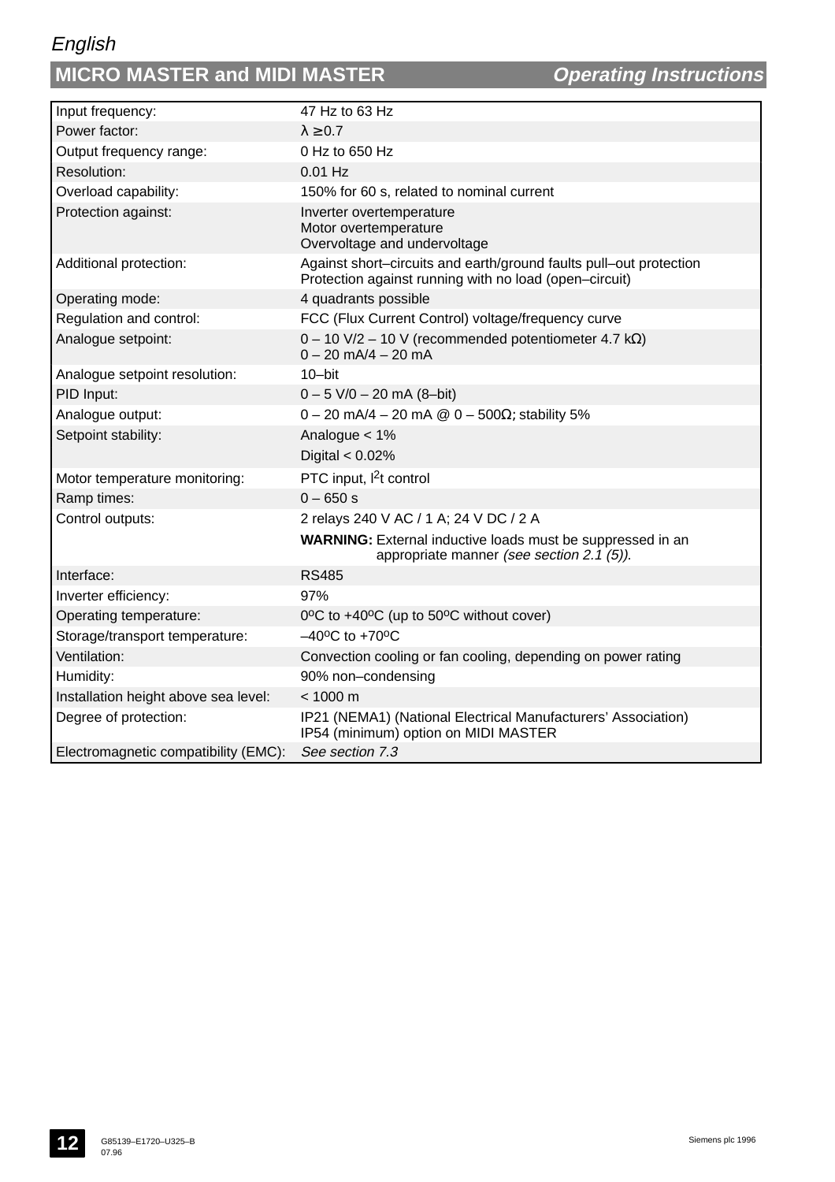| | |
|---|---|
| Input frequency: | 47 Hz to 63 Hz |
| Power factor: | $\lambda \geq 0.7$ |
| Output frequency range: | 0 Hz to 650 Hz |
| Resolution: | 0.01 Hz |
| Overload capability: | 150% for 60 s, related to nominal current |
| Protection against: | Inverter overtemperature<br>Motor overtemperature<br>Overvoltage and undervoltage |
| Additional protection: | Against short–circuits and earth/ground faults pull–out protection<br>Protection against running with no load (open–circuit) |
| Operating mode: | 4 quadrants possible |
| Regulation and control: | FCC (Flux Current Control) voltage/frequency curve |
| Analogue setpoint: | 0 – 10 V/2 – 10 V (recommended potentiometer 4.7 kΩ)<br>0 – 20 mA/4 – 20 mA |
| Analogue setpoint resolution: | 10–bit |
| PID Input: | 0 – 5 V/0 – 20 mA (8–bit) |
| Analogue output: | 0 – 20 mA/4 – 20 mA @ 0 – 500Ω; stability 5% |
| Setpoint stability: | Analogue < 1%<br>Digital < 0.02% |
| Motor temperature monitoring: | PTC input, $I^2t$ control |
| Ramp times: | 0 – 650 s |
| Control outputs: | 2 relays 240 V AC / 1 A; 24 V DC / 2 A<br>**WARNING:** External inductive loads must be suppressed in an appropriate manner *(see section 2.1 (5))*. |
| Interface: | RS485 |
| Inverter efficiency: | 97% |
| Operating temperature: | 0ºC to +40ºC (up to 50ºC without cover) |
| Storage/transport temperature: | –40ºC to +70ºC |
| Ventilation: | Convection cooling or fan cooling, depending on power rating |
| Humidity: | 90% non–condensing |
| Installation height above sea level: | < 1000 m |
| Degree of protection: | IP21 (NEMA1) (National Electrical Manufacturers' Association)<br>IP54 (minimum) option on MIDI MASTER |
| Electromagnetic compatibility (EMC): | *See section 7.3* |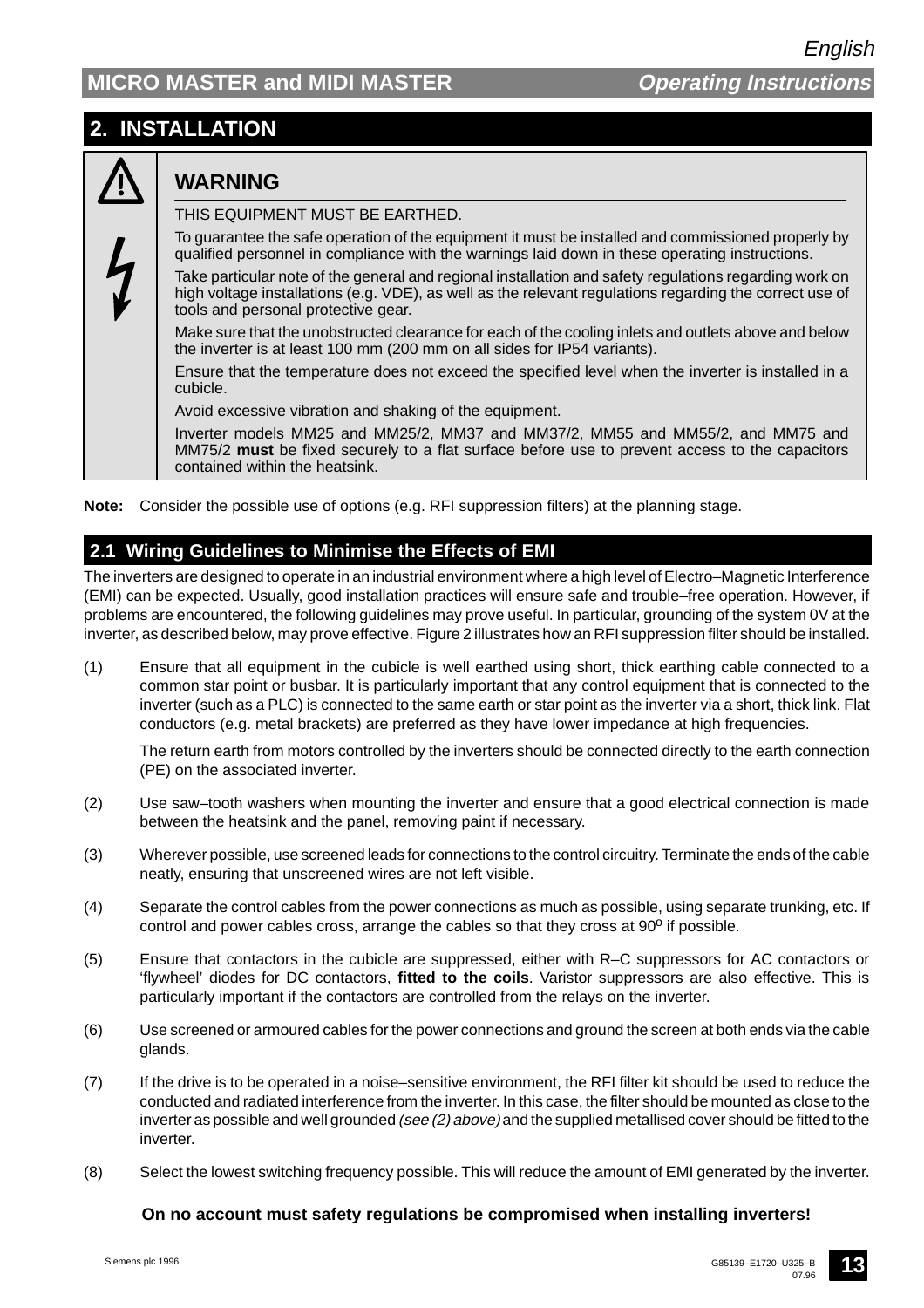# 2. INSTALLATION

## WARNING

THIS EQUIPMENT MUST BE EARTHED.

To guarantee the safe operation of the equipment it must be installed and commissioned properly by qualified personnel in compliance with the warnings laid down in these operating instructions.

Take particular note of the general and regional installation and safety regulations regarding work on high voltage installations (e.g. VDE), as well as the relevant regulations regarding the correct use of tools and personal protective gear.

Make sure that the unobstructed clearance for each of the cooling inlets and outlets above and below the inverter is at least 100 mm (200 mm on all sides for IP54 variants).

Ensure that the temperature does not exceed the specified level when the inverter is installed in a cubicle.

Avoid excessive vibration and shaking of the equipment.

Inverter models MM25 and MM25/2, MM37 and MM37/2, MM55 and MM55/2, and MM75 and MM75/2 **must** be fixed securely to a flat surface before use to prevent access to the capacitors contained within the heatsink.

**Note:** Consider the possible use of options (e.g. RFI suppression filters) at the planning stage.

## 2.1 Wiring Guidelines to Minimise the Effects of EMI

The inverters are designed to operate in an industrial environment where a high level of Electro–Magnetic Interference (EMI) can be expected. Usually, good installation practices will ensure safe and trouble–free operation. However, if problems are encountered, the following guidelines may prove useful. In particular, grounding of the system 0V at the inverter, as described below, may prove effective. Figure 2 illustrates how an RFI suppression filter should be installed.

(1) Ensure that all equipment in the cubicle is well earthed using short, thick earthing cable connected to a common star point or busbar. It is particularly important that any control equipment that is connected to the inverter (such as a PLC) is connected to the same earth or star point as the inverter via a short, thick link. Flat conductors (e.g. metal brackets) are preferred as they have lower impedance at high frequencies.

The return earth from motors controlled by the inverters should be connected directly to the earth connection (PE) on the associated inverter.

(2) Use saw–tooth washers when mounting the inverter and ensure that a good electrical connection is made between the heatsink and the panel, removing paint if necessary.

(3) Wherever possible, use screened leads for connections to the control circuitry. Terminate the ends of the cable neatly, ensuring that unscreened wires are not left visible.

(4) Separate the control cables from the power connections as much as possible, using separate trunking, etc. If control and power cables cross, arrange the cables so that they cross at 90° if possible.

(5) Ensure that contactors in the cubicle are suppressed, either with R–C suppressors for AC contactors or ‘flywheel’ diodes for DC contactors, **fitted to the coils**. Varistor suppressors are also effective. This is particularly important if the contactors are controlled from the relays on the inverter.

(6) Use screened or armoured cables for the power connections and ground the screen at both ends via the cable glands.

(7) If the drive is to be operated in a noise–sensitive environment, the RFI filter kit should be used to reduce the conducted and radiated interference from the inverter. In this case, the filter should be mounted as close to the inverter as possible and well grounded *(see (2) above)* and the supplied metallised cover should be fitted to the inverter.

(8) Select the lowest switching frequency possible. This will reduce the amount of EMI generated by the inverter.

**On no account must safety regulations be compromised when installing inverters!**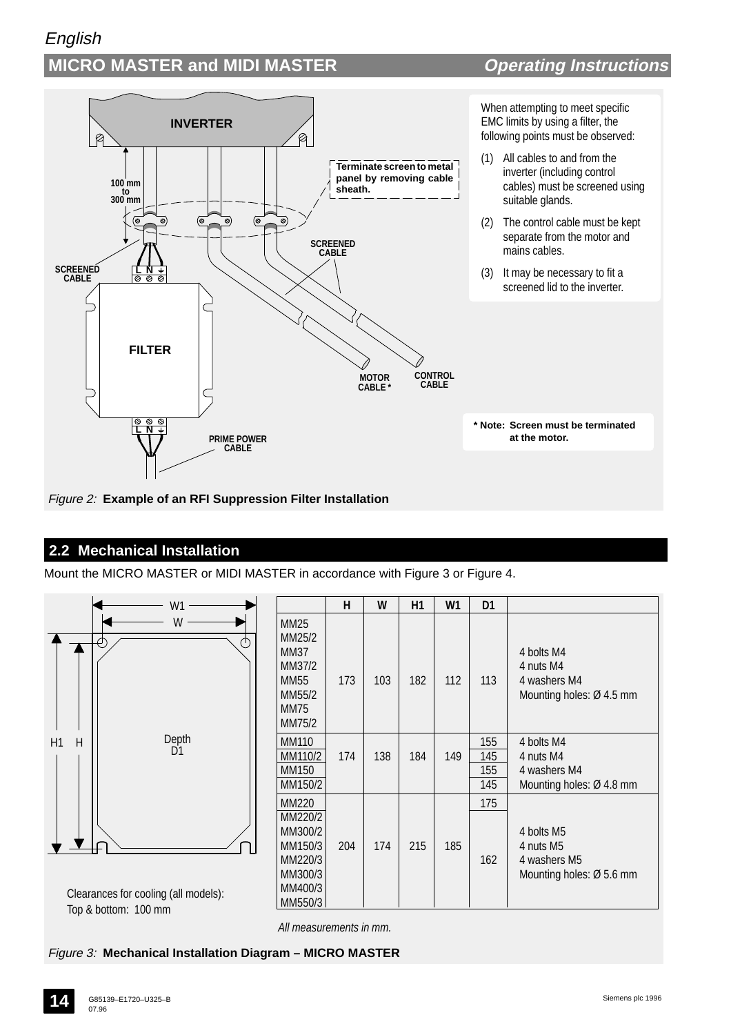When attempting to meet specific EMC limits by using a filter, the following points must be observed:

(1) All cables to and from the inverter (including control cables) must be screened using suitable glands.

(2) The control cable must be kept separate from the motor and mains cables.

(3) It may be necessary to fit a screened lid to the inverter.

INVERTER

100 mm to 300 mm

Terminate screen to metal panel by removing cable sheath.

SCREENED CABLE

SCREENED CABLE

FILTER

MOTOR CABLE *

CONTROL CABLE

PRIME POWER CABLE

**\* Note: Screen must be terminated at the motor.**

*Figure 2:* **Example of an RFI Suppression Filter Installation**

## 2.2 Mechanical Installation

Mount the MICRO MASTER or MIDI MASTER in accordance with Figure 3 or Figure 4.

| | H | W | H1 | W1 | D1 | |
|---|---|---|---|---|---|---|
| MM25<br>MM25/2<br>MM37<br>MM37/2<br>MM55<br>MM55/2<br>MM75<br>MM75/2 | 173 | 103 | 182 | 112 | 113 | 4 bolts M4<br>4 nuts M4<br>4 washers M4<br>Mounting holes: Ø 4.5 mm |
| MM110 | 174 | 138 | 184 | 149 | 155 | 4 bolts M4<br>4 nuts M4<br>4 washers M4<br>Mounting holes: Ø 4.8 mm |
| MM110/2 | | | | | 145 | |
| MM150 | | | | | 155 | |
| MM150/2 | | | | | 145 | |
| MM220 | 204 | 174 | 215 | 185 | 175 | 4 bolts M5<br>4 nuts M5<br>4 washers M5<br>Mounting holes: Ø 5.6 mm |
| MM220/2<br>MM300/2<br>MM150/3<br>MM220/3<br>MM300/3<br>MM400/3<br>MM550/3 | | | | | 162 | |

*All measurements in mm.*

Clearances for cooling (all models):
Top & bottom: 100 mm

*Figure 3:* **Mechanical Installation Diagram – MICRO MASTER**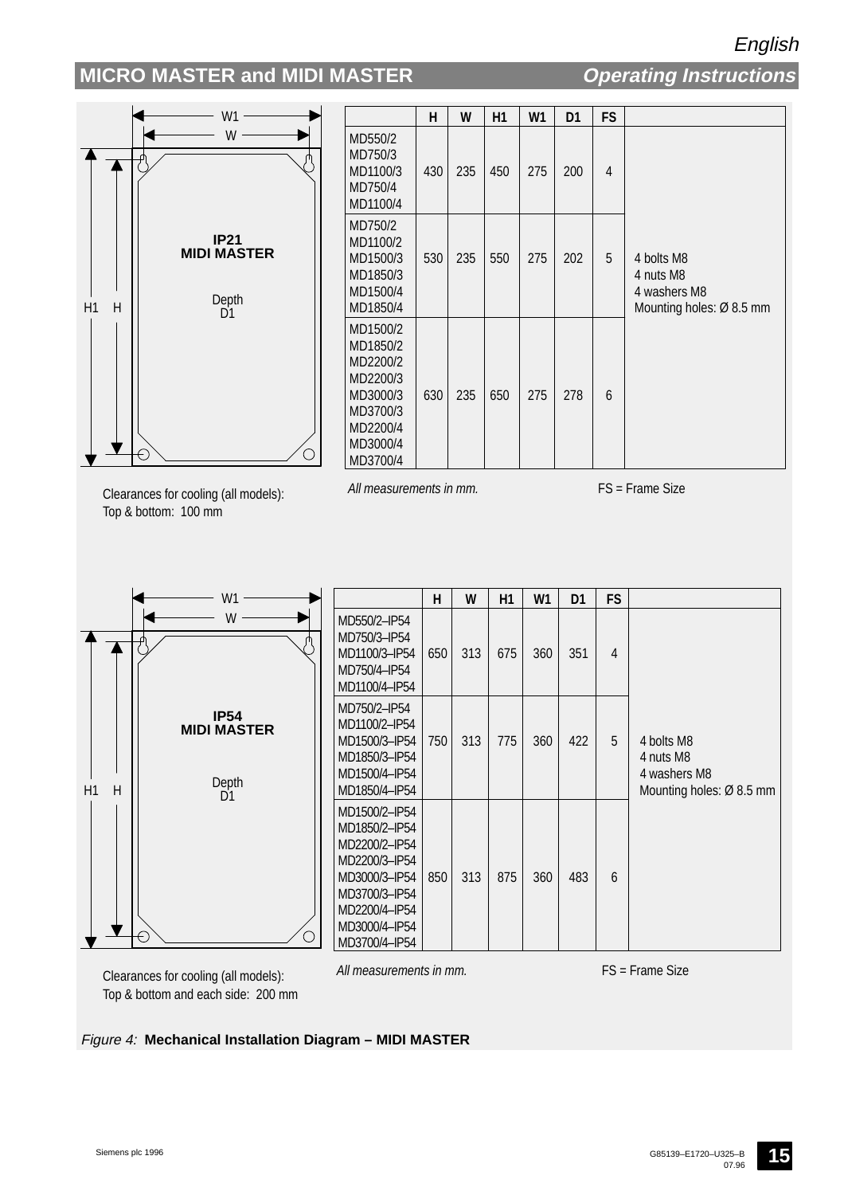**IP21 MIDI MASTER**

Depth D1

|  | H | W | H1 | W1 | D1 | FS |  |
|---|---|---|---|---|---|---|---|
| MD550/2<br>MD750/3<br>MD1100/3<br>MD750/4<br>MD1100/4 | 430 | 235 | 450 | 275 | 200 | 4 | 4 bolts M8<br>4 nuts M8<br>4 washers M8<br>Mounting holes: Ø 8.5 mm |
| MD750/2<br>MD1100/2<br>MD1500/3<br>MD1850/3<br>MD1500/4<br>MD1850/4 | 530 | 235 | 550 | 275 | 202 | 5 | |
| MD1500/2<br>MD1850/2<br>MD2200/2<br>MD2200/3<br>MD3000/3<br>MD3700/3<br>MD2200/4<br>MD3000/4<br>MD3700/4 | 630 | 235 | 650 | 275 | 278 | 6 | |

Clearances for cooling (all models):
Top & bottom: 100 mm

*All measurements in mm.*

FS = Frame Size

**IP54 MIDI MASTER**

Depth D1

|  | H | W | H1 | W1 | D1 | FS |  |
|---|---|---|---|---|---|---|---|
| MD550/2–IP54<br>MD750/3–IP54<br>MD1100/3–IP54<br>MD750/4–IP54<br>MD1100/4–IP54 | 650 | 313 | 675 | 360 | 351 | 4 | 4 bolts M8<br>4 nuts M8<br>4 washers M8<br>Mounting holes: Ø 8.5 mm |
| MD750/2–IP54<br>MD1100/2–IP54<br>MD1500/3–IP54<br>MD1850/3–IP54<br>MD1500/4–IP54<br>MD1850/4–IP54 | 750 | 313 | 775 | 360 | 422 | 5 | |
| MD1500/2–IP54<br>MD1850/2–IP54<br>MD2200/2–IP54<br>MD2200/3–IP54<br>MD3000/3–IP54<br>MD3700/3–IP54<br>MD2200/4–IP54<br>MD3000/4–IP54<br>MD3700/4–IP54 | 850 | 313 | 875 | 360 | 483 | 6 | |

Clearances for cooling (all models):
Top & bottom and each side: 200 mm

*All measurements in mm.*

FS = Frame Size

*Figure 4:* **Mechanical Installation Diagram – MIDI MASTER**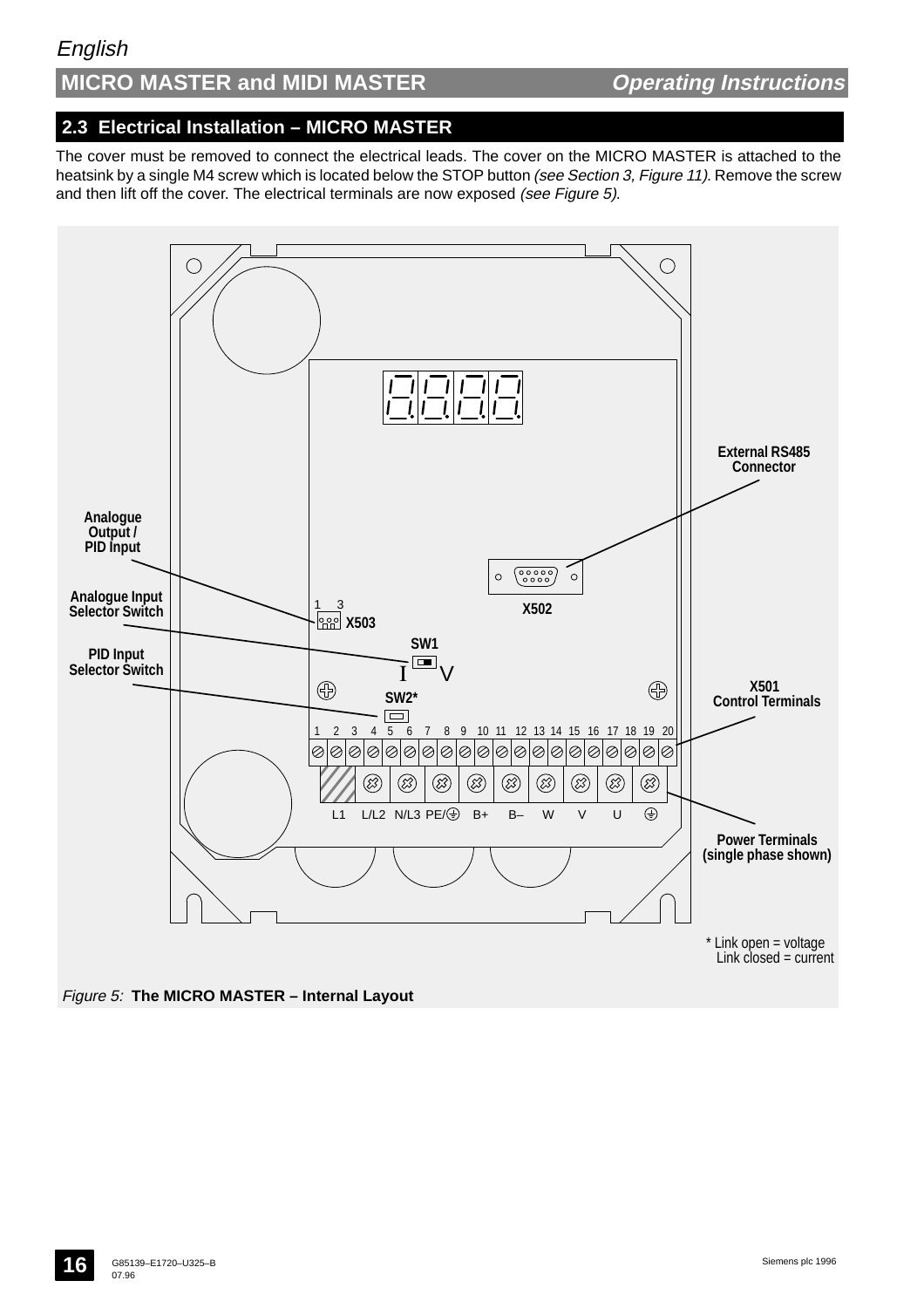## 2.3 Electrical Installation – MICRO MASTER

The cover must be removed to connect the electrical leads. The cover on the MICRO MASTER is attached to the heatsink by a single M4 screw which is located below the STOP button *(see Section 3, Figure 11)*. Remove the screw and then lift off the cover. The electrical terminals are now exposed *(see Figure 5)*.

External RS485 Connector

Analogue Output / PID Input

Analogue Input Selector Switch

PID Input Selector Switch

X503

X502

SW1

SW2*

X501 Control Terminals

1 2 3 4 5 6 7 8 9 10 11 12 13 14 15 16 17 18 19 20

L1 L/L2 N/L3 PE/⏚ B+ B– W V U ⏚

Power Terminals (single phase shown)

\* Link open = voltage
Link closed = current

*Figure 5:* **The MICRO MASTER – Internal Layout**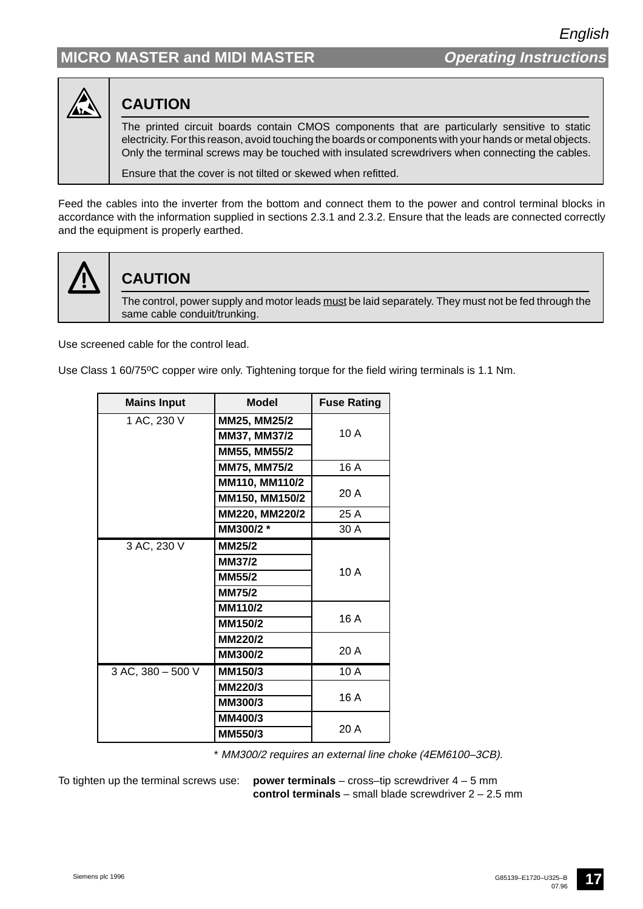## CAUTION

The printed circuit boards contain CMOS components that are particularly sensitive to static electricity. For this reason, avoid touching the boards or components with your hands or metal objects. Only the terminal screws may be touched with insulated screwdrivers when connecting the cables.

Ensure that the cover is not tilted or skewed when refitted.

Feed the cables into the inverter from the bottom and connect them to the power and control terminal blocks in accordance with the information supplied in sections 2.3.1 and 2.3.2. Ensure that the leads are connected correctly and the equipment is properly earthed.

## CAUTION

The control, power supply and motor leads must be laid separately. They must not be fed through the same cable conduit/trunking.

Use screened cable for the control lead.

Use Class 1 60/75ºC copper wire only. Tightening torque for the field wiring terminals is 1.1 Nm.

| Mains Input | Model | Fuse Rating |
|---|---|---|
| 1 AC, 230 V | **MM25, MM25/2** | 10 A |
| | **MM37, MM37/2** | |
| | **MM55, MM55/2** | |
| | **MM75, MM75/2** | 16 A |
| | **MM110, MM110/2** | 20 A |
| | **MM150, MM150/2** | |
| | **MM220, MM220/2** | 25 A |
| | **MM300/2 *** | 30 A |
| 3 AC, 230 V | **MM25/2** | 10 A |
| | **MM37/2** | |
| | **MM55/2** | |
| | **MM75/2** | |
| | **MM110/2** | 16 A |
| | **MM150/2** | |
| | **MM220/2** | 20 A |
| | **MM300/2** | |
| 3 AC, 380 – 500 V | **MM150/3** | 10 A |
| | **MM220/3** | 16 A |
| | **MM300/3** | |
| | **MM400/3** | 20 A |
| | **MM550/3** | |

\* *MM300/2 requires an external line choke (4EM6100–3CB).*

To tighten up the terminal screws use:
**power terminals** – cross–tip screwdriver 4 – 5 mm
**control terminals** – small blade screwdriver 2 – 2.5 mm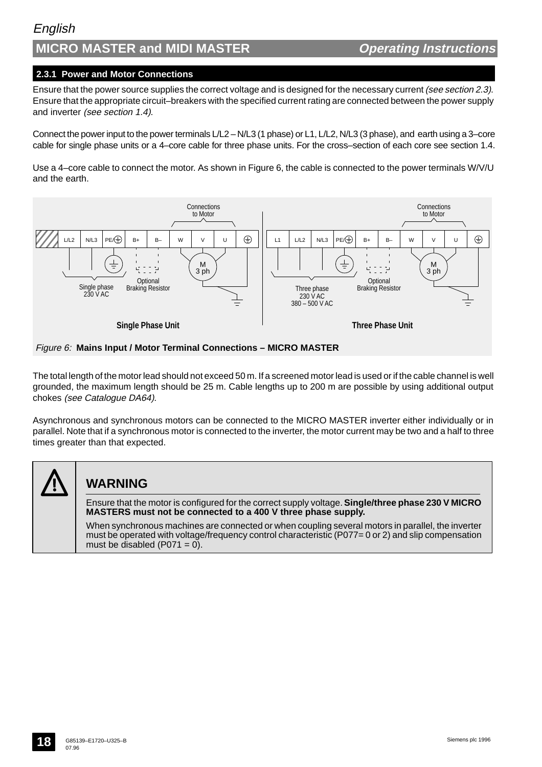### 2.3.1 Power and Motor Connections

Ensure that the power source supplies the correct voltage and is designed for the necessary current *(see section 2.3).* Ensure that the appropriate circuit–breakers with the specified current rating are connected between the power supply and inverter *(see section 1.4).*

Connect the power input to the power terminals L/L2 – N/L3 (1 phase) or L1, L/L2, N/L3 (3 phase), and earth using a 3–core cable for single phase units or a 4–core cable for three phase units. For the cross–section of each core see section 1.4.

Use a 4–core cable to connect the motor. As shown in Figure 6, the cable is connected to the power terminals W/V/U and the earth.

Connections to Motor | L/L2 | N/L3 | PE/⏚ | B+ | B– | W | V | U | ⏚ | M 3 ph | Single phase 230 V AC | Optional Braking Resistor | **Single Phase Unit**

Connections to Motor | L1 | L/L2 | N/L3 | PE/⏚ | B+ | B– | W | V | U | ⏚ | M 3 ph | Three phase 230 V AC 380 – 500 V AC | Optional Braking Resistor | **Three Phase Unit**

*Figure 6:* **Mains Input / Motor Terminal Connections – MICRO MASTER**

The total length of the motor lead should not exceed 50 m. If a screened motor lead is used or if the cable channel is well grounded, the maximum length should be 25 m. Cable lengths up to 200 m are possible by using additional output chokes *(see Catalogue DA64).*

Asynchronous and synchronous motors can be connected to the MICRO MASTER inverter either individually or in parallel. Note that if a synchronous motor is connected to the inverter, the motor current may be two and a half to three times greater than that expected.

> **WARNING**
>
> Ensure that the motor is configured for the correct supply voltage. **Single/three phase 230 V MICRO MASTERS must not be connected to a 400 V three phase supply.**
>
> When synchronous machines are connected or when coupling several motors in parallel, the inverter must be operated with voltage/frequency control characteristic (P077= 0 or 2) and slip compensation must be disabled (P071 = 0).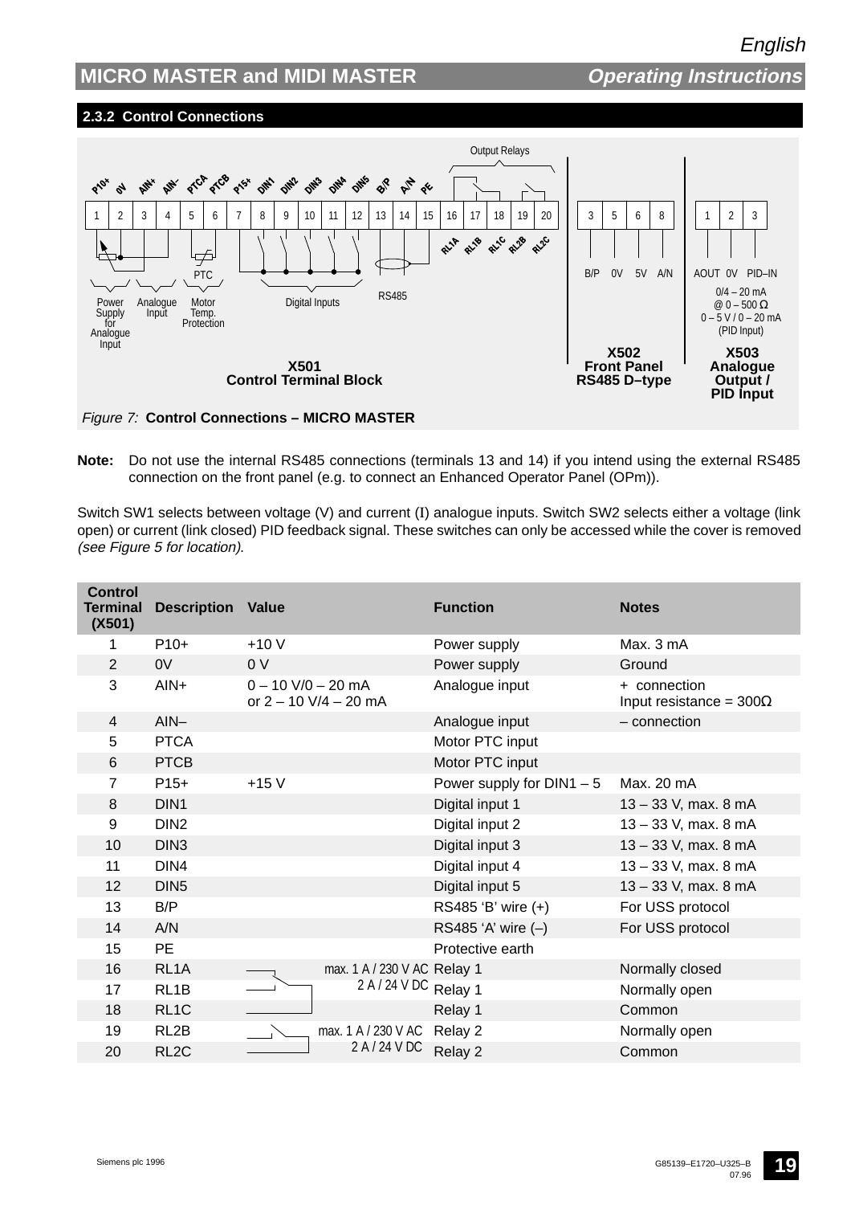## 2.3.2 Control Connections

*Figure 7:* **Control Connections – MICRO MASTER**

**Note:** Do not use the internal RS485 connections (terminals 13 and 14) if you intend using the external RS485 connection on the front panel (e.g. to connect an Enhanced Operator Panel (OPm)).

Switch SW1 selects between voltage (V) and current (I) analogue inputs. Switch SW2 selects either a voltage (link open) or current (link closed) PID feedback signal. These switches can only be accessed while the cover is removed *(see Figure 5 for location).*

| Control Terminal (X501) | Description | Value | Function | Notes |
|---|---|---|---|---|
| 1 | P10+ | +10 V | Power supply | Max. 3 mA |
| 2 | 0V | 0 V | Power supply | Ground |
| 3 | AIN+ | 0 – 10 V/0 – 20 mA or 2 – 10 V/4 – 20 mA | Analogue input | + connection Input resistance = 300Ω |
| 4 | AIN– | | Analogue input | – connection |
| 5 | PTCA | | Motor PTC input | |
| 6 | PTCB | | Motor PTC input | |
| 7 | P15+ | +15 V | Power supply for DIN1 – 5 | Max. 20 mA |
| 8 | DIN1 | | Digital input 1 | 13 – 33 V, max. 8 mA |
| 9 | DIN2 | | Digital input 2 | 13 – 33 V, max. 8 mA |
| 10 | DIN3 | | Digital input 3 | 13 – 33 V, max. 8 mA |
| 11 | DIN4 | | Digital input 4 | 13 – 33 V, max. 8 mA |
| 12 | DIN5 | | Digital input 5 | 13 – 33 V, max. 8 mA |
| 13 | B/P | | RS485 'B' wire (+) | For USS protocol |
| 14 | A/N | | RS485 'A' wire (–) | For USS protocol |
| 15 | PE | | Protective earth | |
| 16 | RL1A | max. 1 A / 230 V AC | Relay 1 | Normally closed |
| 17 | RL1B | 2 A / 24 V DC | Relay 1 | Normally open |
| 18 | RL1C | | Relay 1 | Common |
| 19 | RL2B | max. 1 A / 230 V AC | Relay 2 | Normally open |
| 20 | RL2C | 2 A / 24 V DC | Relay 2 | Common |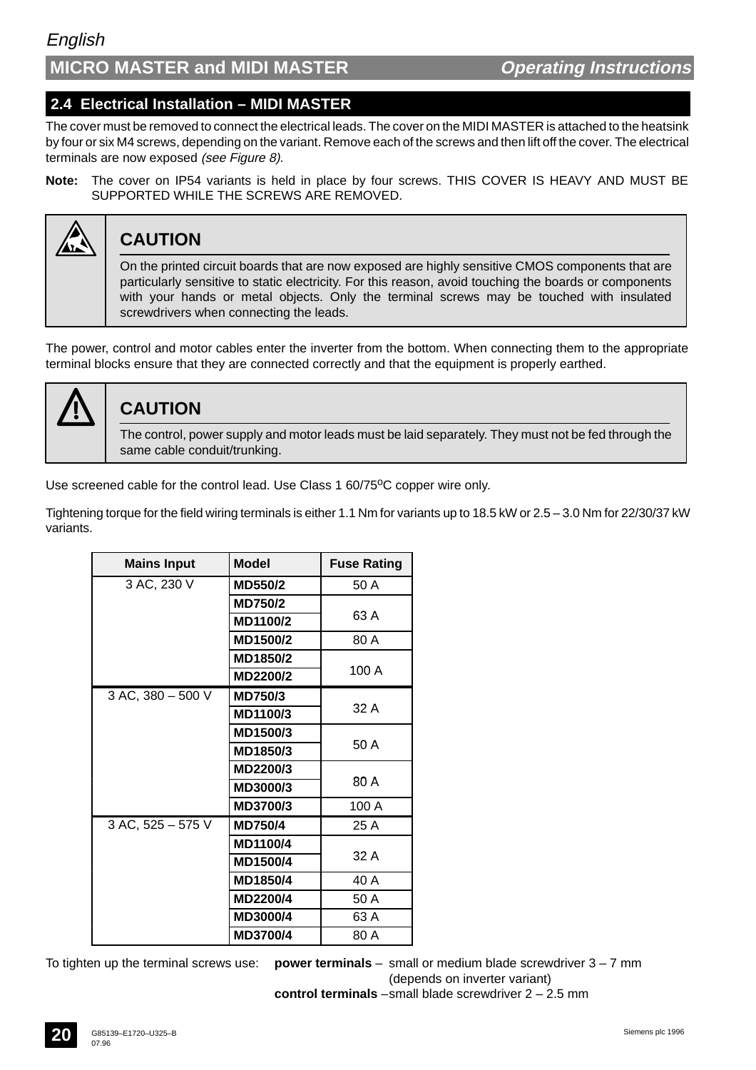## 2.4 Electrical Installation – MIDI MASTER

The cover must be removed to connect the electrical leads. The cover on the MIDI MASTER is attached to the heatsink by four or six M4 screws, depending on the variant. Remove each of the screws and then lift off the cover. The electrical terminals are now exposed *(see Figure 8).*

**Note:** The cover on IP54 variants is held in place by four screws. THIS COVER IS HEAVY AND MUST BE SUPPORTED WHILE THE SCREWS ARE REMOVED.

> **CAUTION**
>
> On the printed circuit boards that are now exposed are highly sensitive CMOS components that are particularly sensitive to static electricity. For this reason, avoid touching the boards or components with your hands or metal objects. Only the terminal screws may be touched with insulated screwdrivers when connecting the leads.

The power, control and motor cables enter the inverter from the bottom. When connecting them to the appropriate terminal blocks ensure that they are connected correctly and that the equipment is properly earthed.

> **CAUTION**
>
> The control, power supply and motor leads must be laid separately. They must not be fed through the same cable conduit/trunking.

Use screened cable for the control lead. Use Class 1 60/75$^{o}$C copper wire only.

Tightening torque for the field wiring terminals is either 1.1 Nm for variants up to 18.5 kW or 2.5 – 3.0 Nm for 22/30/37 kW variants.

| Mains Input | Model | Fuse Rating |
|---|---|---|
| 3 AC, 230 V | **MD550/2** | 50 A |
| | **MD750/2** | 63 A |
| | **MD1100/2** | 63 A |
| | **MD1500/2** | 80 A |
| | **MD1850/2** | 100 A |
| | **MD2200/2** | 100 A |
| 3 AC, 380 – 500 V | **MD750/3** | 32 A |
| | **MD1100/3** | 32 A |
| | **MD1500/3** | 50 A |
| | **MD1850/3** | 50 A |
| | **MD2200/3** | 80 A |
| | **MD3000/3** | 80 A |
| | **MD3700/3** | 100 A |
| 3 AC, 525 – 575 V | **MD750/4** | 25 A |
| | **MD1100/4** | 32 A |
| | **MD1500/4** | 32 A |
| | **MD1850/4** | 40 A |
| | **MD2200/4** | 50 A |
| | **MD3000/4** | 63 A |
| | **MD3700/4** | 80 A |

To tighten up the terminal screws use:

- **power terminals** – small or medium blade screwdriver 3 – 7 mm (depends on inverter variant)
- **control terminals** – small blade screwdriver 2 – 2.5 mm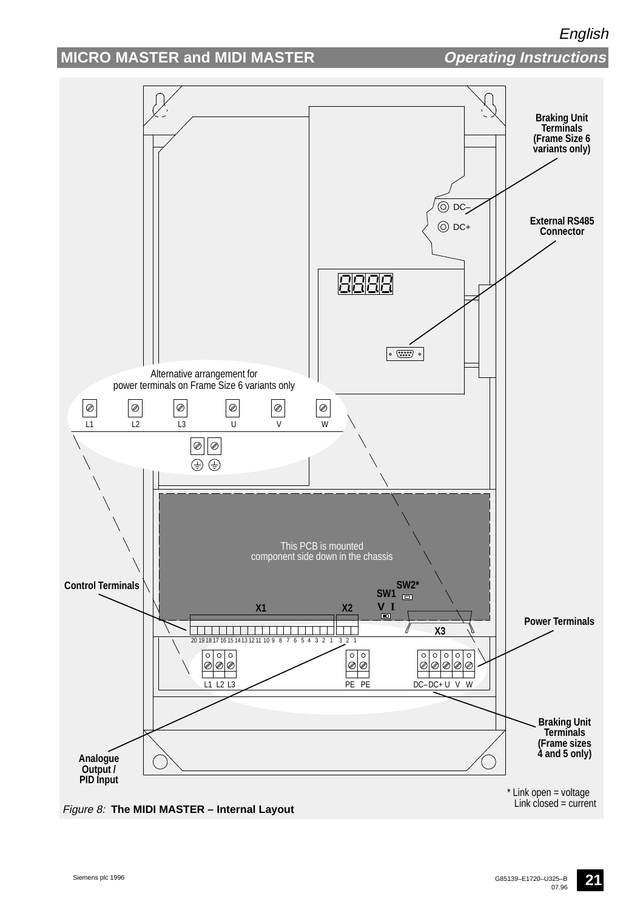Braking Unit Terminals (Frame Size 6 variants only)

DC–

DC+

External RS485 Connector

Alternative arrangement for power terminals on Frame Size 6 variants only

L1 L2 L3 U V W

This PCB is mounted component side down in the chassis

Control Terminals

SW2*

SW1

V I

X1

X2

X3

Power Terminals

20 19 18 17 16 15 14 13 12 11 10 9 8 7 6 5 4 3 2 1 3 2 1

L1 L2 L3

PE PE

DC– DC+ U V W

Braking Unit Terminals (Frame sizes 4 and 5 only)

Analogue Output / PID Input

\* Link open = voltage
Link closed = current

*Figure 8:* **The MIDI MASTER – Internal Layout**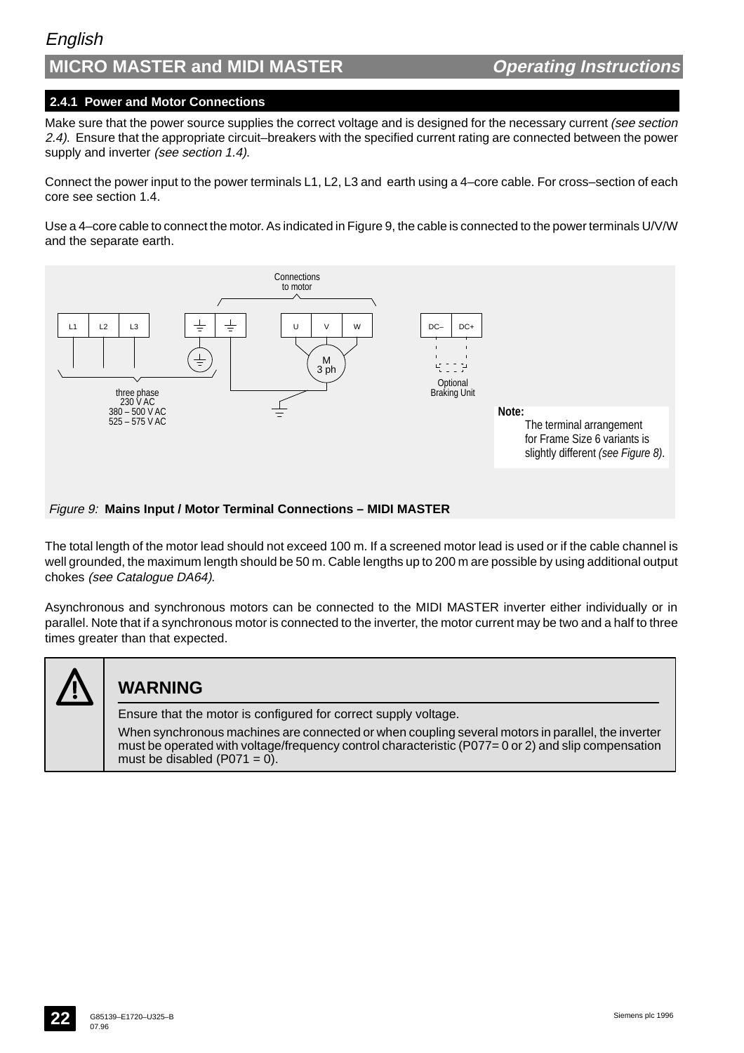### 2.4.1 Power and Motor Connections

Make sure that the power source supplies the correct voltage and is designed for the necessary current *(see section 2.4)*. Ensure that the appropriate circuit–breakers with the specified current rating are connected between the power supply and inverter *(see section 1.4)*.

Connect the power input to the power terminals L1, L2, L3 and earth using a 4–core cable. For cross–section of each core see section 1.4.

Use a 4–core cable to connect the motor. As indicated in Figure 9, the cable is connected to the power terminals U/V/W and the separate earth.

Connections to motor

L1 L2 L3 ⏚ ⏚ U V W DC– DC+

M 3 ph

Optional Braking Unit

three phase
230 V AC
380 – 500 V AC
525 – 575 V AC

**Note:**
The terminal arrangement for Frame Size 6 variants is slightly different *(see Figure 8)*.

*Figure 9:* **Mains Input / Motor Terminal Connections – MIDI MASTER**

The total length of the motor lead should not exceed 100 m. If a screened motor lead is used or if the cable channel is well grounded, the maximum length should be 50 m. Cable lengths up to 200 m are possible by using additional output chokes *(see Catalogue DA64)*.

Asynchronous and synchronous motors can be connected to the MIDI MASTER inverter either individually or in parallel. Note that if a synchronous motor is connected to the inverter, the motor current may be two and a half to three times greater than that expected.

> **WARNING**
>
> Ensure that the motor is configured for correct supply voltage.
>
> When synchronous machines are connected or when coupling several motors in parallel, the inverter must be operated with voltage/frequency control characteristic (P077= 0 or 2) and slip compensation must be disabled (P071 = 0).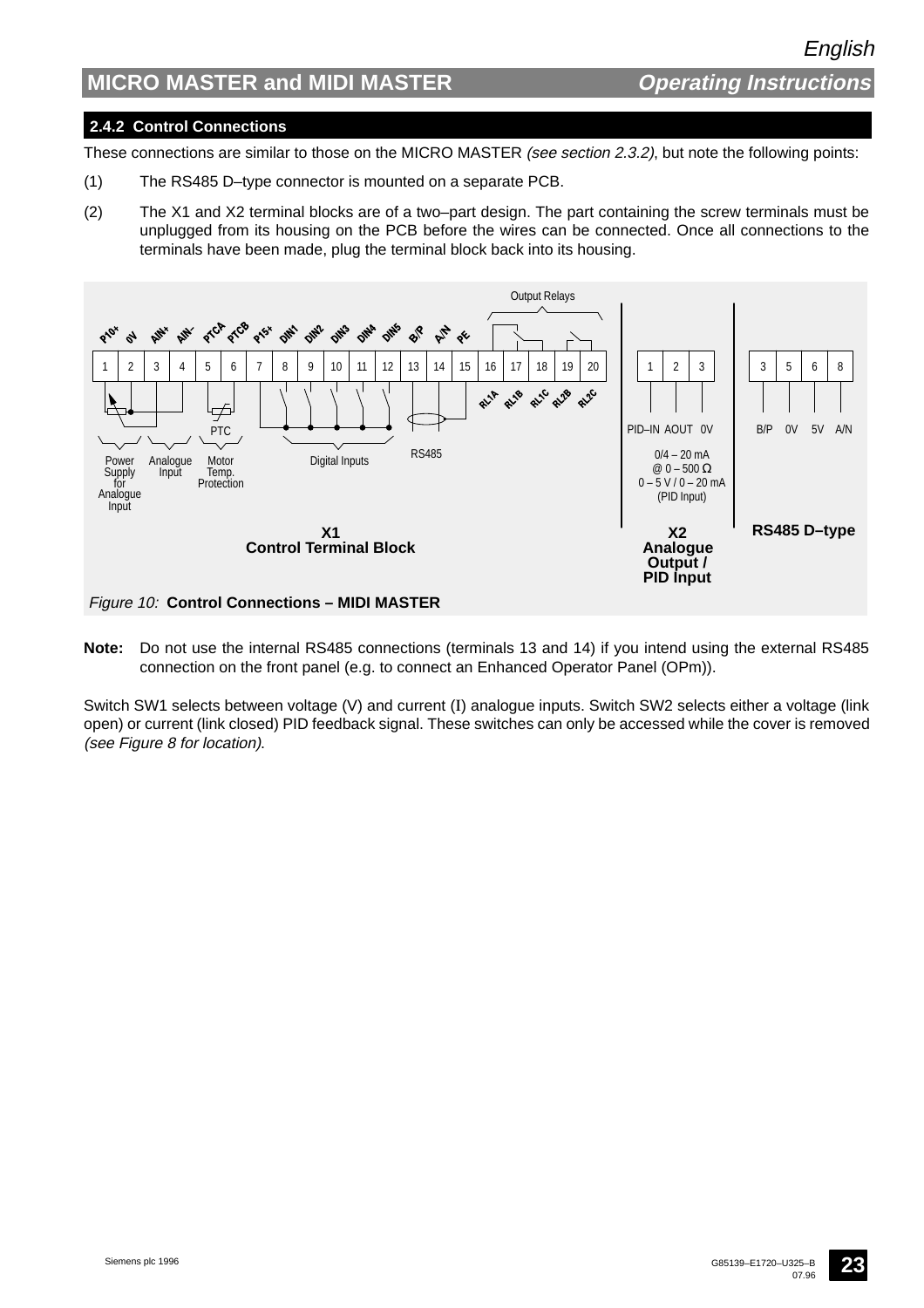### 2.4.2 Control Connections

These connections are similar to those on the MICRO MASTER *(see section 2.3.2)*, but note the following points:

(1) The RS485 D–type connector is mounted on a separate PCB.

(2) The X1 and X2 terminal blocks are of a two–part design. The part containing the screw terminals must be unplugged from its housing on the PCB before the wires can be connected. Once all connections to the terminals have been made, plug the terminal block back into its housing.

*Figure 10:* **Control Connections – MIDI MASTER**

**Note:** Do not use the internal RS485 connections (terminals 13 and 14) if you intend using the external RS485 connection on the front panel (e.g. to connect an Enhanced Operator Panel (OPm)).

Switch SW1 selects between voltage (V) and current (I) analogue inputs. Switch SW2 selects either a voltage (link open) or current (link closed) PID feedback signal. These switches can only be accessed while the cover is removed *(see Figure 8 for location)*.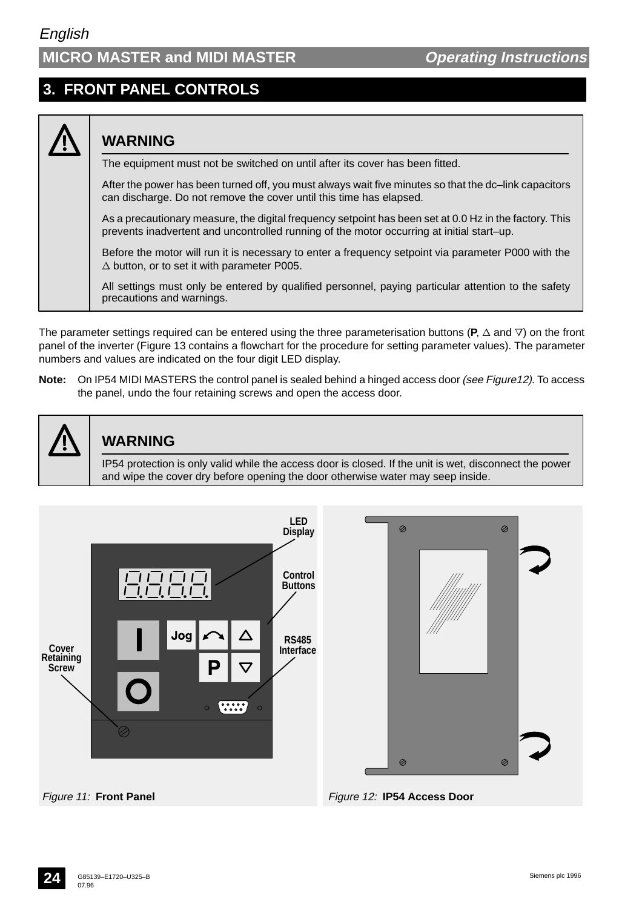## 3. FRONT PANEL CONTROLS

> **WARNING**
>
> The equipment must not be switched on until after its cover has been fitted.
>
> After the power has been turned off, you must always wait five minutes so that the dc–link capacitors can discharge. Do not remove the cover until this time has elapsed.
>
> As a precautionary measure, the digital frequency setpoint has been set at 0.0 Hz in the factory. This prevents inadvertent and uncontrolled running of the motor occurring at initial start–up.
>
> Before the motor will run it is necessary to enter a frequency setpoint via parameter P000 with the ∆ button, or to set it with parameter P005.
>
> All settings must only be entered by qualified personnel, paying particular attention to the safety precautions and warnings.

The parameter settings required can be entered using the three parameterisation buttons (**P**, ∆ and ∇) on the front panel of the inverter (Figure 13 contains a flowchart for the procedure for setting parameter values). The parameter numbers and values are indicated on the four digit LED display.

**Note:** On IP54 MIDI MASTERS the control panel is sealed behind a hinged access door *(see Figure12)*. To access the panel, undo the four retaining screws and open the access door.

> **WARNING**
>
> IP54 protection is only valid while the access door is closed. If the unit is wet, disconnect the power and wipe the cover dry before opening the door otherwise water may seep inside.

LED Display

Control Buttons

RS485 Interface

Cover Retaining Screw

*Figure 11:* **Front Panel**

*Figure 12:* **IP54 Access Door**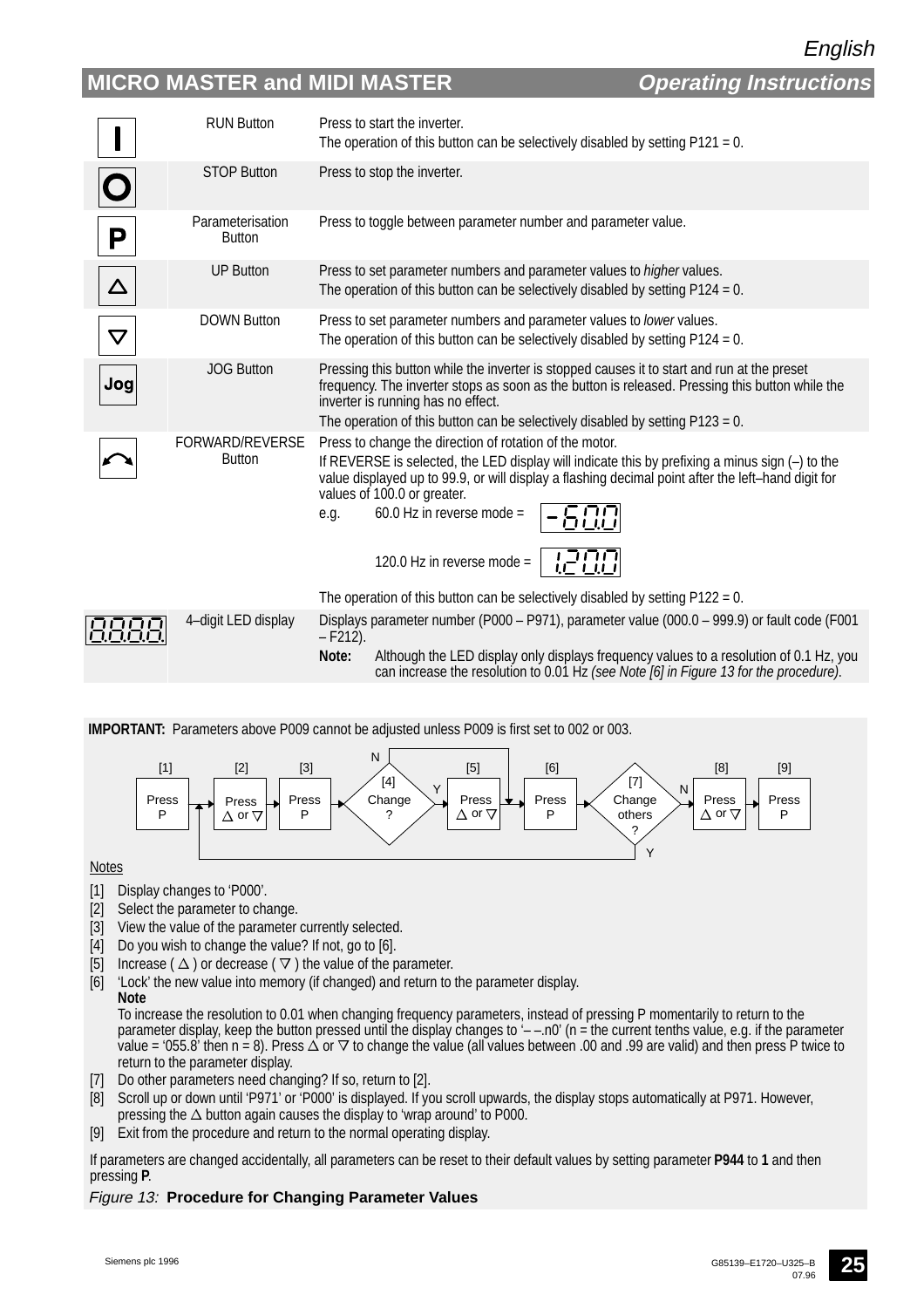| Symbol | Button | Description |
|---|---|---|
| I | RUN Button | Press to start the inverter. The operation of this button can be selectively disabled by setting P121 = 0. |
| O | STOP Button | Press to stop the inverter. |
| P | Parameterisation Button | Press to toggle between parameter number and parameter value. |
| △ | UP Button | Press to set parameter numbers and parameter values to *higher* values. The operation of this button can be selectively disabled by setting P124 = 0. |
| ▽ | DOWN Button | Press to set parameter numbers and parameter values to *lower* values. The operation of this button can be selectively disabled by setting P124 = 0. |
| Jog | JOG Button | Pressing this button while the inverter is stopped causes it to start and run at the preset frequency. The inverter stops as soon as the button is released. Pressing this button while the inverter is running has no effect. The operation of this button can be selectively disabled by setting P123 = 0. |
| ↷ | FORWARD/REVERSE Button | Press to change the direction of rotation of the motor. If REVERSE is selected, the LED display will indicate this by prefixing a minus sign (–) to the value displayed up to 99.9, or will display a flashing decimal point after the left–hand digit for values of 100.0 or greater. e.g. 60.0 Hz in reverse mode = -60.0; 120.0 Hz in reverse mode = 1.20.0. The operation of this button can be selectively disabled by setting P122 = 0. |
| 8.8.8.8. | 4–digit LED display | Displays parameter number (P000 – P971), parameter value (000.0 – 999.9) or fault code (F001 – F212). **Note:** Although the LED display only displays frequency values to a resolution of 0.1 Hz, you can increase the resolution to 0.01 Hz *(see Note [6] in Figure 13 for the procedure).* |

**IMPORTANT:** Parameters above P009 cannot be adjusted unless P009 is first set to 002 or 003.

[1] Press P → [2] Press △ or ▽ → [3] Press P → [4] Change? (N: go to [6]; Y: [5]) → [5] Press △ or ▽ → [6] Press P → [7] Change others? (Y: return to [2]; N: [8]) → [8] Press △ or ▽ → [9] Press P

Notes

[1] Display changes to 'P000'.
[2] Select the parameter to change.
[3] View the value of the parameter currently selected.
[4] Do you wish to change the value? If not, go to [6].
[5] Increase ( △ ) or decrease ( ▽ ) the value of the parameter.
[6] 'Lock' the new value into memory (if changed) and return to the parameter display.
**Note**
To increase the resolution to 0.01 when changing frequency parameters, instead of pressing P momentarily to return to the parameter display, keep the button pressed until the display changes to '– –.n0' (n = the current tenths value, e.g. if the parameter value = '055.8' then n = 8). Press △ or ▽ to change the value (all values between .00 and .99 are valid) and then press P twice to return to the parameter display.
[7] Do other parameters need changing? If so, return to [2].
[8] Scroll up or down until 'P971' or 'P000' is displayed. If you scroll upwards, the display stops automatically at P971. However, pressing the △ button again causes the display to 'wrap around' to P000.
[9] Exit from the procedure and return to the normal operating display.

If parameters are changed accidentally, all parameters can be reset to their default values by setting parameter **P944** to **1** and then pressing **P**.

*Figure 13:* **Procedure for Changing Parameter Values**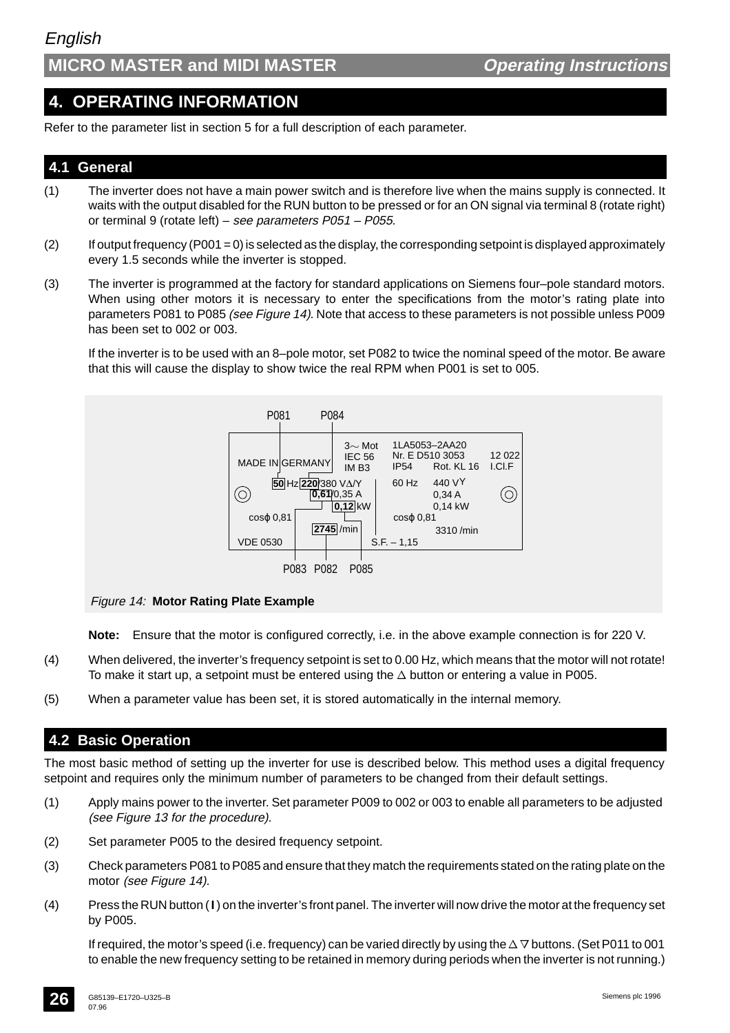## 4. OPERATING INFORMATION

Refer to the parameter list in section 5 for a full description of each parameter.

### 4.1 General

(1) The inverter does not have a main power switch and is therefore live when the mains supply is connected. It waits with the output disabled for the RUN button to be pressed or for an ON signal via terminal 8 (rotate right) or terminal 9 (rotate left) – *see parameters P051 – P055*.

(2) If output frequency (P001 = 0) is selected as the display, the corresponding setpoint is displayed approximately every 1.5 seconds while the inverter is stopped.

(3) The inverter is programmed at the factory for standard applications on Siemens four–pole standard motors. When using other motors it is necessary to enter the specifications from the motor's rating plate into parameters P081 to P085 *(see Figure 14)*. Note that access to these parameters is not possible unless P009 has been set to 002 or 003.

If the inverter is to be used with an 8–pole motor, set P082 to twice the nominal speed of the motor. Be aware that this will cause the display to show twice the real RPM when P001 is set to 005.

P081 P084

MADE IN GERMANY | 3~ Mot IEC 56 IM B3 | 1LA5053–2AA20 Nr. E D510 3053 IP54 Rot. KL 16 | 12 022 I.Cl.F

**50** Hz **220**/380 VΔ/Y **0,61**/0,35 A **0,12** kW cosφ 0,81 **2745** /min VDE 0530 | 60 Hz 440 VY 0,34 A 0,14 kW cosφ 0,81 3310 /min S.F. – 1,15

P083 P082 P085

*Figure 14:* **Motor Rating Plate Example**

**Note:** Ensure that the motor is configured correctly, i.e. in the above example connection is for 220 V.

(4) When delivered, the inverter's frequency setpoint is set to 0.00 Hz, which means that the motor will not rotate! To make it start up, a setpoint must be entered using the Δ button or entering a value in P005.

(5) When a parameter value has been set, it is stored automatically in the internal memory.

### 4.2 Basic Operation

The most basic method of setting up the inverter for use is described below. This method uses a digital frequency setpoint and requires only the minimum number of parameters to be changed from their default settings.

(1) Apply mains power to the inverter. Set parameter P009 to 002 or 003 to enable all parameters to be adjusted *(see Figure 13 for the procedure).*

(2) Set parameter P005 to the desired frequency setpoint.

(3) Check parameters P081 to P085 and ensure that they match the requirements stated on the rating plate on the motor *(see Figure 14).*

(4) Press the RUN button (**I**) on the inverter's front panel. The inverter will now drive the motor at the frequency set by P005.

If required, the motor's speed (i.e. frequency) can be varied directly by using the Δ ∇ buttons. (Set P011 to 001 to enable the new frequency setting to be retained in memory during periods when the inverter is not running.)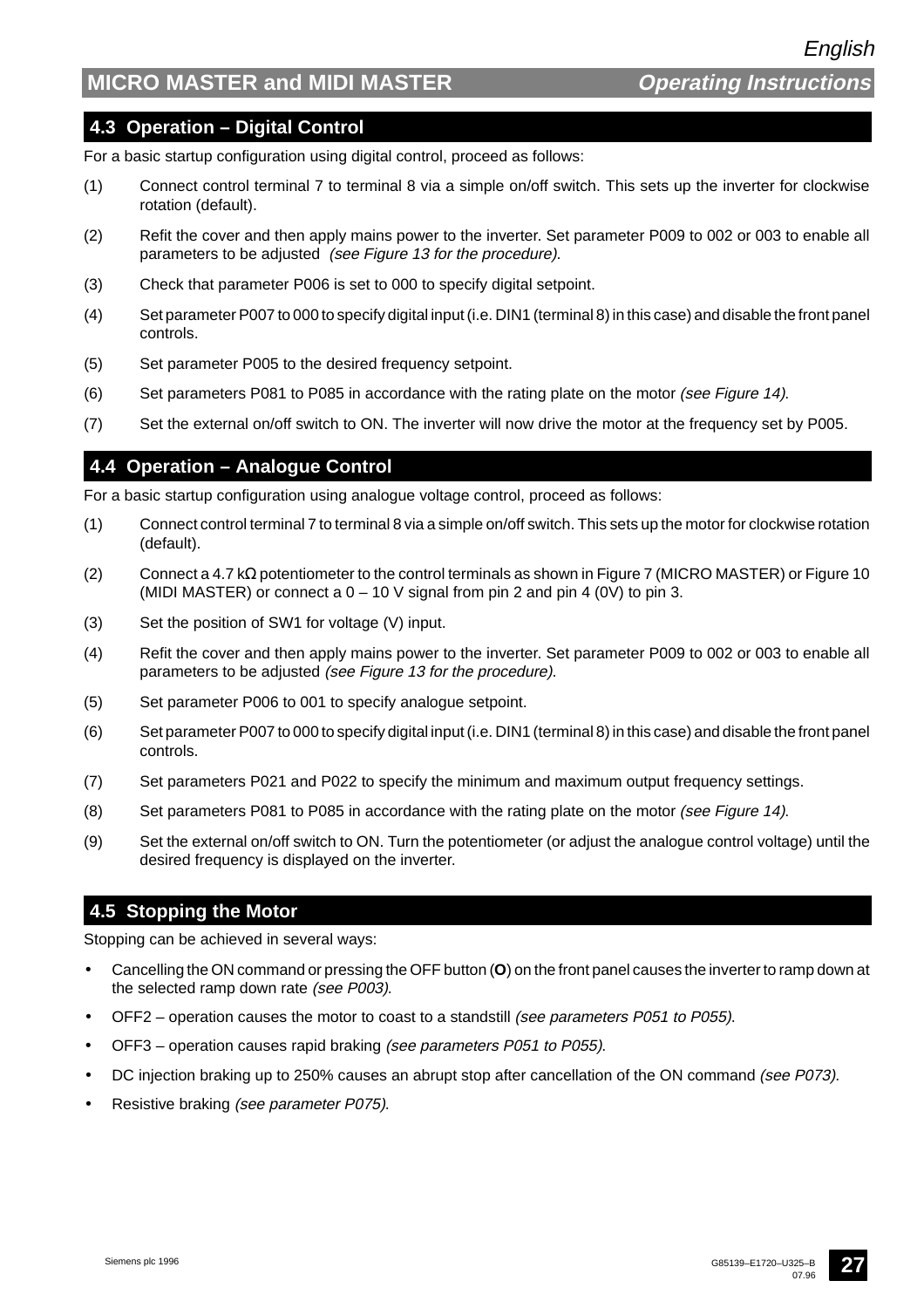## 4.3 Operation – Digital Control

For a basic startup configuration using digital control, proceed as follows:

(1) Connect control terminal 7 to terminal 8 via a simple on/off switch. This sets up the inverter for clockwise rotation (default).

(2) Refit the cover and then apply mains power to the inverter. Set parameter P009 to 002 or 003 to enable all parameters to be adjusted *(see Figure 13 for the procedure).*

(3) Check that parameter P006 is set to 000 to specify digital setpoint.

(4) Set parameter P007 to 000 to specify digital input (i.e. DIN1 (terminal 8) in this case) and disable the front panel controls.

(5) Set parameter P005 to the desired frequency setpoint.

(6) Set parameters P081 to P085 in accordance with the rating plate on the motor *(see Figure 14).*

(7) Set the external on/off switch to ON. The inverter will now drive the motor at the frequency set by P005.

## 4.4 Operation – Analogue Control

For a basic startup configuration using analogue voltage control, proceed as follows:

(1) Connect control terminal 7 to terminal 8 via a simple on/off switch. This sets up the motor for clockwise rotation (default).

(2) Connect a 4.7 kΩ potentiometer to the control terminals as shown in Figure 7 (MICRO MASTER) or Figure 10 (MIDI MASTER) or connect a 0 – 10 V signal from pin 2 and pin 4 (0V) to pin 3.

(3) Set the position of SW1 for voltage (V) input.

(4) Refit the cover and then apply mains power to the inverter. Set parameter P009 to 002 or 003 to enable all parameters to be adjusted *(see Figure 13 for the procedure).*

(5) Set parameter P006 to 001 to specify analogue setpoint.

(6) Set parameter P007 to 000 to specify digital input (i.e. DIN1 (terminal 8) in this case) and disable the front panel controls.

(7) Set parameters P021 and P022 to specify the minimum and maximum output frequency settings.

(8) Set parameters P081 to P085 in accordance with the rating plate on the motor *(see Figure 14).*

(9) Set the external on/off switch to ON. Turn the potentiometer (or adjust the analogue control voltage) until the desired frequency is displayed on the inverter.

## 4.5 Stopping the Motor

Stopping can be achieved in several ways:

- Cancelling the ON command or pressing the OFF button (**O**) on the front panel causes the inverter to ramp down at the selected ramp down rate *(see P003).*
- OFF2 – operation causes the motor to coast to a standstill *(see parameters P051 to P055).*
- OFF3 – operation causes rapid braking *(see parameters P051 to P055).*
- DC injection braking up to 250% causes an abrupt stop after cancellation of the ON command *(see P073).*
- Resistive braking *(see parameter P075).*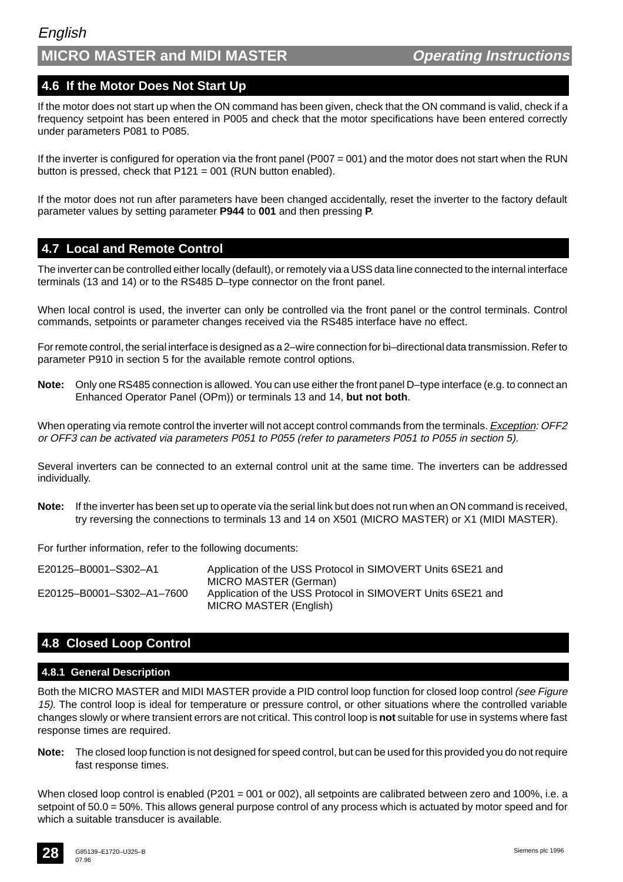## 4.6 If the Motor Does Not Start Up

If the motor does not start up when the ON command has been given, check that the ON command is valid, check if a frequency setpoint has been entered in P005 and check that the motor specifications have been entered correctly under parameters P081 to P085.

If the inverter is configured for operation via the front panel (P007 = 001) and the motor does not start when the RUN button is pressed, check that P121 = 001 (RUN button enabled).

If the motor does not run after parameters have been changed accidentally, reset the inverter to the factory default parameter values by setting parameter **P944** to **001** and then pressing **P**.

## 4.7 Local and Remote Control

The inverter can be controlled either locally (default), or remotely via a USS data line connected to the internal interface terminals (13 and 14) or to the RS485 D–type connector on the front panel.

When local control is used, the inverter can only be controlled via the front panel or the control terminals. Control commands, setpoints or parameter changes received via the RS485 interface have no effect.

For remote control, the serial interface is designed as a 2–wire connection for bi–directional data transmission. Refer to parameter P910 in section 5 for the available remote control options.

**Note:** Only one RS485 connection is allowed. You can use either the front panel D–type interface (e.g. to connect an Enhanced Operator Panel (OPm)) or terminals 13 and 14, **but not both**.

When operating via remote control the inverter will not accept control commands from the terminals. *Exception: OFF2 or OFF3 can be activated via parameters P051 to P055 (refer to parameters P051 to P055 in section 5).*

Several inverters can be connected to an external control unit at the same time. The inverters can be addressed individually.

**Note:** If the inverter has been set up to operate via the serial link but does not run when an ON command is received, try reversing the connections to terminals 13 and 14 on X501 (MICRO MASTER) or X1 (MIDI MASTER).

For further information, refer to the following documents:

| | |
|---|---|
| E20125–B0001–S302–A1 | Application of the USS Protocol in SIMOVERT Units 6SE21 and MICRO MASTER (German) |
| E20125–B0001–S302–A1–7600 | Application of the USS Protocol in SIMOVERT Units 6SE21 and MICRO MASTER (English) |

## 4.8 Closed Loop Control

### 4.8.1 General Description

Both the MICRO MASTER and MIDI MASTER provide a PID control loop function for closed loop control *(see Figure 15).* The control loop is ideal for temperature or pressure control, or other situations where the controlled variable changes slowly or where transient errors are not critical. This control loop is **not** suitable for use in systems where fast response times are required.

**Note:** The closed loop function is not designed for speed control, but can be used for this provided you do not require fast response times.

When closed loop control is enabled (P201 = 001 or 002), all setpoints are calibrated between zero and 100%, i.e. a setpoint of 50.0 = 50%. This allows general purpose control of any process which is actuated by motor speed and for which a suitable transducer is available.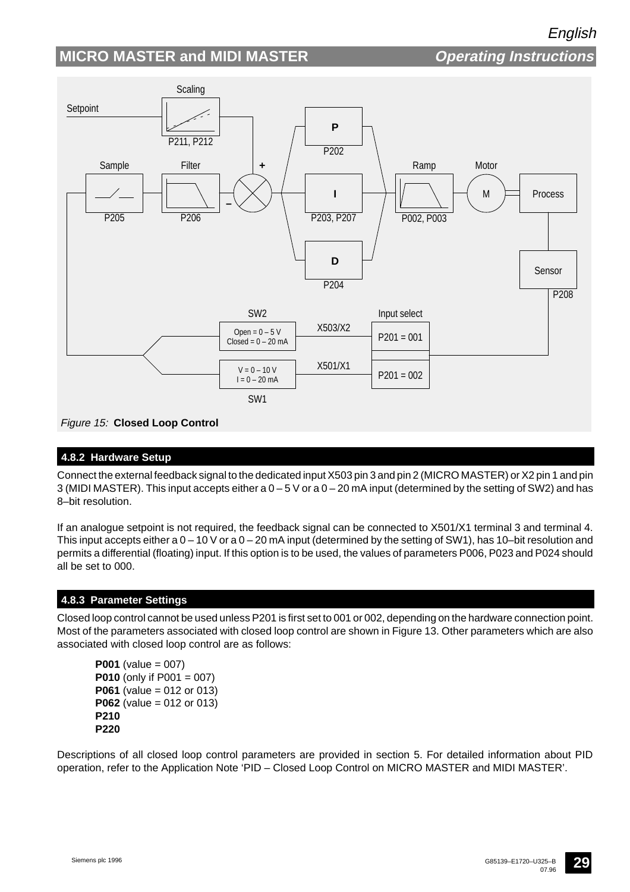Figure 15: **Closed Loop Control**

### 4.8.2 Hardware Setup

Connect the external feedback signal to the dedicated input X503 pin 3 and pin 2 (MICRO MASTER) or X2 pin 1 and pin 3 (MIDI MASTER). This input accepts either a 0 – 5 V or a 0 – 20 mA input (determined by the setting of SW2) and has 8–bit resolution.

If an analogue setpoint is not required, the feedback signal can be connected to X501/X1 terminal 3 and terminal 4. This input accepts either a 0 – 10 V or a 0 – 20 mA input (determined by the setting of SW1), has 10–bit resolution and permits a differential (floating) input. If this option is to be used, the values of parameters P006, P023 and P024 should all be set to 000.

### 4.8.3 Parameter Settings

Closed loop control cannot be used unless P201 is first set to 001 or 002, depending on the hardware connection point. Most of the parameters associated with closed loop control are shown in Figure 13. Other parameters which are also associated with closed loop control are as follows:

**P001** (value = 007)
**P010** (only if P001 = 007)
**P061** (value = 012 or 013)
**P062** (value = 012 or 013)
**P210**
**P220**

Descriptions of all closed loop control parameters are provided in section 5. For detailed information about PID operation, refer to the Application Note 'PID – Closed Loop Control on MICRO MASTER and MIDI MASTER'.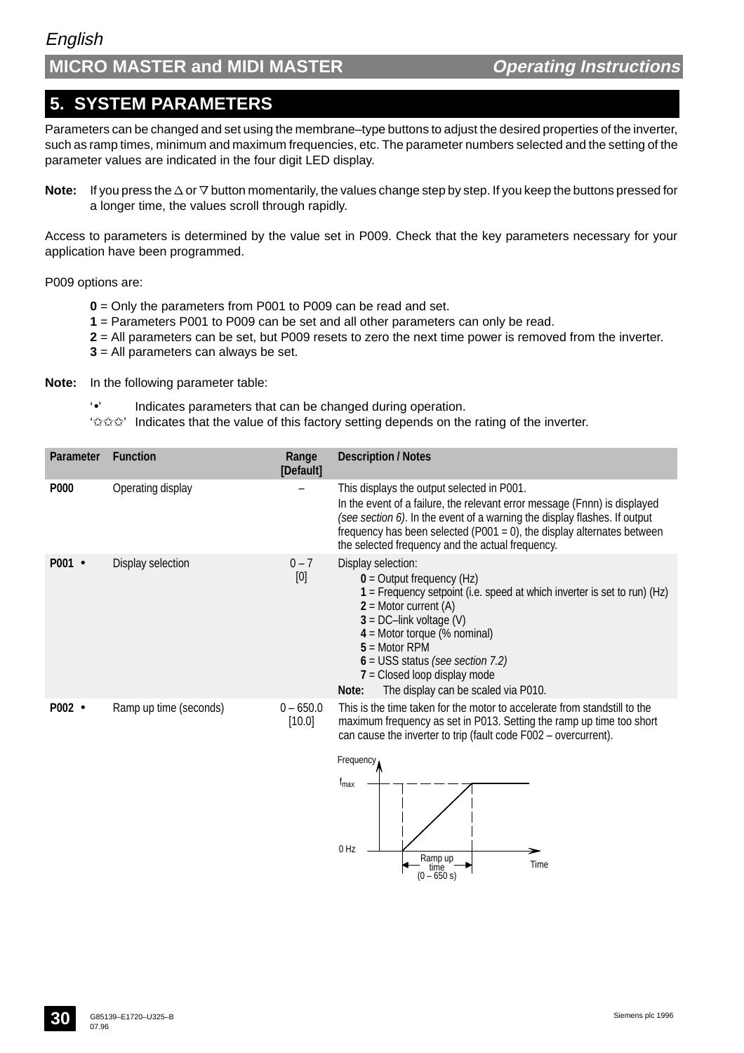# 5. SYSTEM PARAMETERS

Parameters can be changed and set using the membrane–type buttons to adjust the desired properties of the inverter, such as ramp times, minimum and maximum frequencies, etc. The parameter numbers selected and the setting of the parameter values are indicated in the four digit LED display.

**Note:** If you press the △ or ▽ button momentarily, the values change step by step. If you keep the buttons pressed for a longer time, the values scroll through rapidly.

Access to parameters is determined by the value set in P009. Check that the key parameters necessary for your application have been programmed.

P009 options are:

- **0** = Only the parameters from P001 to P009 can be read and set.
- **1** = Parameters P001 to P009 can be set and all other parameters can only be read.
- **2** = All parameters can be set, but P009 resets to zero the next time power is removed from the inverter.
- **3** = All parameters can always be set.

**Note:** In the following parameter table:

- '•' Indicates parameters that can be changed during operation.
- '☆☆☆' Indicates that the value of this factory setting depends on the rating of the inverter.

| Parameter | Function | Range [Default] | Description / Notes |
|---|---|---|---|
| **P000** | Operating display | – | This displays the output selected in P001.<br>In the event of a failure, the relevant error message (Fnnn) is displayed *(see section 6)*. In the event of a warning the display flashes. If output frequency has been selected (P001 = 0), the display alternates between the selected frequency and the actual frequency. |
| **P001** • | Display selection | 0 – 7 [0] | Display selection:<br>**0** = Output frequency (Hz)<br>**1** = Frequency setpoint (i.e. speed at which inverter is set to run) (Hz)<br>**2** = Motor current (A)<br>**3** = DC–link voltage (V)<br>**4** = Motor torque (% nominal)<br>**5** = Motor RPM<br>**6** = USS status *(see section 7.2)*<br>**7** = Closed loop display mode<br>**Note:** The display can be scaled via P010. |
| **P002** • | Ramp up time (seconds) | 0 – 650.0 [10.0] | This is the time taken for the motor to accelerate from standstill to the maximum frequency as set in P013. Setting the ramp up time too short can cause the inverter to trip (fault code F002 – overcurrent).<br>[Graph: Frequency vs Time, rising from 0 Hz to $f_{max}$ over Ramp up time (0 – 650 s)] |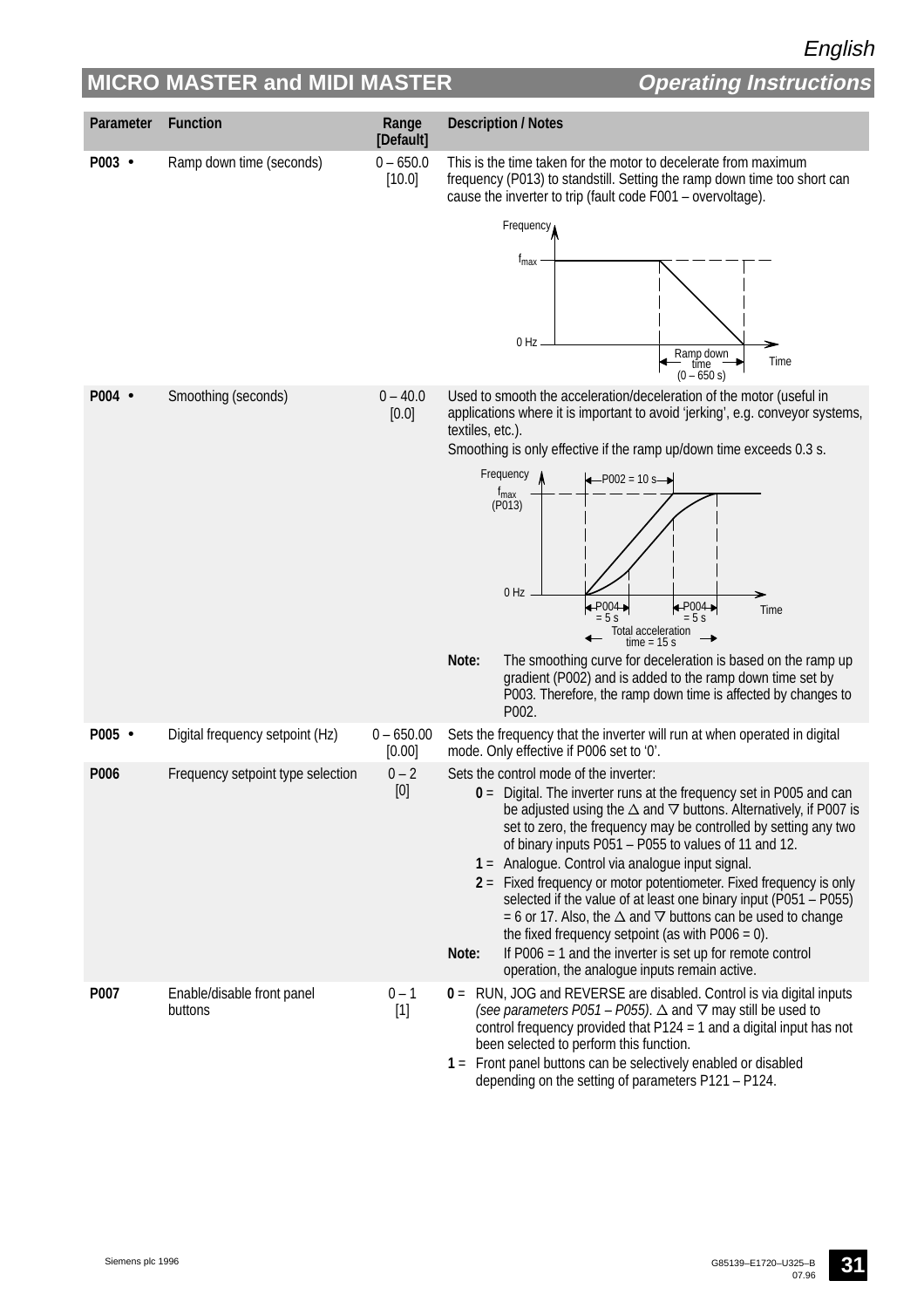| Parameter | Function | Range [Default] | Description / Notes |
|---|---|---|---|
| P003 • | Ramp down time (seconds) | 0 – 650.0 [10.0] | This is the time taken for the motor to decelerate from maximum frequency (P013) to standstill. Setting the ramp down time too short can cause the inverter to trip (fault code F001 – overvoltage). |
| P004 • | Smoothing (seconds) | 0 – 40.0 [0.0] | Used to smooth the acceleration/deceleration of the motor (useful in applications where it is important to avoid 'jerking', e.g. conveyor systems, textiles, etc.). Smoothing is only effective if the ramp up/down time exceeds 0.3 s. **Note:** The smoothing curve for deceleration is based on the ramp up gradient (P002) and is added to the ramp down time set by P003. Therefore, the ramp down time is affected by changes to P002. |
| P005 • | Digital frequency setpoint (Hz) | 0 – 650.00 [0.00] | Sets the frequency that the inverter will run at when operated in digital mode. Only effective if P006 set to '0'. |
| P006 | Frequency setpoint type selection | 0 – 2 [0] | Sets the control mode of the inverter: **0** = Digital. The inverter runs at the frequency set in P005 and can be adjusted using the △ and ▽ buttons. Alternatively, if P007 is set to zero, the frequency may be controlled by setting any two of binary inputs P051 – P055 to values of 11 and 12. **1** = Analogue. Control via analogue input signal. **2** = Fixed frequency or motor potentiometer. Fixed frequency is only selected if the value of at least one binary input (P051 – P055) = 6 or 17. Also, the △ and ▽ buttons can be used to change the fixed frequency setpoint (as with P006 = 0). **Note:** If P006 = 1 and the inverter is set up for remote control operation, the analogue inputs remain active. |
| P007 | Enable/disable front panel buttons | 0 – 1 [1] | **0** = RUN, JOG and REVERSE are disabled. Control is via digital inputs *(see parameters P051 – P055)*. △ and ▽ may still be used to control frequency provided that P124 = 1 and a digital input has not been selected to perform this function. **1** = Front panel buttons can be selectively enabled or disabled depending on the setting of parameters P121 – P124. |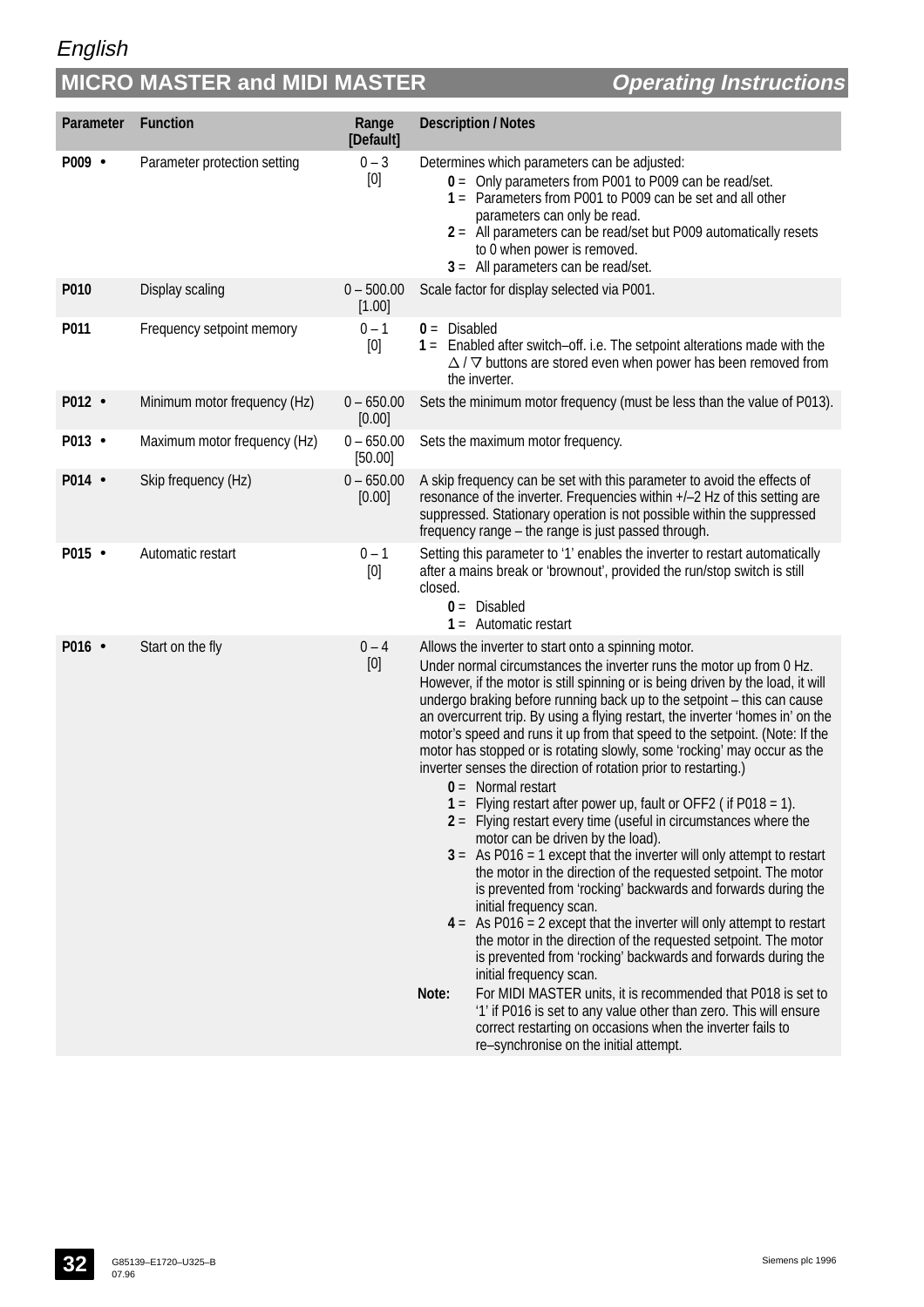| Parameter | Function | Range [Default] | Description / Notes |
|---|---|---|---|
| P009 • | Parameter protection setting | 0 – 3 [0] | Determines which parameters can be adjusted:<br>**0** = Only parameters from P001 to P009 can be read/set.<br>**1** = Parameters from P001 to P009 can be set and all other parameters can only be read.<br>**2** = All parameters can be read/set but P009 automatically resets to 0 when power is removed.<br>**3** = All parameters can be read/set. |
| P010 | Display scaling | 0 – 500.00 [1.00] | Scale factor for display selected via P001. |
| P011 | Frequency setpoint memory | 0 – 1 [0] | **0** = Disabled<br>**1** = Enabled after switch–off. i.e. The setpoint alterations made with the △ / ▽ buttons are stored even when power has been removed from the inverter. |
| P012 • | Minimum motor frequency (Hz) | 0 – 650.00 [0.00] | Sets the minimum motor frequency (must be less than the value of P013). |
| P013 • | Maximum motor frequency (Hz) | 0 – 650.00 [50.00] | Sets the maximum motor frequency. |
| P014 • | Skip frequency (Hz) | 0 – 650.00 [0.00] | A skip frequency can be set with this parameter to avoid the effects of resonance of the inverter. Frequencies within +/–2 Hz of this setting are suppressed. Stationary operation is not possible within the suppressed frequency range – the range is just passed through. |
| P015 • | Automatic restart | 0 – 1 [0] | Setting this parameter to '1' enables the inverter to restart automatically after a mains break or 'brownout', provided the run/stop switch is still closed.<br>**0** = Disabled<br>**1** = Automatic restart |
| P016 • | Start on the fly | 0 – 4 [0] | Allows the inverter to start onto a spinning motor.<br>Under normal circumstances the inverter runs the motor up from 0 Hz. However, if the motor is still spinning or is being driven by the load, it will undergo braking before running back up to the setpoint – this can cause an overcurrent trip. By using a flying restart, the inverter 'homes in' on the motor's speed and runs it up from that speed to the setpoint. (Note: If the motor has stopped or is rotating slowly, some 'rocking' may occur as the inverter senses the direction of rotation prior to restarting.)<br>**0** = Normal restart<br>**1** = Flying restart after power up, fault or OFF2 ( if P018 = 1).<br>**2** = Flying restart every time (useful in circumstances where the motor can be driven by the load).<br>**3** = As P016 = 1 except that the inverter will only attempt to restart the motor in the direction of the requested setpoint. The motor is prevented from 'rocking' backwards and forwards during the initial frequency scan.<br>**4** = As P016 = 2 except that the inverter will only attempt to restart the motor in the direction of the requested setpoint. The motor is prevented from 'rocking' backwards and forwards during the initial frequency scan.<br>**Note:** For MIDI MASTER units, it is recommended that P018 is set to '1' if P016 is set to any value other than zero. This will ensure correct restarting on occasions when the inverter fails to re–synchronise on the initial attempt. |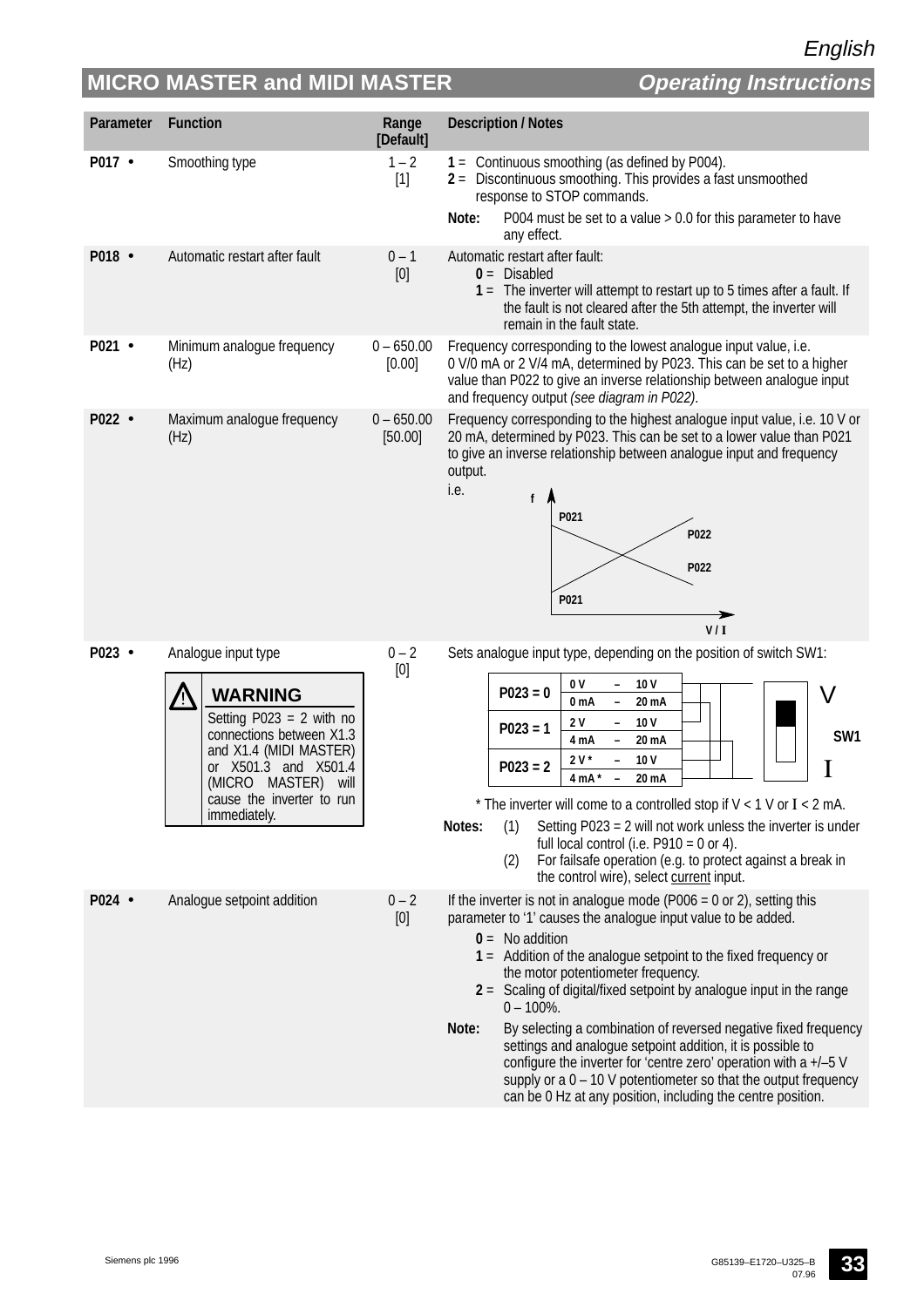| Parameter | Function | Range [Default] | Description / Notes |
|---|---|---|---|
| P017 • | Smoothing type | 1 – 2 [1] | **1** = Continuous smoothing (as defined by P004). **2** = Discontinuous smoothing. This provides a fast unsmoothed response to STOP commands. **Note:** P004 must be set to a value > 0.0 for this parameter to have any effect. |
| P018 • | Automatic restart after fault | 0 – 1 [0] | Automatic restart after fault: **0** = Disabled **1** = The inverter will attempt to restart up to 5 times after a fault. If the fault is not cleared after the 5th attempt, the inverter will remain in the fault state. |
| P021 • | Minimum analogue frequency (Hz) | 0 – 650.00 [0.00] | Frequency corresponding to the lowest analogue input value, i.e. 0 V/0 mA or 2 V/4 mA, determined by P023. This can be set to a higher value than P022 to give an inverse relationship between analogue input and frequency output *(see diagram in P022)*. |
| P022 • | Maximum analogue frequency (Hz) | 0 – 650.00 [50.00] | Frequency corresponding to the highest analogue input value, i.e. 10 V or 20 mA, determined by P023. This can be set to a lower value than P021 to give an inverse relationship between analogue input and frequency output. i.e. (diagram: f vs V / I, lines from P021 to P022) |
| P023 • | Analogue input type | 0 – 2 [0] | Sets analogue input type, depending on the position of switch SW1: P023 = 0: 0 V – 10 V / 0 mA – 20 mA; P023 = 1: 2 V – 10 V / 4 mA – 20 mA; P023 = 2: 2 V * – 10 V / 4 mA * – 20 mA (SW1: V / I). * The inverter will come to a controlled stop if V < 1 V or I < 2 mA. **Notes:** (1) Setting P023 = 2 will not work unless the inverter is under full local control (i.e. P910 = 0 or 4). (2) For failsafe operation (e.g. to protect against a break in the control wire), select current input. |
| | **WARNING** Setting P023 = 2 with no connections between X1.3 and X1.4 (MIDI MASTER) or X501.3 and X501.4 (MICRO MASTER) will cause the inverter to run immediately. | | |
| P024 • | Analogue setpoint addition | 0 – 2 [0] | If the inverter is not in analogue mode (P006 = 0 or 2), setting this parameter to '1' causes the analogue input value to be added. **0** = No addition **1** = Addition of the analogue setpoint to the fixed frequency or the motor potentiometer frequency. **2** = Scaling of digital/fixed setpoint by analogue input in the range 0 – 100%. **Note:** By selecting a combination of reversed negative fixed frequency settings and analogue setpoint addition, it is possible to configure the inverter for 'centre zero' operation with a +/–5 V supply or a 0 – 10 V potentiometer so that the output frequency can be 0 Hz at any position, including the centre position. |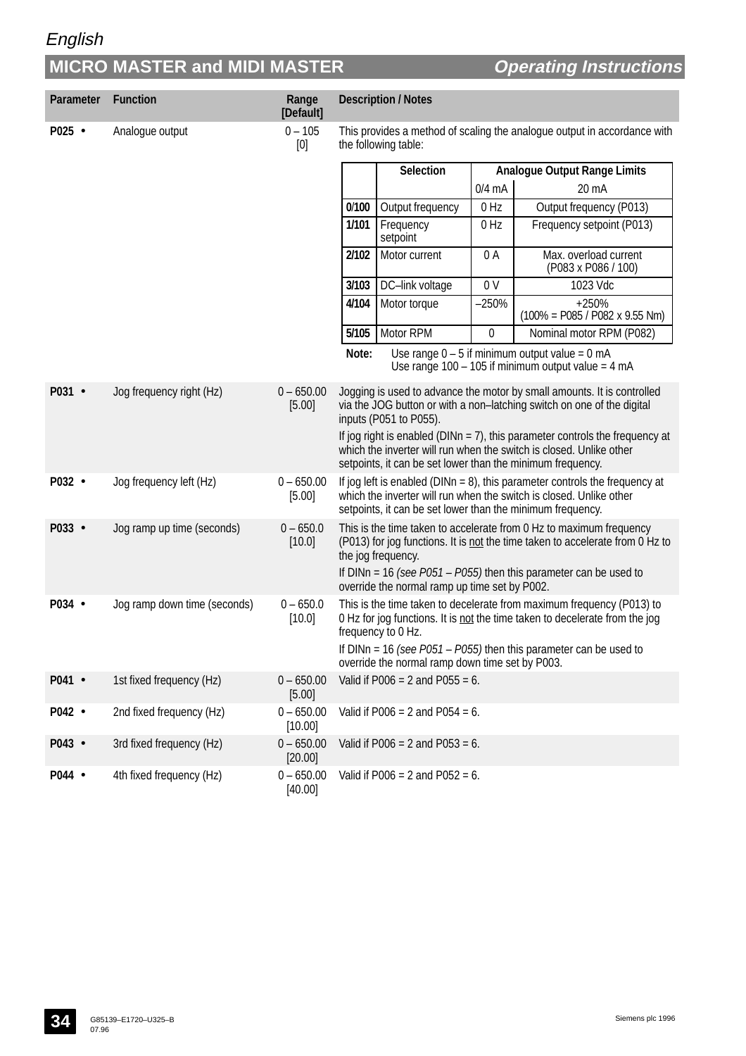| Parameter | Function | Range [Default] | Description / Notes |
|---|---|---|---|
| P025 • | Analogue output | 0 – 105 [0] | This provides a method of scaling the analogue output in accordance with the following table: (see table below) |
| P031 • | Jog frequency right (Hz) | 0 – 650.00 [5.00] | Jogging is used to advance the motor by small amounts. It is controlled via the JOG button or with a non–latching switch on one of the digital inputs (P051 to P055). If jog right is enabled (DINn = 7), this parameter controls the frequency at which the inverter will run when the switch is closed. Unlike other setpoints, it can be set lower than the minimum frequency. |
| P032 • | Jog frequency left (Hz) | 0 – 650.00 [5.00] | If jog left is enabled (DINn = 8), this parameter controls the frequency at which the inverter will run when the switch is closed. Unlike other setpoints, it can be set lower than the minimum frequency. |
| P033 • | Jog ramp up time (seconds) | 0 – 650.0 [10.0] | This is the time taken to accelerate from 0 Hz to maximum frequency (P013) for jog functions. It is not the time taken to accelerate from 0 Hz to the jog frequency. If DINn = 16 *(see P051 – P055)* then this parameter can be used to override the normal ramp up time set by P002. |
| P034 • | Jog ramp down time (seconds) | 0 – 650.0 [10.0] | This is the time taken to decelerate from maximum frequency (P013) to 0 Hz for jog functions. It is not the time taken to decelerate from the jog frequency to 0 Hz. If DINn = 16 *(see P051 – P055)* then this parameter can be used to override the normal ramp down time set by P003. |
| P041 • | 1st fixed frequency (Hz) | 0 – 650.00 [5.00] | Valid if P006 = 2 and P055 = 6. |
| P042 • | 2nd fixed frequency (Hz) | 0 – 650.00 [10.00] | Valid if P006 = 2 and P054 = 6. |
| P043 • | 3rd fixed frequency (Hz) | 0 – 650.00 [20.00] | Valid if P006 = 2 and P053 = 6. |
| P044 • | 4th fixed frequency (Hz) | 0 – 650.00 [40.00] | Valid if P006 = 2 and P052 = 6. |

P025 analogue output scaling table:

| | Selection | Analogue Output Range Limits | |
|---|---|---|---|
| | | 0/4 mA | 20 mA |
| **0/100** | Output frequency | 0 Hz | Output frequency (P013) |
| **1/101** | Frequency setpoint | 0 Hz | Frequency setpoint (P013) |
| **2/102** | Motor current | 0 A | Max. overload current (P083 x P086 / 100) |
| **3/103** | DC–link voltage | 0 V | 1023 Vdc |
| **4/104** | Motor torque | –250% | +250% (100% = P085 / P082 x 9.55 Nm) |
| **5/105** | Motor RPM | 0 | Nominal motor RPM (P082) |

**Note:** Use range 0 – 5 if minimum output value = 0 mA
Use range 100 – 105 if minimum output value = 4 mA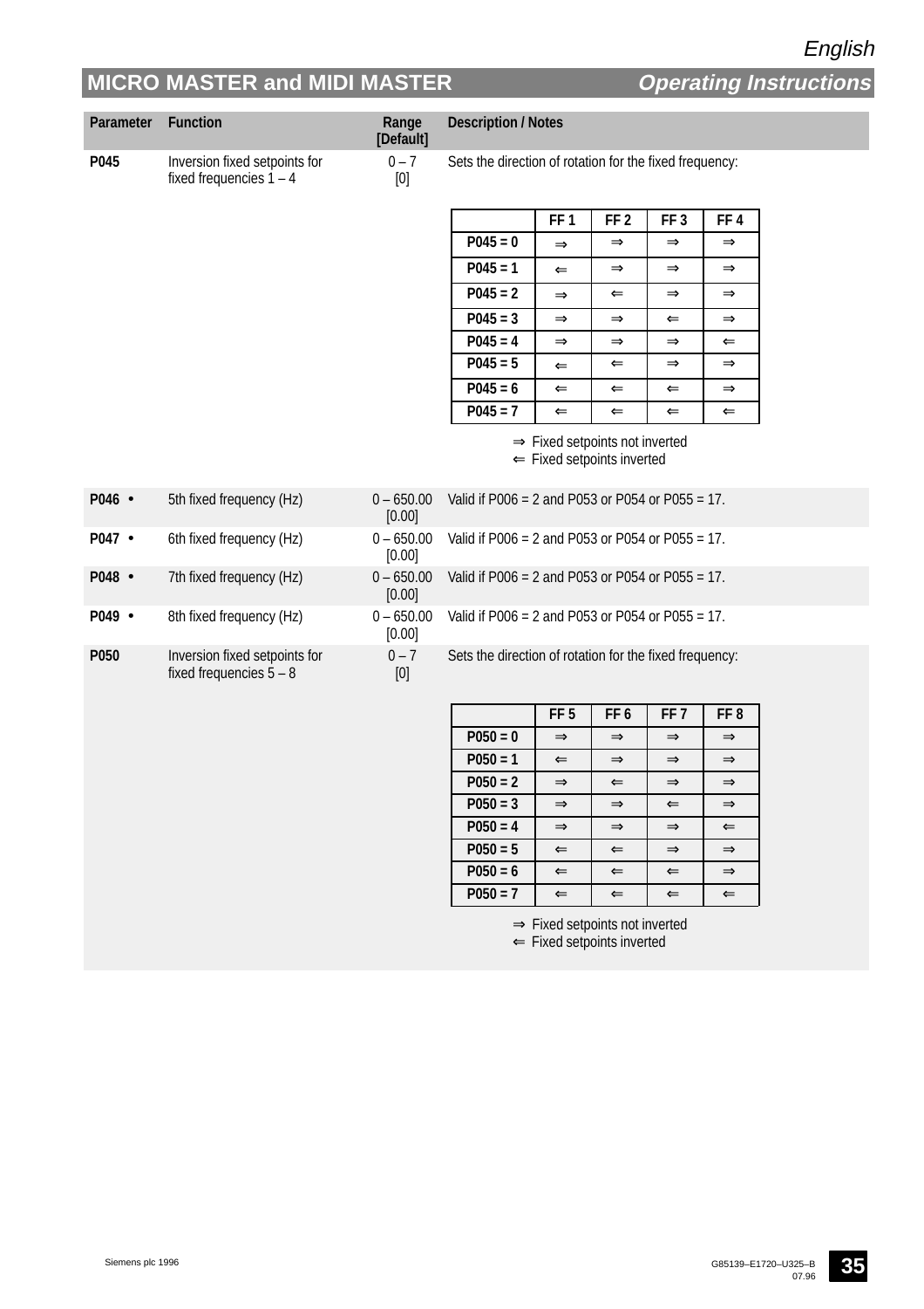| Parameter | Function | Range [Default] | Description / Notes |
|---|---|---|---|
| P045 | Inversion fixed setpoints for fixed frequencies 1 – 4 | 0 – 7 [0] | Sets the direction of rotation for the fixed frequency: |

| | FF 1 | FF 2 | FF 3 | FF 4 |
|---|---|---|---|---|
| P045 = 0 | ⇒ | ⇒ | ⇒ | ⇒ |
| P045 = 1 | ⇐ | ⇒ | ⇒ | ⇒ |
| P045 = 2 | ⇒ | ⇐ | ⇒ | ⇒ |
| P045 = 3 | ⇒ | ⇒ | ⇐ | ⇒ |
| P045 = 4 | ⇒ | ⇒ | ⇒ | ⇐ |
| P045 = 5 | ⇐ | ⇐ | ⇒ | ⇒ |
| P045 = 6 | ⇐ | ⇐ | ⇐ | ⇒ |
| P045 = 7 | ⇐ | ⇐ | ⇐ | ⇐ |

⇒ Fixed setpoints not inverted
⇐ Fixed setpoints inverted

| Parameter | Function | Range [Default] | Description / Notes |
|---|---|---|---|
| P046 • | 5th fixed frequency (Hz) | 0 – 650.00 [0.00] | Valid if P006 = 2 and P053 or P054 or P055 = 17. |
| P047 • | 6th fixed frequency (Hz) | 0 – 650.00 [0.00] | Valid if P006 = 2 and P053 or P054 or P055 = 17. |
| P048 • | 7th fixed frequency (Hz) | 0 – 650.00 [0.00] | Valid if P006 = 2 and P053 or P054 or P055 = 17. |
| P049 • | 8th fixed frequency (Hz) | 0 – 650.00 [0.00] | Valid if P006 = 2 and P053 or P054 or P055 = 17. |
| P050 | Inversion fixed setpoints for fixed frequencies 5 – 8 | 0 – 7 [0] | Sets the direction of rotation for the fixed frequency: |

| | FF 5 | FF 6 | FF 7 | FF 8 |
|---|---|---|---|---|
| P050 = 0 | ⇒ | ⇒ | ⇒ | ⇒ |
| P050 = 1 | ⇐ | ⇒ | ⇒ | ⇒ |
| P050 = 2 | ⇒ | ⇐ | ⇒ | ⇒ |
| P050 = 3 | ⇒ | ⇒ | ⇐ | ⇒ |
| P050 = 4 | ⇒ | ⇒ | ⇒ | ⇐ |
| P050 = 5 | ⇐ | ⇐ | ⇒ | ⇒ |
| P050 = 6 | ⇐ | ⇐ | ⇐ | ⇒ |
| P050 = 7 | ⇐ | ⇐ | ⇐ | ⇐ |

⇒ Fixed setpoints not inverted
⇐ Fixed setpoints inverted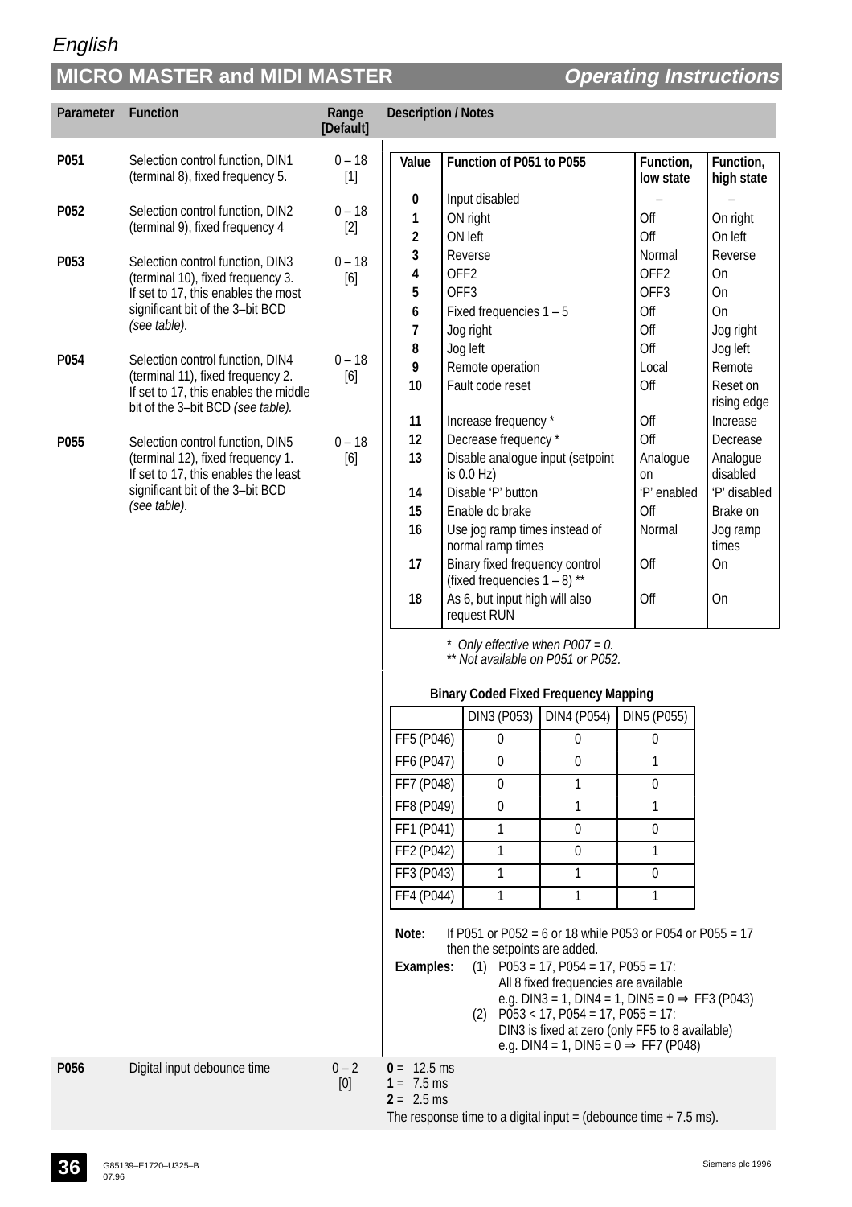| Parameter | Function | Range [Default] | Description / Notes |
|---|---|---|---|
| P051 | Selection control function, DIN1 (terminal 8), fixed frequency 5. | 0 – 18 [1] | (see table below) |
| P052 | Selection control function, DIN2 (terminal 9), fixed frequency 4 | 0 – 18 [2] | |
| P053 | Selection control function, DIN3 (terminal 10), fixed frequency 3. If set to 17, this enables the most significant bit of the 3–bit BCD *(see table).* | 0 – 18 [6] | |
| P054 | Selection control function, DIN4 (terminal 11), fixed frequency 2. If set to 17, this enables the middle bit of the 3–bit BCD *(see table).* | 0 – 18 [6] | |
| P055 | Selection control function, DIN5 (terminal 12), fixed frequency 1. If set to 17, this enables the least significant bit of the 3–bit BCD *(see table).* | 0 – 18 [6] | |

| Value | Function of P051 to P055 | Function, low state | Function, high state |
|---|---|---|---|
| 0 | Input disabled | – | – |
| 1 | ON right | Off | On right |
| 2 | ON left | Off | On left |
| 3 | Reverse | Normal | Reverse |
| 4 | OFF2 | OFF2 | On |
| 5 | OFF3 | OFF3 | On |
| 6 | Fixed frequencies 1 – 5 | Off | On |
| 7 | Jog right | Off | Jog right |
| 8 | Jog left | Off | Jog left |
| 9 | Remote operation | Local | Remote |
| 10 | Fault code reset | Off | Reset on rising edge |
| 11 | Increase frequency * | Off | Increase |
| 12 | Decrease frequency * | Off | Decrease |
| 13 | Disable analogue input (setpoint is 0.0 Hz) | Analogue on | Analogue disabled |
| 14 | Disable 'P' button | 'P' enabled | 'P' disabled |
| 15 | Enable dc brake | Off | Brake on |
| 16 | Use jog ramp times instead of normal ramp times | Normal | Jog ramp times |
| 17 | Binary fixed frequency control (fixed frequencies 1 – 8) ** | Off | On |
| 18 | As 6, but input high will also request RUN | Off | On |

*\* Only effective when P007 = 0.*
*\*\* Not available on P051 or P052.*

**Binary Coded Fixed Frequency Mapping**

| | DIN3 (P053) | DIN4 (P054) | DIN5 (P055) |
|---|---|---|---|
| FF5 (P046) | 0 | 0 | 0 |
| FF6 (P047) | 0 | 0 | 1 |
| FF7 (P048) | 0 | 1 | 0 |
| FF8 (P049) | 0 | 1 | 1 |
| FF1 (P041) | 1 | 0 | 0 |
| FF2 (P042) | 1 | 0 | 1 |
| FF3 (P043) | 1 | 1 | 0 |
| FF4 (P044) | 1 | 1 | 1 |

**Note:** If P051 or P052 = 6 or 18 while P053 or P054 or P055 = 17 then the setpoints are added.

**Examples:**
(1) P053 = 17, P054 = 17, P055 = 17:
All 8 fixed frequencies are available
e.g. DIN3 = 1, DIN4 = 1, DIN5 = 0 ⇒ FF3 (P043)
(2) P053 < 17, P054 = 17, P055 = 17:
DIN3 is fixed at zero (only FF5 to 8 available)
e.g. DIN4 = 1, DIN5 = 0 ⇒ FF7 (P048)

| Parameter | Function | Range [Default] | Description / Notes |
|---|---|---|---|
| P056 | Digital input debounce time | 0 – 2 [0] | **0** = 12.5 ms<br>**1** = 7.5 ms<br>**2** = 2.5 ms<br>The response time to a digital input = (debounce time + 7.5 ms). |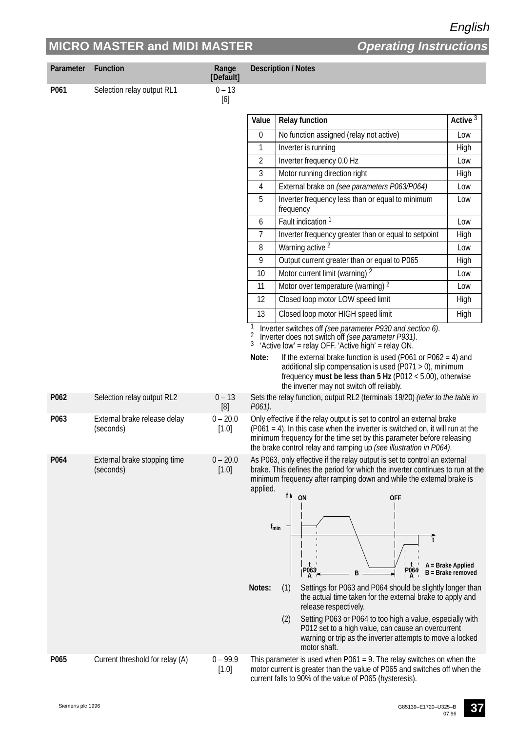| Parameter | Function | Range [Default] | Description / Notes |
|---|---|---|---|
| P061 | Selection relay output RL1 | 0 – 13 [6] | (see table below) |

| Value | Relay function | Active [3] |
|---|---|---|
| 0 | No function assigned (relay not active) | Low |
| 1 | Inverter is running | High |
| 2 | Inverter frequency 0.0 Hz | Low |
| 3 | Motor running direction right | High |
| 4 | External brake on *(see parameters P063/P064)* | Low |
| 5 | Inverter frequency less than or equal to minimum frequency | Low |
| 6 | Fault indication [1] | Low |
| 7 | Inverter frequency greater than or equal to setpoint | High |
| 8 | Warning active [2] | Low |
| 9 | Output current greater than or equal to P065 | High |
| 10 | Motor current limit (warning) [2] | Low |
| 11 | Motor over temperature (warning) [2] | Low |
| 12 | Closed loop motor LOW speed limit | High |
| 13 | Closed loop motor HIGH speed limit | High |

[1] Inverter switches off *(see parameter P930 and section 6)*.
[2] Inverter does not switch off *(see parameter P931)*.
[3] 'Active low' = relay OFF. 'Active high' = relay ON.

**Note:** If the external brake function is used (P061 or P062 = 4) and additional slip compensation is used (P071 > 0), minimum frequency **must be less than 5 Hz** (P012 < 5.00), otherwise the inverter may not switch off reliably.

| Parameter | Function | Range [Default] | Description / Notes |
|---|---|---|---|
| P062 | Selection relay output RL2 | 0 – 13 [8] | Sets the relay function, output RL2 (terminals 19/20) *(refer to the table in P061)*. |
| P063 | External brake release delay (seconds) | 0 – 20.0 [1.0] | Only effective if the relay output is set to control an external brake (P061 = 4). In this case when the inverter is switched on, it will run at the minimum frequency for the time set by this parameter before releasing the brake control relay and ramping up *(see illustration in P064)*. |
| P064 | External brake stopping time (seconds) | 0 – 20.0 [1.0] | As P063, only effective if the relay output is set to control an external brake. This defines the period for which the inverter continues to run at the minimum frequency after ramping down and while the external brake is applied. |

(Diagram: f vs t, ON and OFF markers, $f_{min}$, $t_{P063}$, $t_{P064}$; A = Brake Applied, B = Brake removed)

**Notes:**
(1) Settings for P063 and P064 should be slightly longer than the actual time taken for the external brake to apply and release respectively.
(2) Setting P063 or P064 to too high a value, especially with P012 set to a high value, can cause an overcurrent warning or trip as the inverter attempts to move a locked motor shaft.

| Parameter | Function | Range [Default] | Description / Notes |
|---|---|---|---|
| P065 | Current threshold for relay (A) | 0 – 99.9 [1.0] | This parameter is used when P061 = 9. The relay switches on when the motor current is greater than the value of P065 and switches off when the current falls to 90% of the value of P065 (hysteresis). |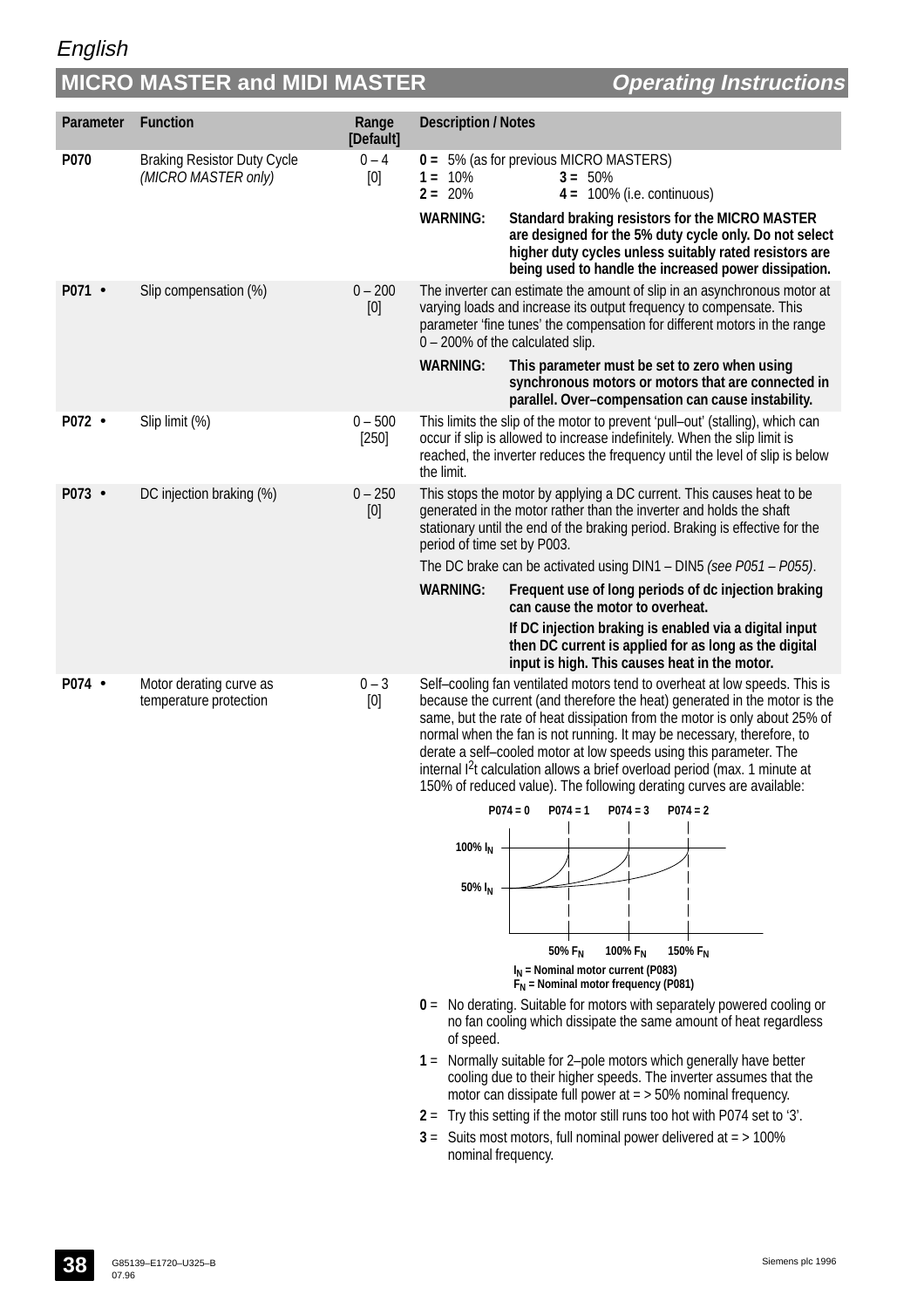| Parameter | Function | Range [Default] | Description / Notes |
|---|---|---|---|
| P070 | Braking Resistor Duty Cycle *(MICRO MASTER only)* | 0 – 4 [0] | **0 =** 5% (as for previous MICRO MASTERS) **1 =** 10% **2 =** 20% **3 =** 50% **4 =** 100% (i.e. continuous) **WARNING: Standard braking resistors for the MICRO MASTER are designed for the 5% duty cycle only. Do not select higher duty cycles unless suitably rated resistors are being used to handle the increased power dissipation.** |
| P071 • | Slip compensation (%) | 0 – 200 [0] | The inverter can estimate the amount of slip in an asynchronous motor at varying loads and increase its output frequency to compensate. This parameter 'fine tunes' the compensation for different motors in the range 0 – 200% of the calculated slip. **WARNING: This parameter must be set to zero when using synchronous motors or motors that are connected in parallel. Over–compensation can cause instability.** |
| P072 • | Slip limit (%) | 0 – 500 [250] | This limits the slip of the motor to prevent 'pull–out' (stalling), which can occur if slip is allowed to increase indefinitely. When the slip limit is reached, the inverter reduces the frequency until the level of slip is below the limit. |
| P073 • | DC injection braking (%) | 0 – 250 [0] | This stops the motor by applying a DC current. This causes heat to be generated in the motor rather than the inverter and holds the shaft stationary until the end of the braking period. Braking is effective for the period of time set by P003. The DC brake can be activated using DIN1 – DIN5 *(see P051 – P055)*. **WARNING: Frequent use of long periods of dc injection braking can cause the motor to overheat. If DC injection braking is enabled via a digital input then DC current is applied for as long as the digital input is high. This causes heat in the motor.** |
| P074 • | Motor derating curve as temperature protection | 0 – 3 [0] | Self–cooling fan ventilated motors tend to overheat at low speeds. This is because the current (and therefore the heat) generated in the motor is the same, but the rate of heat dissipation from the motor is only about 25% of normal when the fan is not running. It may be necessary, therefore, to derate a self–cooled motor at low speeds using this parameter. The internal $I^2t$ calculation allows a brief overload period (max. 1 minute at 150% of reduced value). The following derating curves are available: |

P074 = 0 P074 = 1 P074 = 3 P074 = 2

100% $I_N$

50% $I_N$

50% $F_N$ 100% $F_N$ 150% $F_N$

$I_N$ = Nominal motor current (P083)
$F_N$ = Nominal motor frequency (P081)

**0** = No derating. Suitable for motors with separately powered cooling or no fan cooling which dissipate the same amount of heat regardless of speed.

**1** = Normally suitable for 2–pole motors which generally have better cooling due to their higher speeds. The inverter assumes that the motor can dissipate full power at = > 50% nominal frequency.

**2** = Try this setting if the motor still runs too hot with P074 set to '3'.

**3** = Suits most motors, full nominal power delivered at = > 100% nominal frequency.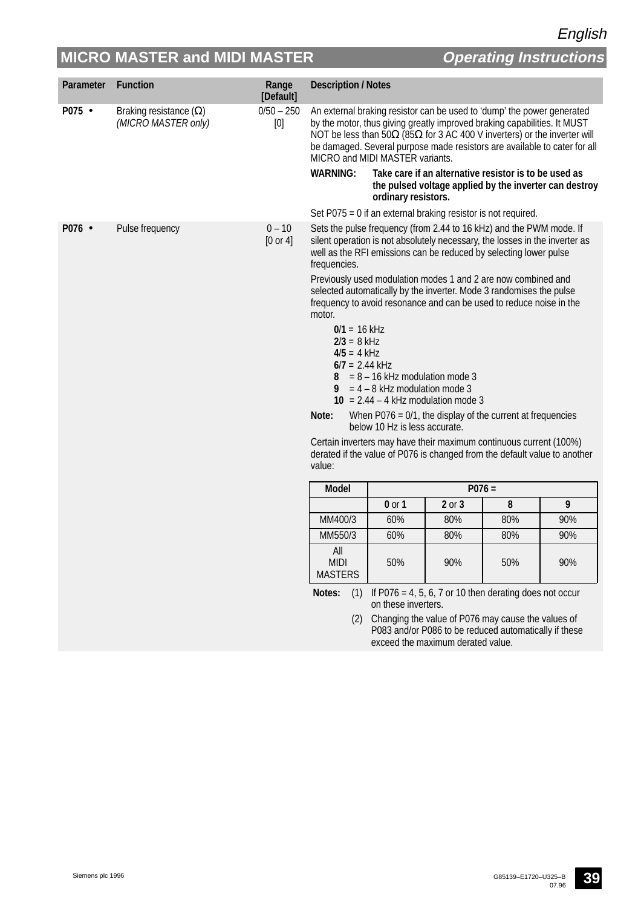| Parameter | Function | Range [Default] | Description / Notes |
|---|---|---|---|
| **P075** • | Braking resistance (Ω) *(MICRO MASTER only)* | 0/50 – 250 [0] | An external braking resistor can be used to 'dump' the power generated by the motor, thus giving greatly improved braking capabilities. It MUST NOT be less than 50Ω (85Ω for 3 AC 400 V inverters) or the inverter will be damaged. Several purpose made resistors are available to cater for all MICRO and MIDI MASTER variants.<br>**WARNING: Take care if an alternative resistor is to be used as the pulsed voltage applied by the inverter can destroy ordinary resistors.**<br>Set P075 = 0 if an external braking resistor is not required. |
| **P076** • | Pulse frequency | 0 – 10 [0 or 4] | Sets the pulse frequency (from 2.44 to 16 kHz) and the PWM mode. If silent operation is not absolutely necessary, the losses in the inverter as well as the RFI emissions can be reduced by selecting lower pulse frequencies.<br>Previously used modulation modes 1 and 2 are now combined and selected automatically by the inverter. Mode 3 randomises the pulse frequency to avoid resonance and can be used to reduce noise in the motor.<br>**0/1** = 16 kHz<br>**2/3** = 8 kHz<br>**4/5** = 4 kHz<br>**6/7** = 2.44 kHz<br>**8** = 8 – 16 kHz modulation mode 3<br>**9** = 4 – 8 kHz modulation mode 3<br>**10** = 2.44 – 4 kHz modulation mode 3<br>**Note:** When P076 = 0/1, the display of the current at frequencies below 10 Hz is less accurate.<br>Certain inverters may have their maximum continuous current (100%) derated if the value of P076 is changed from the default value to another value: |

| Model | P076 = | | | |
|---|---|---|---|---|
| | **0** or **1** | **2** or **3** | **8** | **9** |
| MM400/3 | 60% | 80% | 80% | 90% |
| MM550/3 | 60% | 80% | 80% | 90% |
| All MIDI MASTERS | 50% | 90% | 50% | 90% |

**Notes:** (1) If P076 = 4, 5, 6, 7 or 10 then derating does not occur on these inverters.

(2) Changing the value of P076 may cause the values of P083 and/or P086 to be reduced automatically if these exceed the maximum derated value.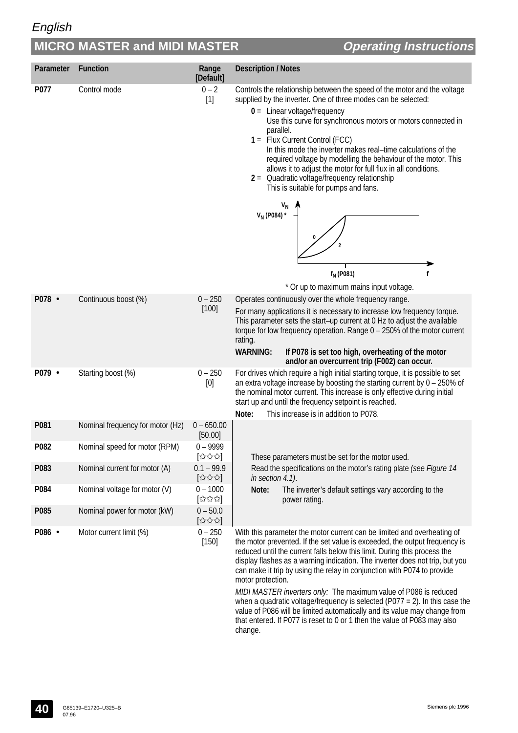| Parameter | Function | Range [Default] | Description / Notes |
|---|---|---|---|
| P077 | Control mode | 0 – 2 [1] | Controls the relationship between the speed of the motor and the voltage supplied by the inverter. One of three modes can be selected: **0** = Linear voltage/frequency Use this curve for synchronous motors or motors connected in parallel. **1** = Flux Current Control (FCC) In this mode the inverter makes real–time calculations of the required voltage by modelling the behaviour of the motor. This allows it to adjust the motor for full flux in all conditions. **2** = Quadratic voltage/frequency relationship This is suitable for pumps and fans. (Graph: $V_N$ vs f; $V_N$ (P084) *; curves 0 and 2; $f_N$ (P081)) * Or up to maximum mains input voltage. |
| P078 • | Continuous boost (%) | 0 – 250 [100] | Operates continuously over the whole frequency range. For many applications it is necessary to increase low frequency torque. This parameter sets the start–up current at 0 Hz to adjust the available torque for low frequency operation. Range 0 – 250% of the motor current rating. **WARNING: If P078 is set too high, overheating of the motor and/or an overcurrent trip (F002) can occur.** |
| P079 • | Starting boost (%) | 0 – 250 [0] | For drives which require a high initial starting torque, it is possible to set an extra voltage increase by boosting the starting current by 0 – 250% of the nominal motor current. This increase is only effective during initial start up and until the frequency setpoint is reached. **Note:** This increase is in addition to P078. |
| P081 | Nominal frequency for motor (Hz) | 0 – 650.00 [50.00] | These parameters must be set for the motor used. Read the specifications on the motor's rating plate *(see Figure 14 in section 4.1)*. **Note:** The inverter's default settings vary according to the power rating. |
| P082 | Nominal speed for motor (RPM) | 0 – 9999 [☆☆☆] | |
| P083 | Nominal current for motor (A) | 0.1 – 99.9 [☆☆☆] | |
| P084 | Nominal voltage for motor (V) | 0 – 1000 [☆☆☆] | |
| P085 | Nominal power for motor (kW) | 0 – 50.0 [☆☆☆] | |
| P086 • | Motor current limit (%) | 0 – 250 [150] | With this parameter the motor current can be limited and overheating of the motor prevented. If the set value is exceeded, the output frequency is reduced until the current falls below this limit. During this process the display flashes as a warning indication. The inverter does not trip, but you can make it trip by using the relay in conjunction with P074 to provide motor protection. *MIDI MASTER inverters only:* The maximum value of P086 is reduced when a quadratic voltage/frequency is selected (P077 = 2). In this case the value of P086 will be limited automatically and its value may change from that entered. If P077 is reset to 0 or 1 then the value of P083 may also change. |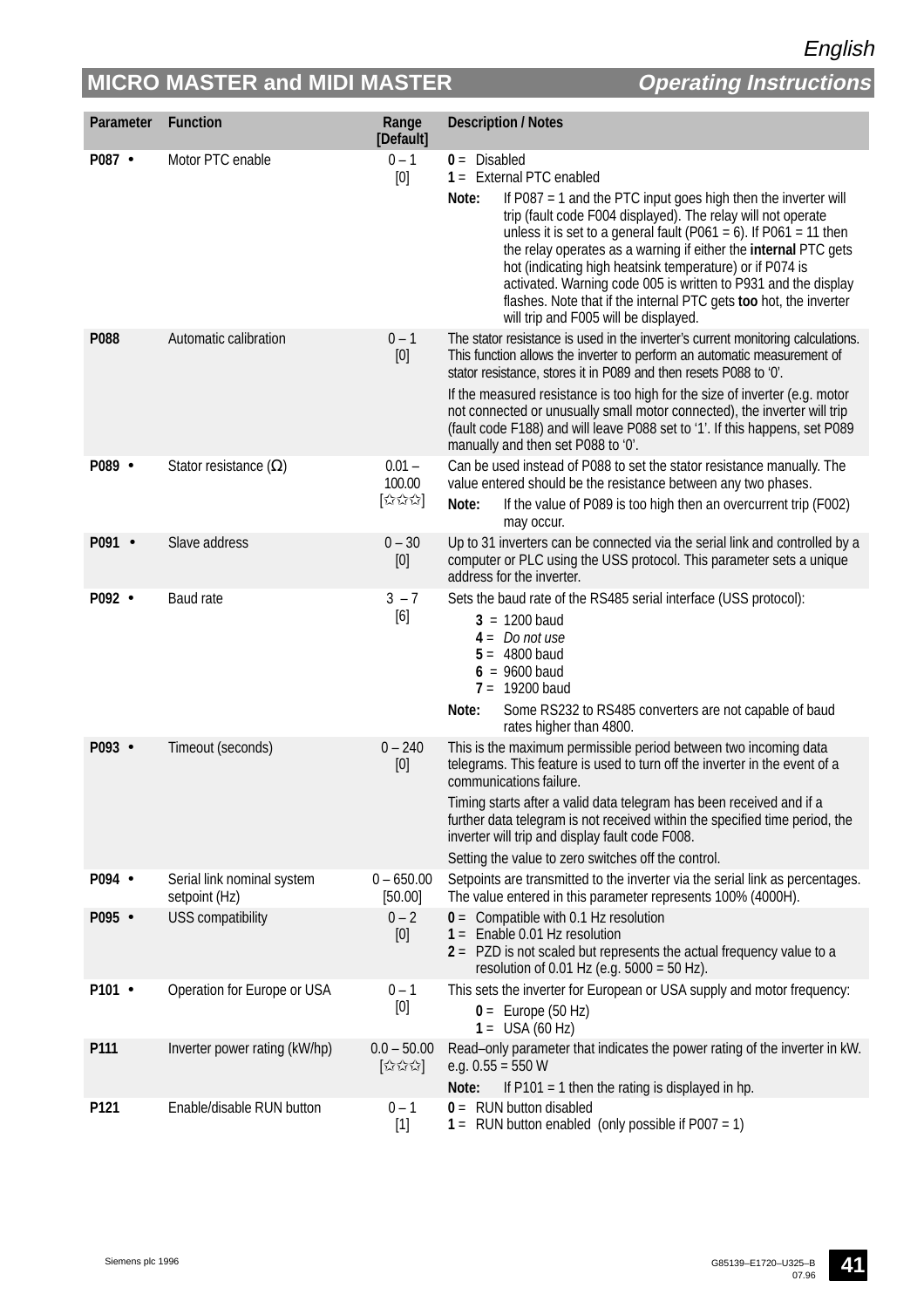| Parameter | Function | Range [Default] | Description / Notes |
|---|---|---|---|
| P087 • | Motor PTC enable | 0 – 1 [0] | **0** = Disabled<br>**1** = External PTC enabled<br>**Note:** If P087 = 1 and the PTC input goes high then the inverter will trip (fault code F004 displayed). The relay will not operate unless it is set to a general fault (P061 = 6). If P061 = 11 then the relay operates as a warning if either the **internal** PTC gets hot (indicating high heatsink temperature) or if P074 is activated. Warning code 005 is written to P931 and the display flashes. Note that if the internal PTC gets **too** hot, the inverter will trip and F005 will be displayed. |
| P088 | Automatic calibration | 0 – 1 [0] | The stator resistance is used in the inverter's current monitoring calculations. This function allows the inverter to perform an automatic measurement of stator resistance, stores it in P089 and then resets P088 to '0'.<br>If the measured resistance is too high for the size of inverter (e.g. motor not connected or unusually small motor connected), the inverter will trip (fault code F188) and will leave P088 set to '1'. If this happens, set P089 manually and then set P088 to '0'. |
| P089 • | Stator resistance (Ω) | 0.01 – 100.00 [✩✩✩] | Can be used instead of P088 to set the stator resistance manually. The value entered should be the resistance between any two phases.<br>**Note:** If the value of P089 is too high then an overcurrent trip (F002) may occur. |
| P091 • | Slave address | 0 – 30 [0] | Up to 31 inverters can be connected via the serial link and controlled by a computer or PLC using the USS protocol. This parameter sets a unique address for the inverter. |
| P092 • | Baud rate | 3 – 7 [6] | Sets the baud rate of the RS485 serial interface (USS protocol):<br>**3** = 1200 baud<br>**4** = *Do not use*<br>**5** = 4800 baud<br>**6** = 9600 baud<br>**7** = 19200 baud<br>**Note:** Some RS232 to RS485 converters are not capable of baud rates higher than 4800. |
| P093 • | Timeout (seconds) | 0 – 240 [0] | This is the maximum permissible period between two incoming data telegrams. This feature is used to turn off the inverter in the event of a communications failure.<br>Timing starts after a valid data telegram has been received and if a further data telegram is not received within the specified time period, the inverter will trip and display fault code F008.<br>Setting the value to zero switches off the control. |
| P094 • | Serial link nominal system setpoint (Hz) | 0 – 650.00 [50.00] | Setpoints are transmitted to the inverter via the serial link as percentages. The value entered in this parameter represents 100% (4000H). |
| P095 • | USS compatibility | 0 – 2 [0] | **0** = Compatible with 0.1 Hz resolution<br>**1** = Enable 0.01 Hz resolution<br>**2** = PZD is not scaled but represents the actual frequency value to a resolution of 0.01 Hz (e.g. 5000 = 50 Hz). |
| P101 • | Operation for Europe or USA | 0 – 1 [0] | This sets the inverter for European or USA supply and motor frequency:<br>**0** = Europe (50 Hz)<br>**1** = USA (60 Hz) |
| P111 | Inverter power rating (kW/hp) | 0.0 – 50.00 [✩✩✩] | Read–only parameter that indicates the power rating of the inverter in kW. e.g. 0.55 = 550 W<br>**Note:** If P101 = 1 then the rating is displayed in hp. |
| P121 | Enable/disable RUN button | 0 – 1 [1] | **0** = RUN button disabled<br>**1** = RUN button enabled (only possible if P007 = 1) |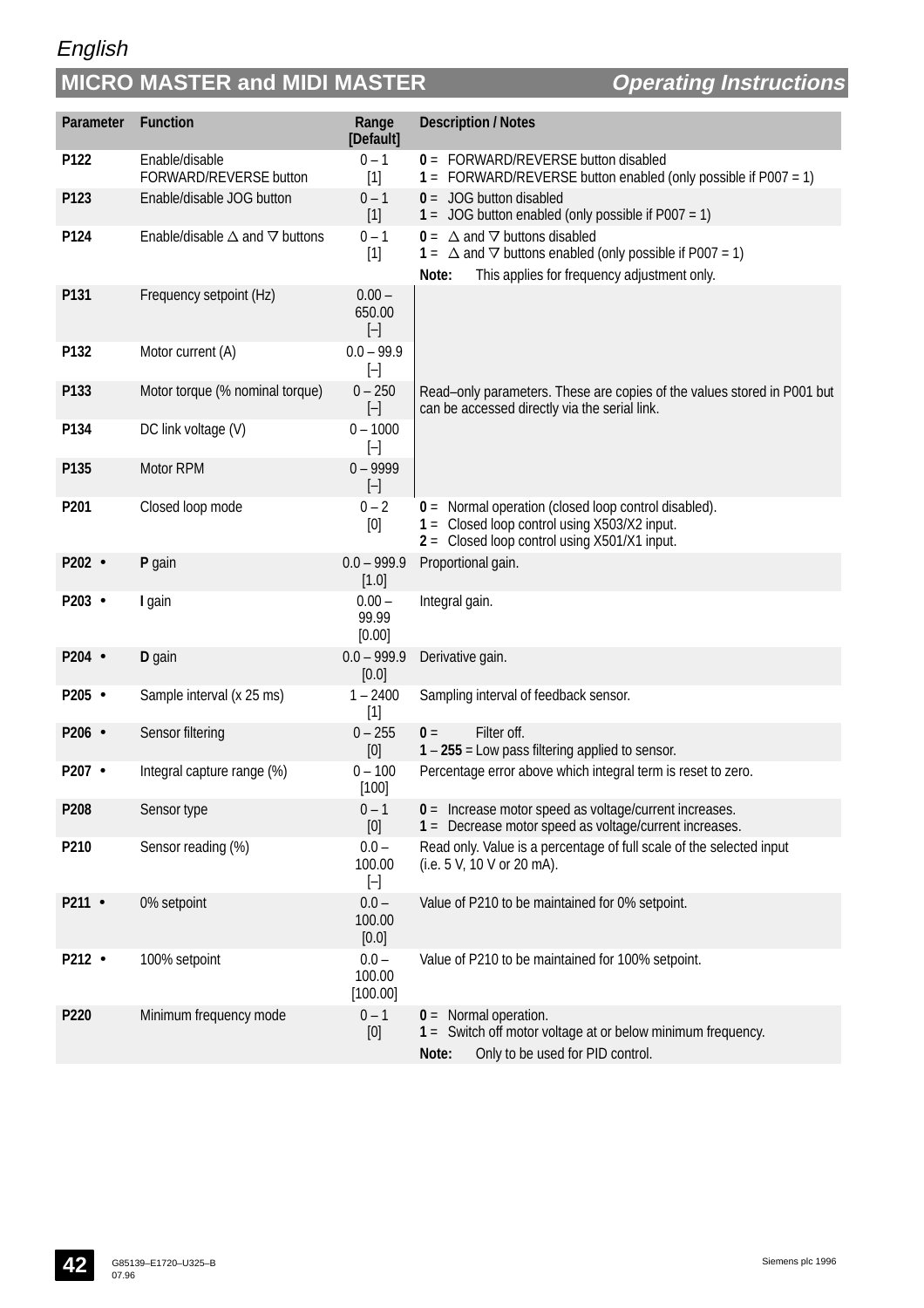| Parameter | Function | Range [Default] | Description / Notes |
|---|---|---|---|
| P122 | Enable/disable FORWARD/REVERSE button | 0 – 1 [1] | **0** = FORWARD/REVERSE button disabled<br>**1** = FORWARD/REVERSE button enabled (only possible if P007 = 1) |
| P123 | Enable/disable JOG button | 0 – 1 [1] | **0** = JOG button disabled<br>**1** = JOG button enabled (only possible if P007 = 1) |
| P124 | Enable/disable △ and ▽ buttons | 0 – 1 [1] | **0** = △ and ▽ buttons disabled<br>**1** = △ and ▽ buttons enabled (only possible if P007 = 1)<br>**Note:** This applies for frequency adjustment only. |
| P131 | Frequency setpoint (Hz) | 0.00 – 650.00 [–] | Read–only parameters. These are copies of the values stored in P001 but can be accessed directly via the serial link. |
| P132 | Motor current (A) | 0.0 – 99.9 [–] | |
| P133 | Motor torque (% nominal torque) | 0 – 250 [–] | |
| P134 | DC link voltage (V) | 0 – 1000 [–] | |
| P135 | Motor RPM | 0 – 9999 [–] | |
| P201 | Closed loop mode | 0 – 2 [0] | **0** = Normal operation (closed loop control disabled).<br>**1** = Closed loop control using X503/X2 input.<br>**2** = Closed loop control using X501/X1 input. |
| P202 • | **P** gain | 0.0 – 999.9 [1.0] | Proportional gain. |
| P203 • | **I** gain | 0.00 – 99.99 [0.00] | Integral gain. |
| P204 • | **D** gain | 0.0 – 999.9 [0.0] | Derivative gain. |
| P205 • | Sample interval (x 25 ms) | 1 – 2400 [1] | Sampling interval of feedback sensor. |
| P206 • | Sensor filtering | 0 – 255 [0] | **0** = Filter off.<br>**1** – **255** = Low pass filtering applied to sensor. |
| P207 • | Integral capture range (%) | 0 – 100 [100] | Percentage error above which integral term is reset to zero. |
| P208 | Sensor type | 0 – 1 [0] | **0** = Increase motor speed as voltage/current increases.<br>**1** = Decrease motor speed as voltage/current increases. |
| P210 | Sensor reading (%) | 0.0 – 100.00 [–] | Read only. Value is a percentage of full scale of the selected input (i.e. 5 V, 10 V or 20 mA). |
| P211 • | 0% setpoint | 0.0 – 100.00 [0.0] | Value of P210 to be maintained for 0% setpoint. |
| P212 • | 100% setpoint | 0.0 – 100.00 [100.00] | Value of P210 to be maintained for 100% setpoint. |
| P220 | Minimum frequency mode | 0 – 1 [0] | **0** = Normal operation.<br>**1** = Switch off motor voltage at or below minimum frequency.<br>**Note:** Only to be used for PID control. |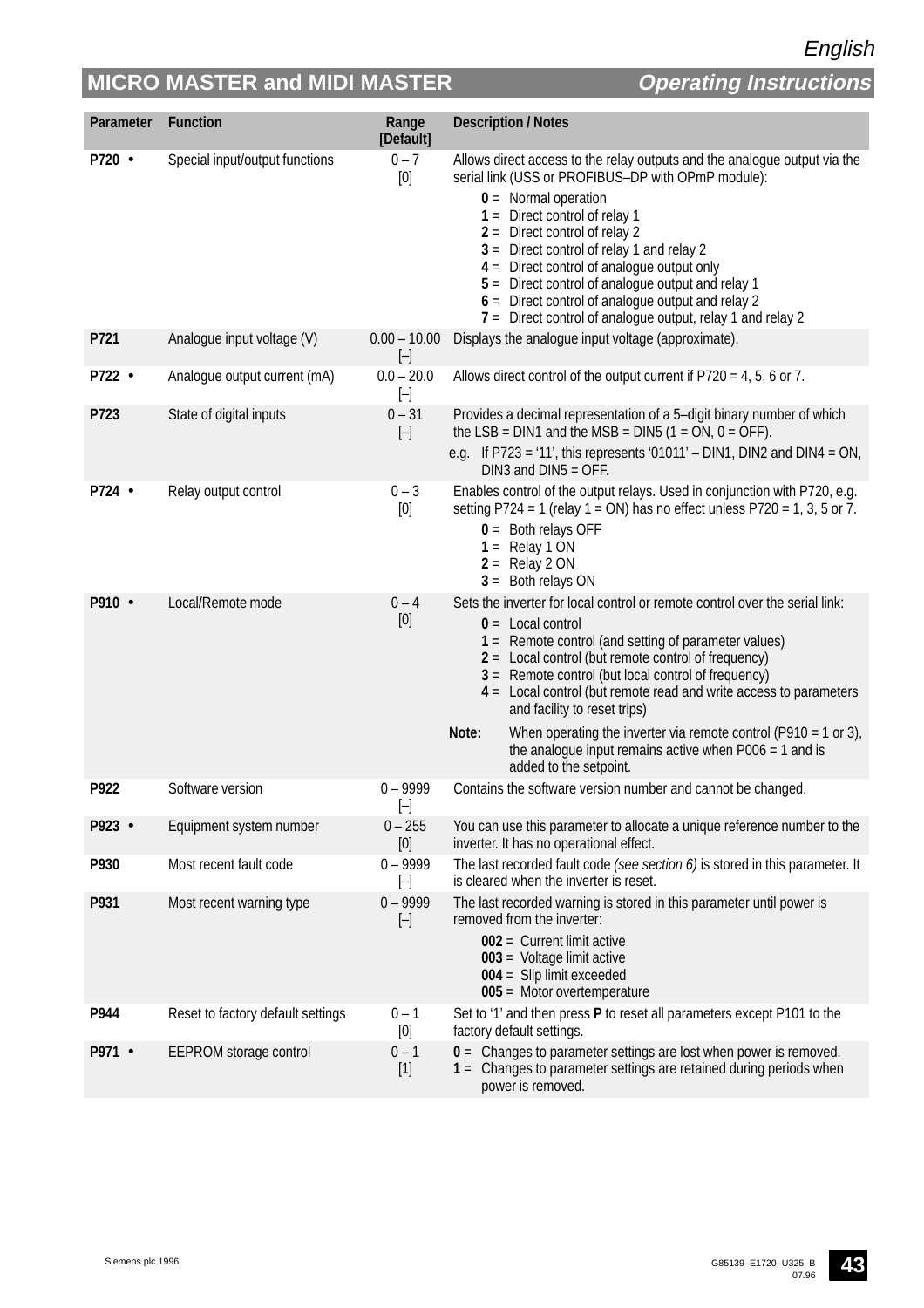| Parameter | Function | Range [Default] | Description / Notes |
|---|---|---|---|
| P720 • | Special input/output functions | 0 – 7 [0] | Allows direct access to the relay outputs and the analogue output via the serial link (USS or PROFIBUS–DP with OPmP module):<br>**0** = Normal operation<br>**1** = Direct control of relay 1<br>**2** = Direct control of relay 2<br>**3** = Direct control of relay 1 and relay 2<br>**4** = Direct control of analogue output only<br>**5** = Direct control of analogue output and relay 1<br>**6** = Direct control of analogue output and relay 2<br>**7** = Direct control of analogue output, relay 1 and relay 2 |
| P721 | Analogue input voltage (V) | 0.00 – 10.00 [–] | Displays the analogue input voltage (approximate). |
| P722 • | Analogue output current (mA) | 0.0 – 20.0 [–] | Allows direct control of the output current if P720 = 4, 5, 6 or 7. |
| P723 | State of digital inputs | 0 – 31 [–] | Provides a decimal representation of a 5–digit binary number of which the LSB = DIN1 and the MSB = DIN5 (1 = ON, 0 = OFF).<br>e.g. If P723 = '11', this represents '01011' – DIN1, DIN2 and DIN4 = ON, DIN3 and DIN5 = OFF. |
| P724 • | Relay output control | 0 – 3 [0] | Enables control of the output relays. Used in conjunction with P720, e.g. setting P724 = 1 (relay 1 = ON) has no effect unless P720 = 1, 3, 5 or 7.<br>**0** = Both relays OFF<br>**1** = Relay 1 ON<br>**2** = Relay 2 ON<br>**3** = Both relays ON |
| P910 • | Local/Remote mode | 0 – 4 [0] | Sets the inverter for local control or remote control over the serial link:<br>**0** = Local control<br>**1** = Remote control (and setting of parameter values)<br>**2** = Local control (but remote control of frequency)<br>**3** = Remote control (but local control of frequency)<br>**4** = Local control (but remote read and write access to parameters and facility to reset trips)<br>**Note:** When operating the inverter via remote control (P910 = 1 or 3), the analogue input remains active when P006 = 1 and is added to the setpoint. |
| P922 | Software version | 0 – 9999 [–] | Contains the software version number and cannot be changed. |
| P923 • | Equipment system number | 0 – 255 [0] | You can use this parameter to allocate a unique reference number to the inverter. It has no operational effect. |
| P930 | Most recent fault code | 0 – 9999 [–] | The last recorded fault code *(see section 6)* is stored in this parameter. It is cleared when the inverter is reset. |
| P931 | Most recent warning type | 0 – 9999 [–] | The last recorded warning is stored in this parameter until power is removed from the inverter:<br>**002** = Current limit active<br>**003** = Voltage limit active<br>**004** = Slip limit exceeded<br>**005** = Motor overtemperature |
| P944 | Reset to factory default settings | 0 – 1 [0] | Set to '1' and then press **P** to reset all parameters except P101 to the factory default settings. |
| P971 • | EEPROM storage control | 0 – 1 [1] | **0** = Changes to parameter settings are lost when power is removed.<br>**1** = Changes to parameter settings are retained during periods when power is removed. |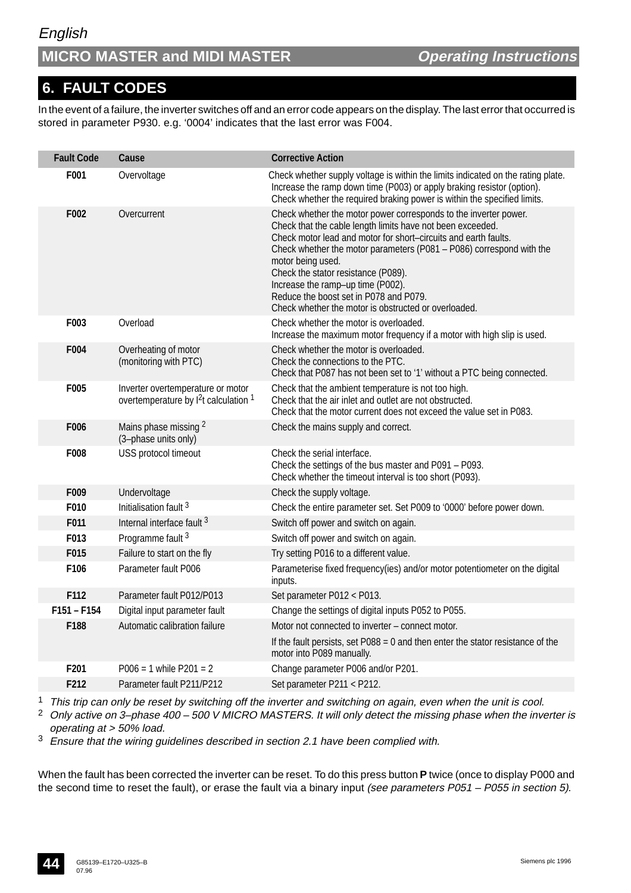# 6. FAULT CODES

In the event of a failure, the inverter switches off and an error code appears on the display. The last error that occurred is stored in parameter P930. e.g. '0004' indicates that the last error was F004.

| Fault Code | Cause | Corrective Action |
|---|---|---|
| F001 | Overvoltage | Check whether supply voltage is within the limits indicated on the rating plate.<br>Increase the ramp down time (P003) or apply braking resistor (option).<br>Check whether the required braking power is within the specified limits. |
| F002 | Overcurrent | Check whether the motor power corresponds to the inverter power.<br>Check that the cable length limits have not been exceeded.<br>Check motor lead and motor for short–circuits and earth faults.<br>Check whether the motor parameters (P081 – P086) correspond with the motor being used.<br>Check the stator resistance (P089).<br>Increase the ramp–up time (P002).<br>Reduce the boost set in P078 and P079.<br>Check whether the motor is obstructed or overloaded. |
| F003 | Overload | Check whether the motor is overloaded.<br>Increase the maximum motor frequency if a motor with high slip is used. |
| F004 | Overheating of motor (monitoring with PTC) | Check whether the motor is overloaded.<br>Check the connections to the PTC.<br>Check that P087 has not been set to '1' without a PTC being connected. |
| F005 | Inverter overtemperature or motor overtemperature by $I^2t$ calculation [1] | Check that the ambient temperature is not too high.<br>Check that the air inlet and outlet are not obstructed.<br>Check that the motor current does not exceed the value set in P083. |
| F006 | Mains phase missing [2] (3–phase units only) | Check the mains supply and correct. |
| F008 | USS protocol timeout | Check the serial interface.<br>Check the settings of the bus master and P091 – P093.<br>Check whether the timeout interval is too short (P093). |
| F009 | Undervoltage | Check the supply voltage. |
| F010 | Initialisation fault [3] | Check the entire parameter set. Set P009 to '0000' before power down. |
| F011 | Internal interface fault [3] | Switch off power and switch on again. |
| F013 | Programme fault [3] | Switch off power and switch on again. |
| F015 | Failure to start on the fly | Try setting P016 to a different value. |
| F106 | Parameter fault P006 | Parameterise fixed frequency(ies) and/or motor potentiometer on the digital inputs. |
| F112 | Parameter fault P012/P013 | Set parameter P012 < P013. |
| F151 – F154 | Digital input parameter fault | Change the settings of digital inputs P052 to P055. |
| F188 | Automatic calibration failure | Motor not connected to inverter – connect motor.<br>If the fault persists, set P088 = 0 and then enter the stator resistance of the motor into P089 manually. |
| F201 | P006 = 1 while P201 = 2 | Change parameter P006 and/or P201. |
| F212 | Parameter fault P211/P212 | Set parameter P211 < P212. |

[1] *This trip can only be reset by switching off the inverter and switching on again, even when the unit is cool.*

[2] *Only active on 3–phase 400 – 500 V MICRO MASTERS. It will only detect the missing phase when the inverter is operating at > 50% load.*

[3] *Ensure that the wiring guidelines described in section 2.1 have been complied with.*

When the fault has been corrected the inverter can be reset. To do this press button **P** twice (once to display P000 and the second time to reset the fault), or erase the fault via a binary input *(see parameters P051 – P055 in section 5).*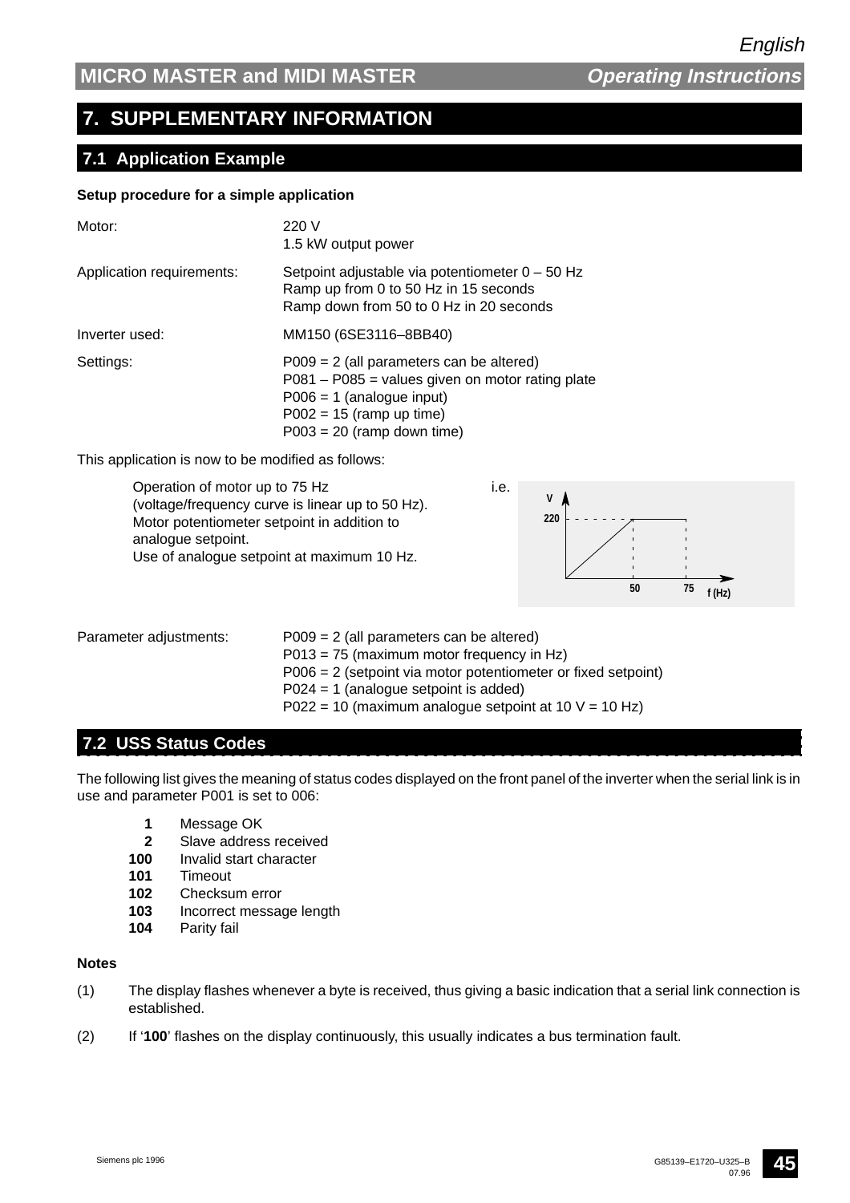# 7. SUPPLEMENTARY INFORMATION

## 7.1 Application Example

**Setup procedure for a simple application**

| | |
|---|---|
| Motor: | 220 V<br>1.5 kW output power |
| Application requirements: | Setpoint adjustable via potentiometer 0 – 50 Hz<br>Ramp up from 0 to 50 Hz in 15 seconds<br>Ramp down from 50 to 0 Hz in 20 seconds |
| Inverter used: | MM150 (6SE3116–8BB40) |
| Settings: | P009 = 2 (all parameters can be altered)<br>P081 – P085 = values given on motor rating plate<br>P006 = 1 (analogue input)<br>P002 = 15 (ramp up time)<br>P003 = 20 (ramp down time) |

This application is now to be modified as follows:

Operation of motor up to 75 Hz (voltage/frequency curve is linear up to 50 Hz).
Motor potentiometer setpoint in addition to analogue setpoint.
Use of analogue setpoint at maximum 10 Hz.

i.e.

V
220
50 75 f (Hz)

| | |
|---|---|
| Parameter adjustments: | P009 = 2 (all parameters can be altered)<br>P013 = 75 (maximum motor frequency in Hz)<br>P006 = 2 (setpoint via motor potentiometer or fixed setpoint)<br>P024 = 1 (analogue setpoint is added)<br>P022 = 10 (maximum analogue setpoint at 10 V = 10 Hz) |

## 7.2 USS Status Codes

The following list gives the meaning of status codes displayed on the front panel of the inverter when the serial link is in use and parameter P001 is set to 006:

- **1** Message OK
- **2** Slave address received
- **100** Invalid start character
- **101** Timeout
- **102** Checksum error
- **103** Incorrect message length
- **104** Parity fail

**Notes**

(1) The display flashes whenever a byte is received, thus giving a basic indication that a serial link connection is established.

(2) If '**100**' flashes on the display continuously, this usually indicates a bus termination fault.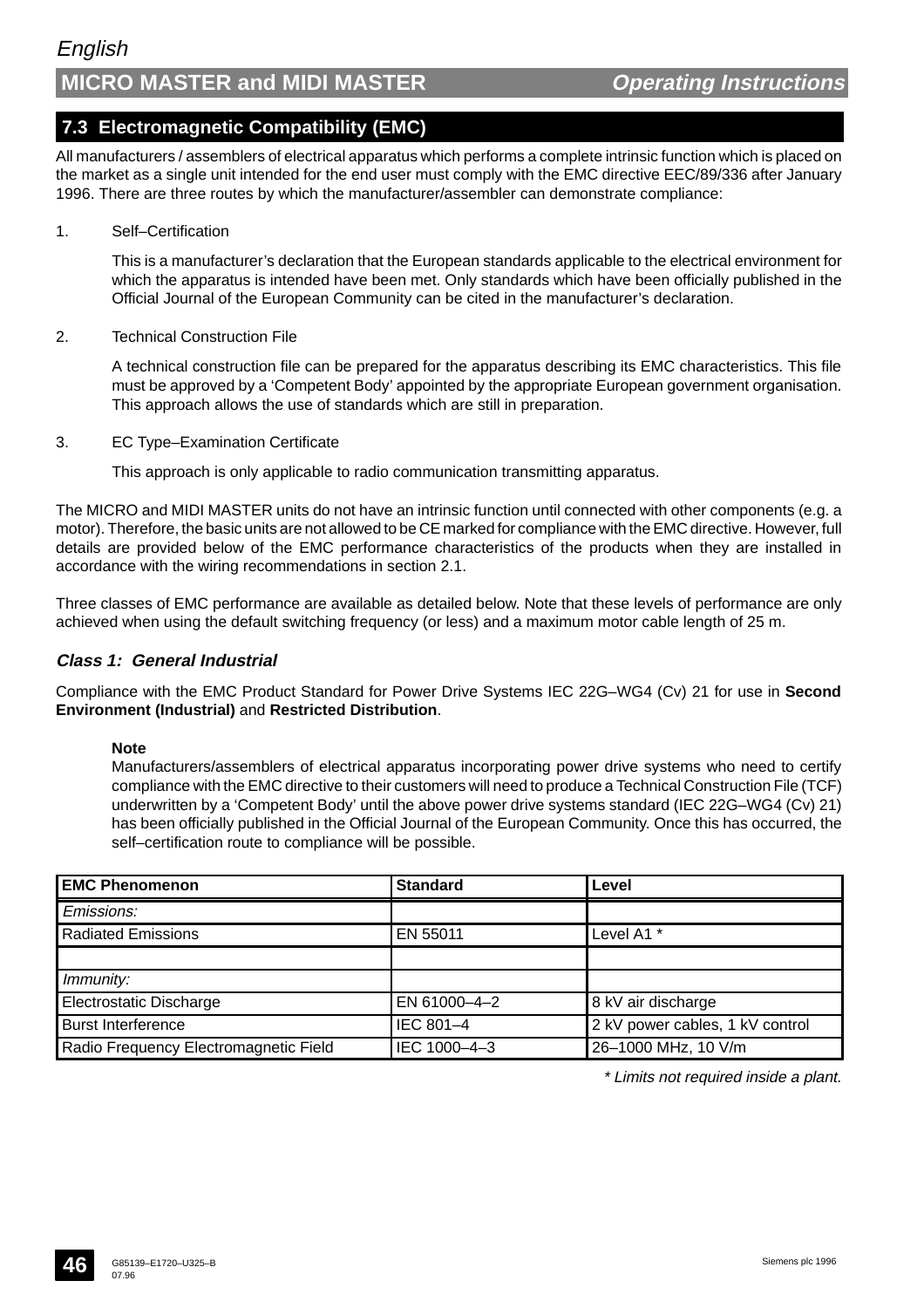## 7.3 Electromagnetic Compatibility (EMC)

All manufacturers / assemblers of electrical apparatus which performs a complete intrinsic function which is placed on the market as a single unit intended for the end user must comply with the EMC directive EEC/89/336 after January 1996. There are three routes by which the manufacturer/assembler can demonstrate compliance:

1. Self–Certification

   This is a manufacturer's declaration that the European standards applicable to the electrical environment for which the apparatus is intended have been met. Only standards which have been officially published in the Official Journal of the European Community can be cited in the manufacturer's declaration.

2. Technical Construction File

   A technical construction file can be prepared for the apparatus describing its EMC characteristics. This file must be approved by a 'Competent Body' appointed by the appropriate European government organisation. This approach allows the use of standards which are still in preparation.

3. EC Type–Examination Certificate

   This approach is only applicable to radio communication transmitting apparatus.

The MICRO and MIDI MASTER units do not have an intrinsic function until connected with other components (e.g. a motor). Therefore, the basic units are not allowed to be CE marked for compliance with the EMC directive. However, full details are provided below of the EMC performance characteristics of the products when they are installed in accordance with the wiring recommendations in section 2.1.

Three classes of EMC performance are available as detailed below. Note that these levels of performance are only achieved when using the default switching frequency (or less) and a maximum motor cable length of 25 m.

### *Class 1: General Industrial*

Compliance with the EMC Product Standard for Power Drive Systems IEC 22G–WG4 (Cv) 21 for use in **Second Environment (Industrial)** and **Restricted Distribution**.

**Note**

Manufacturers/assemblers of electrical apparatus incorporating power drive systems who need to certify compliance with the EMC directive to their customers will need to produce a Technical Construction File (TCF) underwritten by a 'Competent Body' until the above power drive systems standard (IEC 22G–WG4 (Cv) 21) has been officially published in the Official Journal of the European Community. Once this has occurred, the self–certification route to compliance will be possible.

| EMC Phenomenon | Standard | Level |
|---|---|---|
| *Emissions:* | | |
| Radiated Emissions | EN 55011 | Level A1 * |
| | | |
| *Immunity:* | | |
| Electrostatic Discharge | EN 61000–4–2 | 8 kV air discharge |
| Burst Interference | IEC 801–4 | 2 kV power cables, 1 kV control |
| Radio Frequency Electromagnetic Field | IEC 1000–4–3 | 26–1000 MHz, 10 V/m |

*\* Limits not required inside a plant.*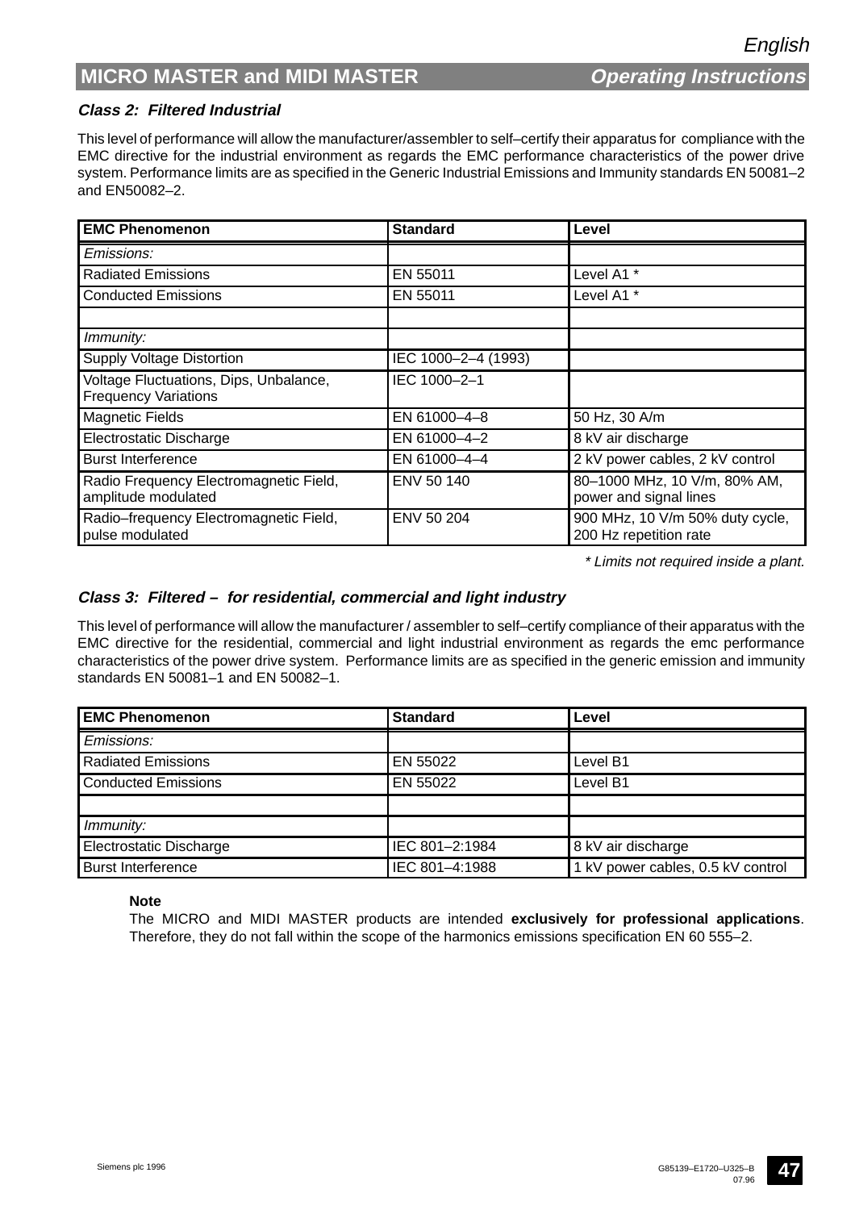### *Class 2: Filtered Industrial*

This level of performance will allow the manufacturer/assembler to self–certify their apparatus for compliance with the EMC directive for the industrial environment as regards the EMC performance characteristics of the power drive system. Performance limits are as specified in the Generic Industrial Emissions and Immunity standards EN 50081–2 and EN50082–2.

| **EMC Phenomenon** | **Standard** | **Level** |
|---|---|---|
| *Emissions:* | | |
| Radiated Emissions | EN 55011 | Level A1 * |
| Conducted Emissions | EN 55011 | Level A1 * |
| | | |
| *Immunity:* | | |
| Supply Voltage Distortion | IEC 1000–2–4 (1993) | |
| Voltage Fluctuations, Dips, Unbalance, Frequency Variations | IEC 1000–2–1 | |
| Magnetic Fields | EN 61000–4–8 | 50 Hz, 30 A/m |
| Electrostatic Discharge | EN 61000–4–2 | 8 kV air discharge |
| Burst Interference | EN 61000–4–4 | 2 kV power cables, 2 kV control |
| Radio Frequency Electromagnetic Field, amplitude modulated | ENV 50 140 | 80–1000 MHz, 10 V/m, 80% AM, power and signal lines |
| Radio–frequency Electromagnetic Field, pulse modulated | ENV 50 204 | 900 MHz, 10 V/m 50% duty cycle, 200 Hz repetition rate |

*\* Limits not required inside a plant.*

### *Class 3: Filtered – for residential, commercial and light industry*

This level of performance will allow the manufacturer / assembler to self–certify compliance of their apparatus with the EMC directive for the residential, commercial and light industrial environment as regards the emc performance characteristics of the power drive system. Performance limits are as specified in the generic emission and immunity standards EN 50081–1 and EN 50082–1.

| **EMC Phenomenon** | **Standard** | **Level** |
|---|---|---|
| *Emissions:* | | |
| Radiated Emissions | EN 55022 | Level B1 |
| Conducted Emissions | EN 55022 | Level B1 |
| | | |
| *Immunity:* | | |
| Electrostatic Discharge | IEC 801–2:1984 | 8 kV air discharge |
| Burst Interference | IEC 801–4:1988 | 1 kV power cables, 0.5 kV control |

**Note**

The MICRO and MIDI MASTER products are intended **exclusively for professional applications**. Therefore, they do not fall within the scope of the harmonics emissions specification EN 60 555–2.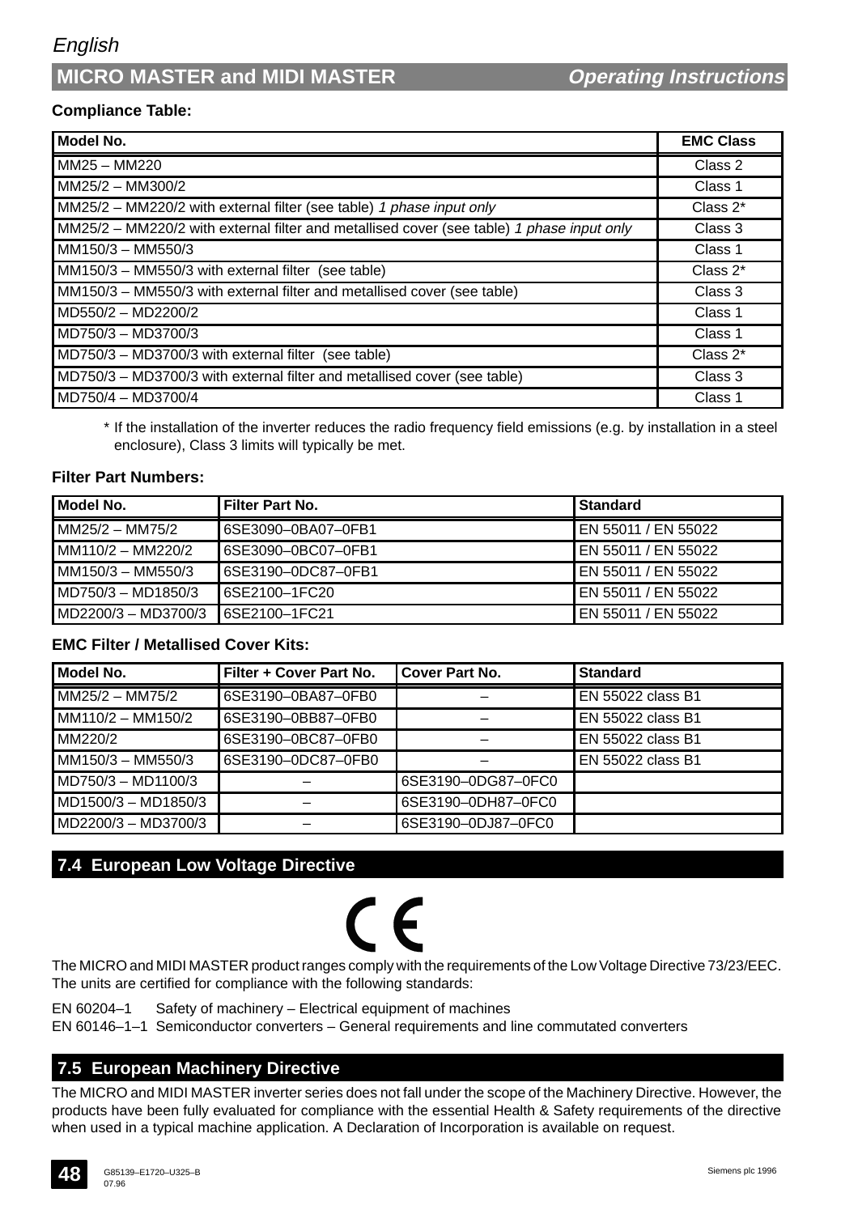**Compliance Table:**

| Model No. | EMC Class |
|---|---|
| MM25 – MM220 | Class 2 |
| MM25/2 – MM300/2 | Class 1 |
| MM25/2 – MM220/2 with external filter (see table) *1 phase input only* | Class 2* |
| MM25/2 – MM220/2 with external filter and metallised cover (see table) *1 phase input only* | Class 3 |
| MM150/3 – MM550/3 | Class 1 |
| MM150/3 – MM550/3 with external filter (see table) | Class 2* |
| MM150/3 – MM550/3 with external filter and metallised cover (see table) | Class 3 |
| MD550/2 – MD2200/2 | Class 1 |
| MD750/3 – MD3700/3 | Class 1 |
| MD750/3 – MD3700/3 with external filter (see table) | Class 2* |
| MD750/3 – MD3700/3 with external filter and metallised cover (see table) | Class 3 |
| MD750/4 – MD3700/4 | Class 1 |

\* If the installation of the inverter reduces the radio frequency field emissions (e.g. by installation in a steel enclosure), Class 3 limits will typically be met.

**Filter Part Numbers:**

| Model No. | Filter Part No. | Standard |
|---|---|---|
| MM25/2 – MM75/2 | 6SE3090–0BA07–0FB1 | EN 55011 / EN 55022 |
| MM110/2 – MM220/2 | 6SE3090–0BC07–0FB1 | EN 55011 / EN 55022 |
| MM150/3 – MM550/3 | 6SE3190–0DC87–0FB1 | EN 55011 / EN 55022 |
| MD750/3 – MD1850/3 | 6SE2100–1FC20 | EN 55011 / EN 55022 |
| MD2200/3 – MD3700/3 | 6SE2100–1FC21 | EN 55011 / EN 55022 |

**EMC Filter / Metallised Cover Kits:**

| Model No. | Filter + Cover Part No. | Cover Part No. | Standard |
|---|---|---|---|
| MM25/2 – MM75/2 | 6SE3190–0BA87–0FB0 | – | EN 55022 class B1 |
| MM110/2 – MM150/2 | 6SE3190–0BB87–0FB0 | – | EN 55022 class B1 |
| MM220/2 | 6SE3190–0BC87–0FB0 | – | EN 55022 class B1 |
| MM150/3 – MM550/3 | 6SE3190–0DC87–0FB0 | – | EN 55022 class B1 |
| MD750/3 – MD1100/3 | – | 6SE3190–0DG87–0FC0 | |
| MD1500/3 – MD1850/3 | – | 6SE3190–0DH87–0FC0 | |
| MD2200/3 – MD3700/3 | – | 6SE3190–0DJ87–0FC0 | |

## 7.4 European Low Voltage Directive

CE

The MICRO and MIDI MASTER product ranges comply with the requirements of the Low Voltage Directive 73/23/EEC. The units are certified for compliance with the following standards:

EN 60204–1 Safety of machinery – Electrical equipment of machines
EN 60146–1–1 Semiconductor converters – General requirements and line commutated converters

## 7.5 European Machinery Directive

The MICRO and MIDI MASTER inverter series does not fall under the scope of the Machinery Directive. However, the products have been fully evaluated for compliance with the essential Health & Safety requirements of the directive when used in a typical machine application. A Declaration of Incorporation is available on request.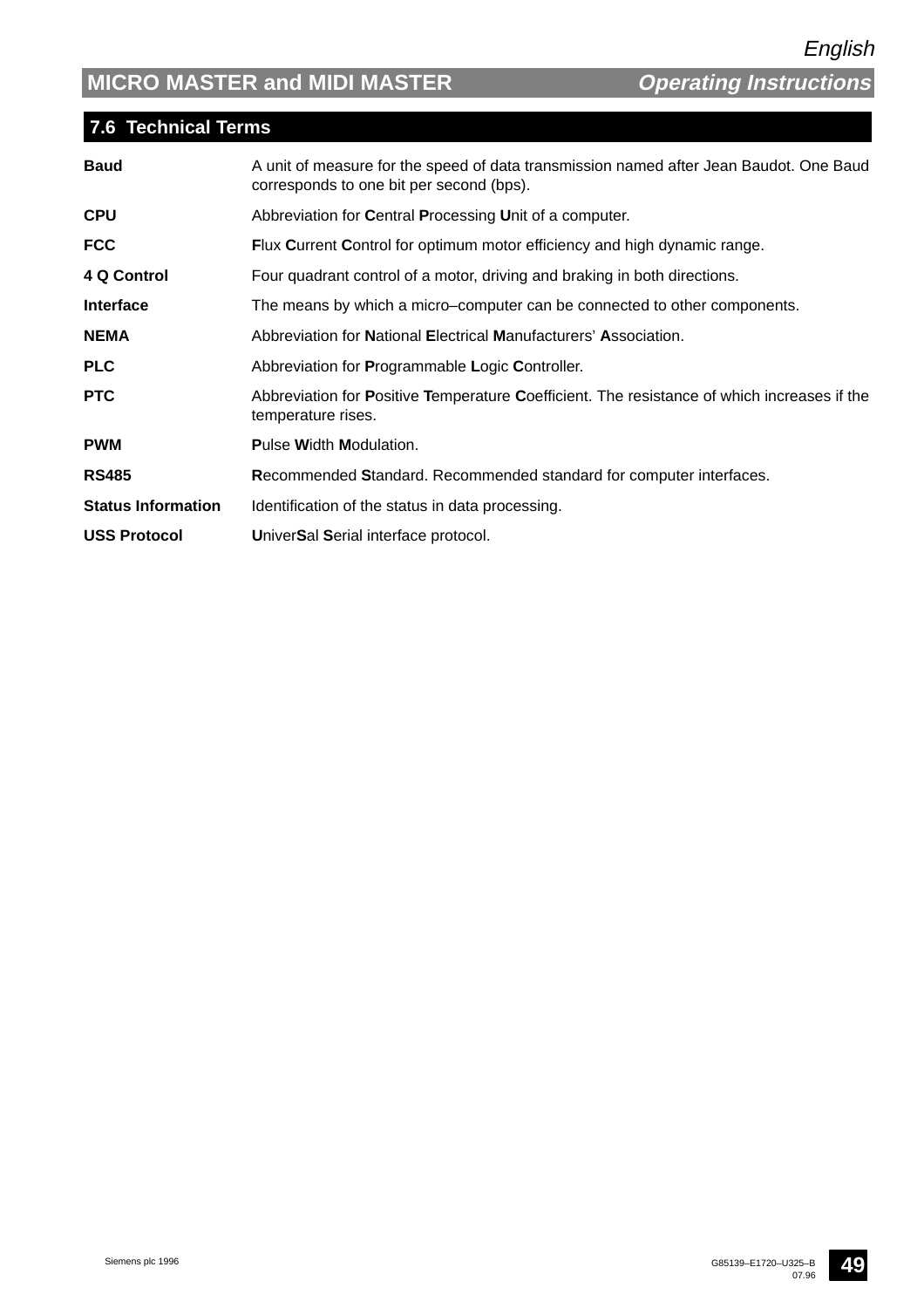## 7.6 Technical Terms

| | |
|---|---|
| **Baud** | A unit of measure for the speed of data transmission named after Jean Baudot. One Baud corresponds to one bit per second (bps). |
| **CPU** | Abbreviation for **C**entral **P**rocessing **U**nit of a computer. |
| **FCC** | **F**lux **C**urrent **C**ontrol for optimum motor efficiency and high dynamic range. |
| **4 Q Control** | Four quadrant control of a motor, driving and braking in both directions. |
| **Interface** | The means by which a micro–computer can be connected to other components. |
| **NEMA** | Abbreviation for **N**ational **E**lectrical **M**anufacturers' **A**ssociation. |
| **PLC** | Abbreviation for **P**rogrammable **L**ogic **C**ontroller. |
| **PTC** | Abbreviation for **P**ositive **T**emperature **C**oefficient. The resistance of which increases if the temperature rises. |
| **PWM** | **P**ulse **W**idth **M**odulation. |
| **RS485** | **R**ecommended **S**tandard. Recommended standard for computer interfaces. |
| **Status Information** | Identification of the status in data processing. |
| **USS Protocol** | **U**niver**S**al **S**erial interface protocol. |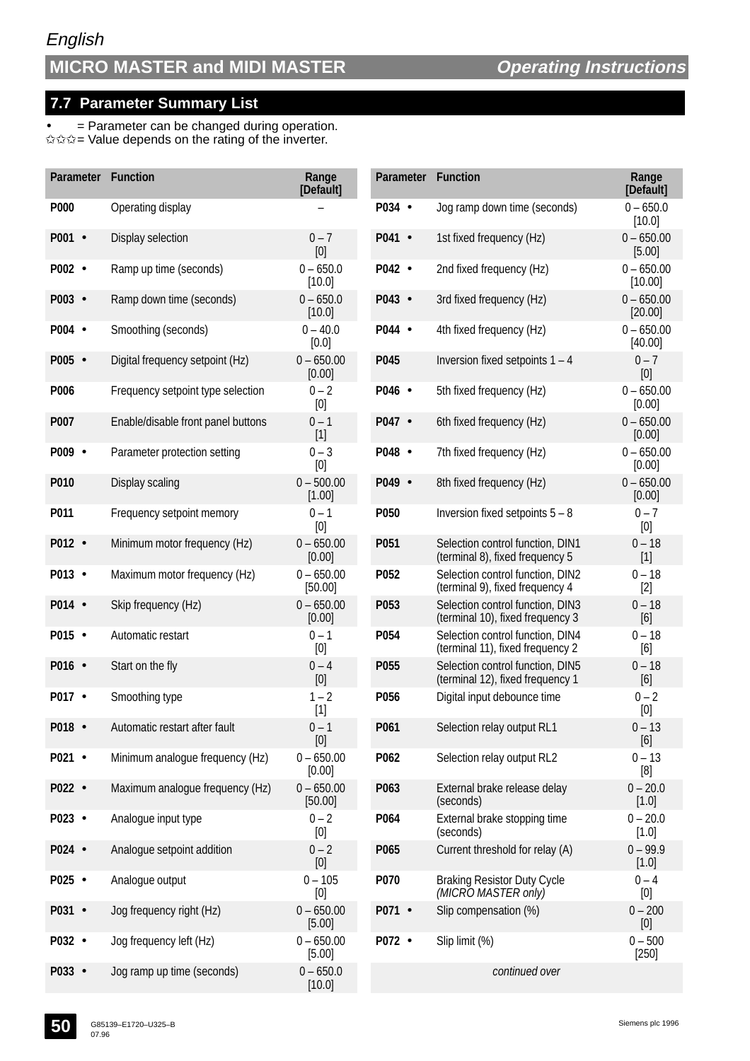## 7.7 Parameter Summary List

- • = Parameter can be changed during operation.
- ✩✩✩ = Value depends on the rating of the inverter.

| Parameter | Function | Range [Default] |
|---|---|---|
| P000 | Operating display | – |
| P001 • | Display selection | 0 – 7 [0] |
| P002 • | Ramp up time (seconds) | 0 – 650.0 [10.0] |
| P003 • | Ramp down time (seconds) | 0 – 650.0 [10.0] |
| P004 • | Smoothing (seconds) | 0 – 40.0 [0.0] |
| P005 • | Digital frequency setpoint (Hz) | 0 – 650.00 [0.00] |
| P006 | Frequency setpoint type selection | 0 – 2 [0] |
| P007 | Enable/disable front panel buttons | 0 – 1 [1] |
| P009 • | Parameter protection setting | 0 – 3 [0] |
| P010 | Display scaling | 0 – 500.00 [1.00] |
| P011 | Frequency setpoint memory | 0 – 1 [0] |
| P012 • | Minimum motor frequency (Hz) | 0 – 650.00 [0.00] |
| P013 • | Maximum motor frequency (Hz) | 0 – 650.00 [50.00] |
| P014 • | Skip frequency (Hz) | 0 – 650.00 [0.00] |
| P015 • | Automatic restart | 0 – 1 [0] |
| P016 • | Start on the fly | 0 – 4 [0] |
| P017 • | Smoothing type | 1 – 2 [1] |
| P018 • | Automatic restart after fault | 0 – 1 [0] |
| P021 • | Minimum analogue frequency (Hz) | 0 – 650.00 [0.00] |
| P022 • | Maximum analogue frequency (Hz) | 0 – 650.00 [50.00] |
| P023 • | Analogue input type | 0 – 2 [0] |
| P024 • | Analogue setpoint addition | 0 – 2 [0] |
| P025 • | Analogue output | 0 – 105 [0] |
| P031 • | Jog frequency right (Hz) | 0 – 650.00 [5.00] |
| P032 • | Jog frequency left (Hz) | 0 – 650.00 [5.00] |
| P033 • | Jog ramp up time (seconds) | 0 – 650.0 [10.0] |
| P034 • | Jog ramp down time (seconds) | 0 – 650.0 [10.0] |
| P041 • | 1st fixed frequency (Hz) | 0 – 650.00 [5.00] |
| P042 • | 2nd fixed frequency (Hz) | 0 – 650.00 [10.00] |
| P043 • | 3rd fixed frequency (Hz) | 0 – 650.00 [20.00] |
| P044 • | 4th fixed frequency (Hz) | 0 – 650.00 [40.00] |
| P045 | Inversion fixed setpoints 1 – 4 | 0 – 7 [0] |
| P046 • | 5th fixed frequency (Hz) | 0 – 650.00 [0.00] |
| P047 • | 6th fixed frequency (Hz) | 0 – 650.00 [0.00] |
| P048 • | 7th fixed frequency (Hz) | 0 – 650.00 [0.00] |
| P049 • | 8th fixed frequency (Hz) | 0 – 650.00 [0.00] |
| P050 | Inversion fixed setpoints 5 – 8 | 0 – 7 [0] |
| P051 | Selection control function, DIN1 (terminal 8), fixed frequency 5 | 0 – 18 [1] |
| P052 | Selection control function, DIN2 (terminal 9), fixed frequency 4 | 0 – 18 [2] |
| P053 | Selection control function, DIN3 (terminal 10), fixed frequency 3 | 0 – 18 [6] |
| P054 | Selection control function, DIN4 (terminal 11), fixed frequency 2 | 0 – 18 [6] |
| P055 | Selection control function, DIN5 (terminal 12), fixed frequency 1 | 0 – 18 [6] |
| P056 | Digital input debounce time | 0 – 2 [0] |
| P061 | Selection relay output RL1 | 0 – 13 [6] |
| P062 | Selection relay output RL2 | 0 – 13 [8] |
| P063 | External brake release delay (seconds) | 0 – 20.0 [1.0] |
| P064 | External brake stopping time (seconds) | 0 – 20.0 [1.0] |
| P065 | Current threshold for relay (A) | 0 – 99.9 [1.0] |
| P070 | Braking Resistor Duty Cycle *(MICRO MASTER only)* | 0 – 4 [0] |
| P071 • | Slip compensation (%) | 0 – 200 [0] |
| P072 • | Slip limit (%) | 0 – 500 [250] |

*continued over*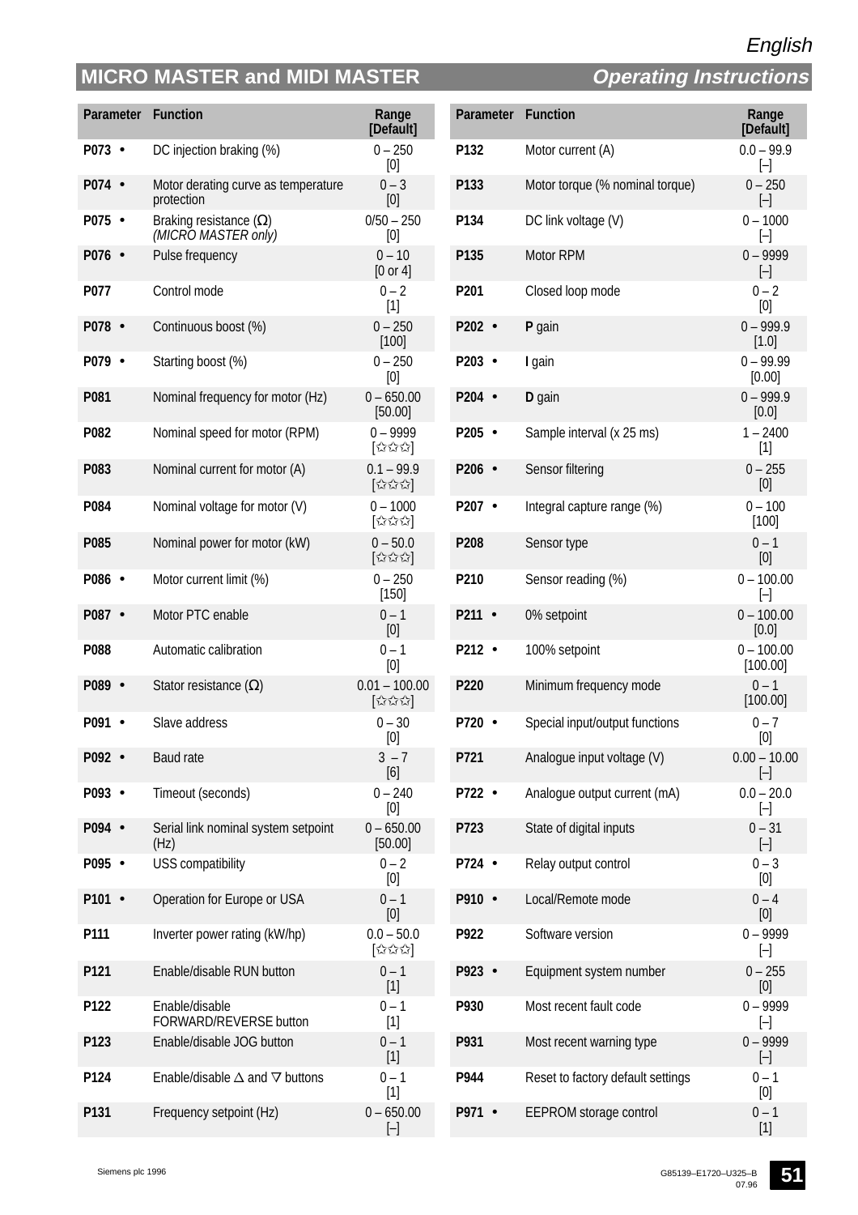## MICRO MASTER and MIDI MASTER

| Parameter | Function | Range [Default] |
|---|---|---|
| P073 • | DC injection braking (%) | 0 – 250 [0] |
| P074 • | Motor derating curve as temperature protection | 0 – 3 [0] |
| P075 • | Braking resistance (Ω) *(MICRO MASTER only)* | 0/50 – 250 [0] |
| P076 • | Pulse frequency | 0 – 10 [0 or 4] |
| P077 | Control mode | 0 – 2 [1] |
| P078 • | Continuous boost (%) | 0 – 250 [100] |
| P079 • | Starting boost (%) | 0 – 250 [0] |
| P081 | Nominal frequency for motor (Hz) | 0 – 650.00 [50.00] |
| P082 | Nominal speed for motor (RPM) | 0 – 9999 [☆☆☆] |
| P083 | Nominal current for motor (A) | 0.1 – 99.9 [☆☆☆] |
| P084 | Nominal voltage for motor (V) | 0 – 1000 [☆☆☆] |
| P085 | Nominal power for motor (kW) | 0 – 50.0 [☆☆☆] |
| P086 • | Motor current limit (%) | 0 – 250 [150] |
| P087 • | Motor PTC enable | 0 – 1 [0] |
| P088 | Automatic calibration | 0 – 1 [0] |
| P089 • | Stator resistance (Ω) | 0.01 – 100.00 [☆☆☆] |
| P091 • | Slave address | 0 – 30 [0] |
| P092 • | Baud rate | 3 – 7 [6] |
| P093 • | Timeout (seconds) | 0 – 240 [0] |
| P094 • | Serial link nominal system setpoint (Hz) | 0 – 650.00 [50.00] |
| P095 • | USS compatibility | 0 – 2 [0] |
| P101 • | Operation for Europe or USA | 0 – 1 [0] |
| P111 | Inverter power rating (kW/hp) | 0.0 – 50.0 [☆☆☆] |
| P121 | Enable/disable RUN button | 0 – 1 [1] |
| P122 | Enable/disable FORWARD/REVERSE button | 0 – 1 [1] |
| P123 | Enable/disable JOG button | 0 – 1 [1] |
| P124 | Enable/disable △ and ▽ buttons | 0 – 1 [1] |
| P131 | Frequency setpoint (Hz) | 0 – 650.00 [–] |
| P132 | Motor current (A) | 0.0 – 99.9 [–] |
| P133 | Motor torque (% nominal torque) | 0 – 250 [–] |
| P134 | DC link voltage (V) | 0 – 1000 [–] |
| P135 | Motor RPM | 0 – 9999 [–] |
| P201 | Closed loop mode | 0 – 2 [0] |
| P202 • | **P** gain | 0 – 999.9 [1.0] |
| P203 • | **I** gain | 0 – 99.99 [0.00] |
| P204 • | **D** gain | 0 – 999.9 [0.0] |
| P205 • | Sample interval (x 25 ms) | 1 – 2400 [1] |
| P206 • | Sensor filtering | 0 – 255 [0] |
| P207 • | Integral capture range (%) | 0 – 100 [100] |
| P208 | Sensor type | 0 – 1 [0] |
| P210 | Sensor reading (%) | 0 – 100.00 [–] |
| P211 • | 0% setpoint | 0 – 100.00 [0.0] |
| P212 • | 100% setpoint | 0 – 100.00 [100.00] |
| P220 | Minimum frequency mode | 0 – 1 [100.00] |
| P720 • | Special input/output functions | 0 – 7 [0] |
| P721 | Analogue input voltage (V) | 0.00 – 10.00 [–] |
| P722 • | Analogue output current (mA) | 0.0 – 20.0 [–] |
| P723 | State of digital inputs | 0 – 31 [–] |
| P724 • | Relay output control | 0 – 3 [0] |
| P910 • | Local/Remote mode | 0 – 4 [0] |
| P922 | Software version | 0 – 9999 [–] |
| P923 • | Equipment system number | 0 – 255 [0] |
| P930 | Most recent fault code | 0 – 9999 [–] |
| P931 | Most recent warning type | 0 – 9999 [–] |
| P944 | Reset to factory default settings | 0 – 1 [0] |
| P971 • | EEPROM storage control | 0 – 1 [1] |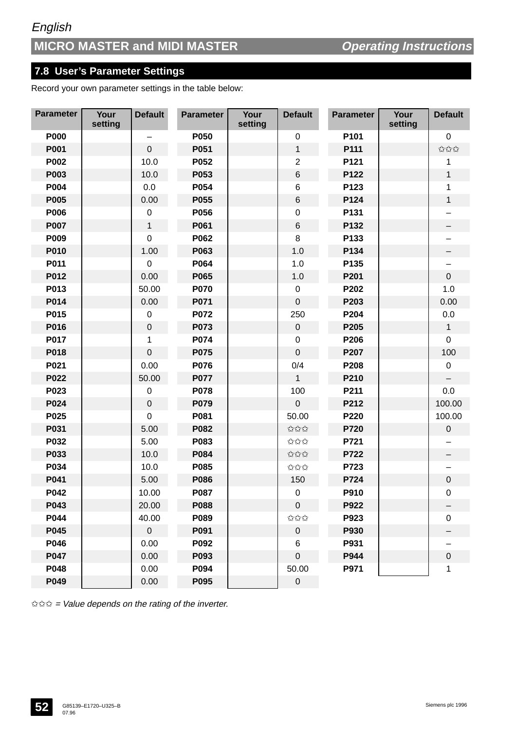## 7.8 User's Parameter Settings

Record your own parameter settings in the table below:

| Parameter | Your setting | Default | Parameter | Your setting | Default | Parameter | Your setting | Default |
|---|---|---|---|---|---|---|---|---|
| P000 | | – | P050 | | 0 | P101 | | 0 |
| P001 | | 0 | P051 | | 1 | P111 | | ☆☆☆ |
| P002 | | 10.0 | P052 | | 2 | P121 | | 1 |
| P003 | | 10.0 | P053 | | 6 | P122 | | 1 |
| P004 | | 0.0 | P054 | | 6 | P123 | | 1 |
| P005 | | 0.00 | P055 | | 6 | P124 | | 1 |
| P006 | | 0 | P056 | | 0 | P131 | | – |
| P007 | | 1 | P061 | | 6 | P132 | | – |
| P009 | | 0 | P062 | | 8 | P133 | | – |
| P010 | | 1.00 | P063 | | 1.0 | P134 | | – |
| P011 | | 0 | P064 | | 1.0 | P135 | | – |
| P012 | | 0.00 | P065 | | 1.0 | P201 | | 0 |
| P013 | | 50.00 | P070 | | 0 | P202 | | 1.0 |
| P014 | | 0.00 | P071 | | 0 | P203 | | 0.00 |
| P015 | | 0 | P072 | | 250 | P204 | | 0.0 |
| P016 | | 0 | P073 | | 0 | P205 | | 1 |
| P017 | | 1 | P074 | | 0 | P206 | | 0 |
| P018 | | 0 | P075 | | 0 | P207 | | 100 |
| P021 | | 0.00 | P076 | | 0/4 | P208 | | 0 |
| P022 | | 50.00 | P077 | | 1 | P210 | | – |
| P023 | | 0 | P078 | | 100 | P211 | | 0.0 |
| P024 | | 0 | P079 | | 0 | P212 | | 100.00 |
| P025 | | 0 | P081 | | 50.00 | P220 | | 100.00 |
| P031 | | 5.00 | P082 | | ☆☆☆ | P720 | | 0 |
| P032 | | 5.00 | P083 | | ☆☆☆ | P721 | | – |
| P033 | | 10.0 | P084 | | ☆☆☆ | P722 | | – |
| P034 | | 10.0 | P085 | | ☆☆☆ | P723 | | – |
| P041 | | 5.00 | P086 | | 150 | P724 | | 0 |
| P042 | | 10.00 | P087 | | 0 | P910 | | 0 |
| P043 | | 20.00 | P088 | | 0 | P922 | | – |
| P044 | | 40.00 | P089 | | ☆☆☆ | P923 | | 0 |
| P045 | | 0 | P091 | | 0 | P930 | | – |
| P046 | | 0.00 | P092 | | 6 | P931 | | – |
| P047 | | 0.00 | P093 | | 0 | P944 | | 0 |
| P048 | | 0.00 | P094 | | 50.00 | P971 | | 1 |
| P049 | | 0.00 | P095 | | 0 | | | |

*☆☆☆ = Value depends on the rating of the inverter.*